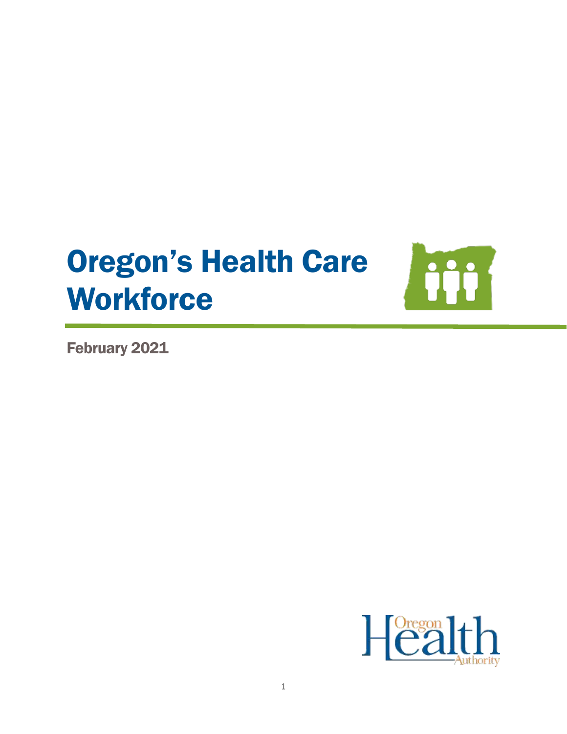# Oregon's Health Care Workforce

February 2021

Oregon Health Authority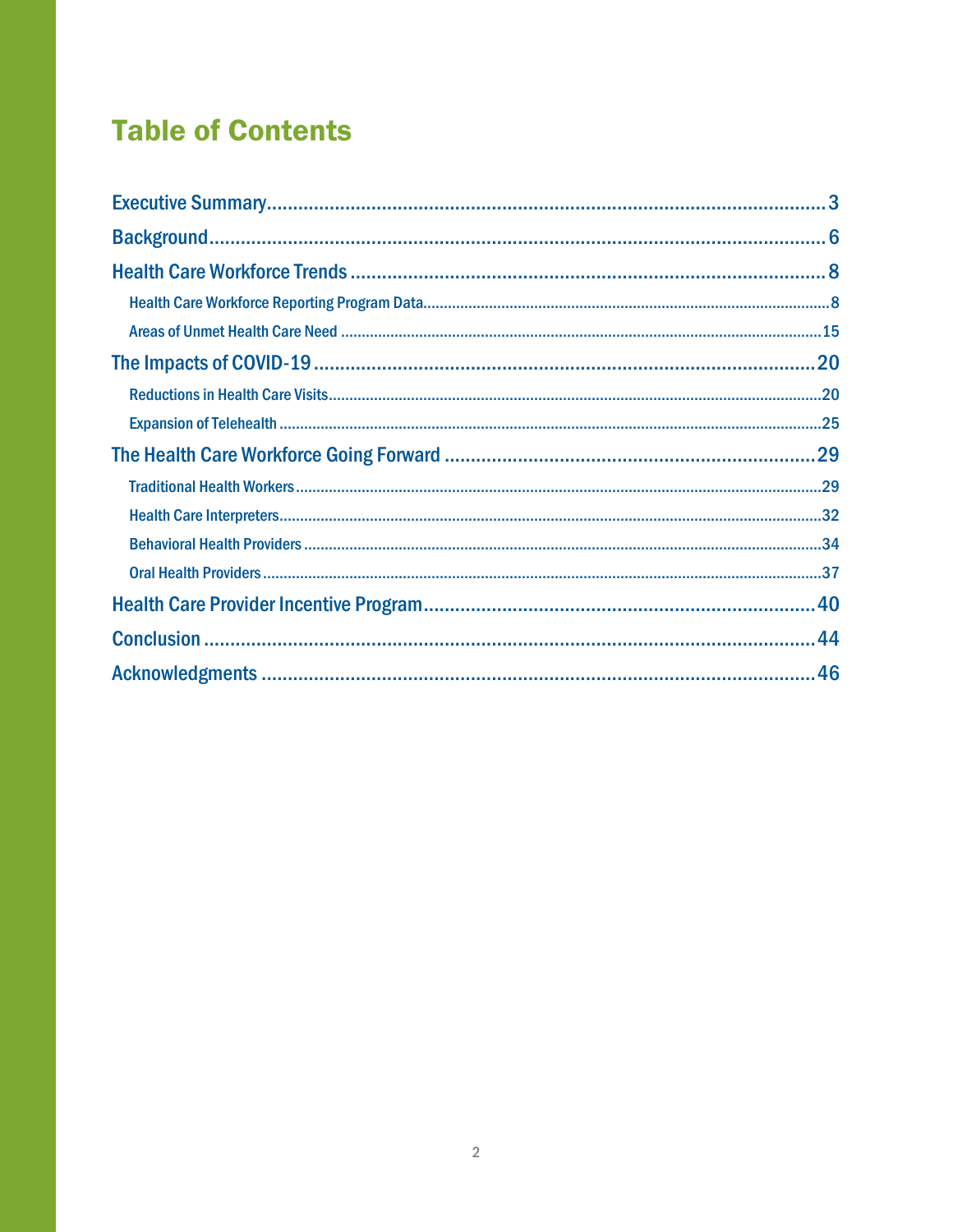# Table of Contents

Executive Summary ..... 3

Background ..... 6

Health Care Workforce Trends ..... 8

- Health Care Workforce Reporting Program Data ..... 8
- Areas of Unmet Health Care Need ..... 15

The Impacts of COVID-19 ..... 20

- Reductions in Health Care Visits ..... 20
- Expansion of Telehealth ..... 25

The Health Care Workforce Going Forward ..... 29

- Traditional Health Workers ..... 29
- Health Care Interpreters ..... 32
- Behavioral Health Providers ..... 34
- Oral Health Providers ..... 37

Health Care Provider Incentive Program ..... 40

Conclusion ..... 44

Acknowledgments ..... 46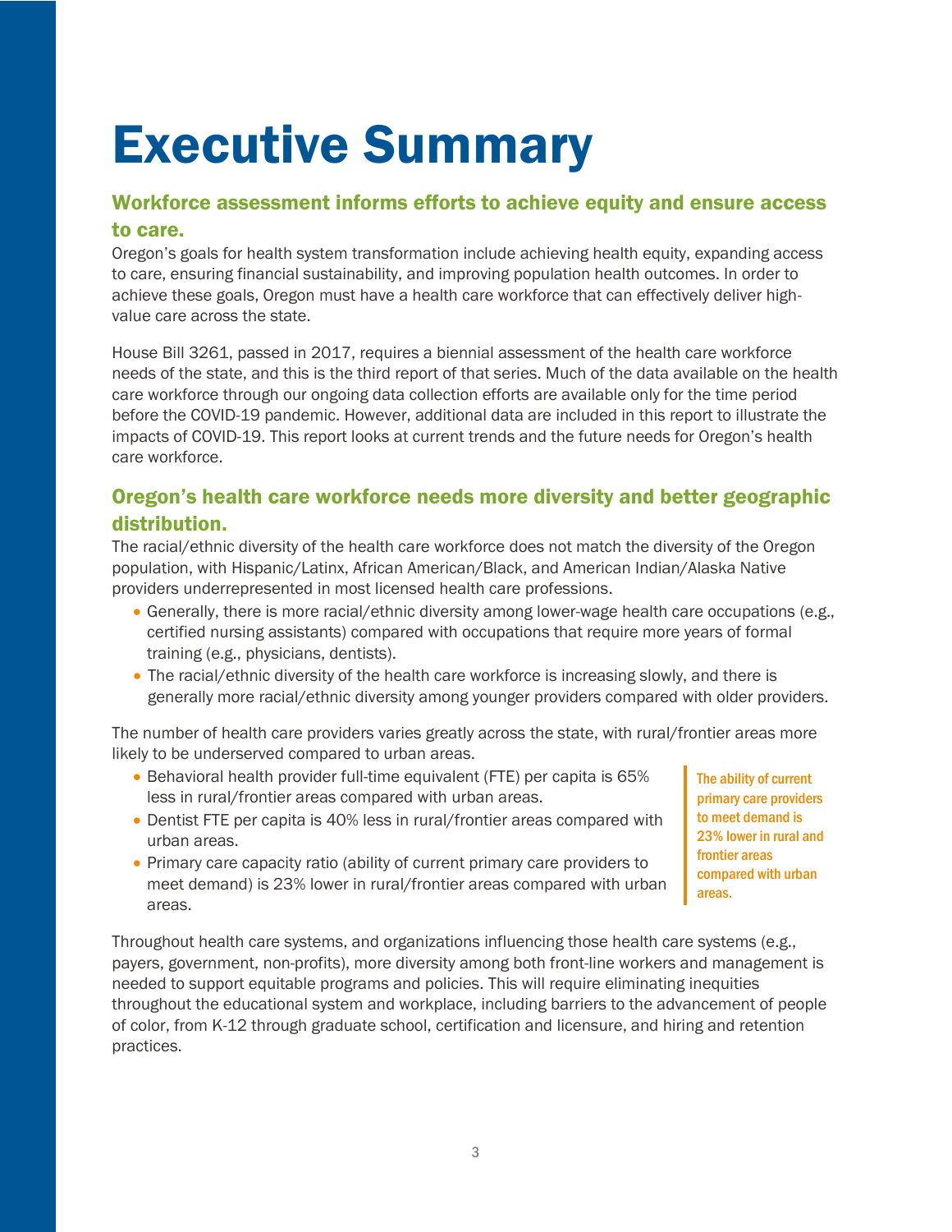# Executive Summary

## Workforce assessment informs efforts to achieve equity and ensure access to care.

Oregon's goals for health system transformation include achieving health equity, expanding access to care, ensuring financial sustainability, and improving population health outcomes. In order to achieve these goals, Oregon must have a health care workforce that can effectively deliver high-value care across the state.

House Bill 3261, passed in 2017, requires a biennial assessment of the health care workforce needs of the state, and this is the third report of that series. Much of the data available on the health care workforce through our ongoing data collection efforts are available only for the time period before the COVID-19 pandemic. However, additional data are included in this report to illustrate the impacts of COVID-19. This report looks at current trends and the future needs for Oregon's health care workforce.

## Oregon's health care workforce needs more diversity and better geographic distribution.

The racial/ethnic diversity of the health care workforce does not match the diversity of the Oregon population, with Hispanic/Latinx, African American/Black, and American Indian/Alaska Native providers underrepresented in most licensed health care professions.

- Generally, there is more racial/ethnic diversity among lower-wage health care occupations (e.g., certified nursing assistants) compared with occupations that require more years of formal training (e.g., physicians, dentists).
- The racial/ethnic diversity of the health care workforce is increasing slowly, and there is generally more racial/ethnic diversity among younger providers compared with older providers.

The number of health care providers varies greatly across the state, with rural/frontier areas more likely to be underserved compared to urban areas.

- Behavioral health provider full-time equivalent (FTE) per capita is 65% less in rural/frontier areas compared with urban areas.
- Dentist FTE per capita is 40% less in rural/frontier areas compared with urban areas.
- Primary care capacity ratio (ability of current primary care providers to meet demand) is 23% lower in rural/frontier areas compared with urban areas.

> The ability of current primary care providers to meet demand is 23% lower in rural and frontier areas compared with urban areas.

Throughout health care systems, and organizations influencing those health care systems (e.g., payers, government, non-profits), more diversity among both front-line workers and management is needed to support equitable programs and policies. This will require eliminating inequities throughout the educational system and workplace, including barriers to the advancement of people of color, from K-12 through graduate school, certification and licensure, and hiring and retention practices.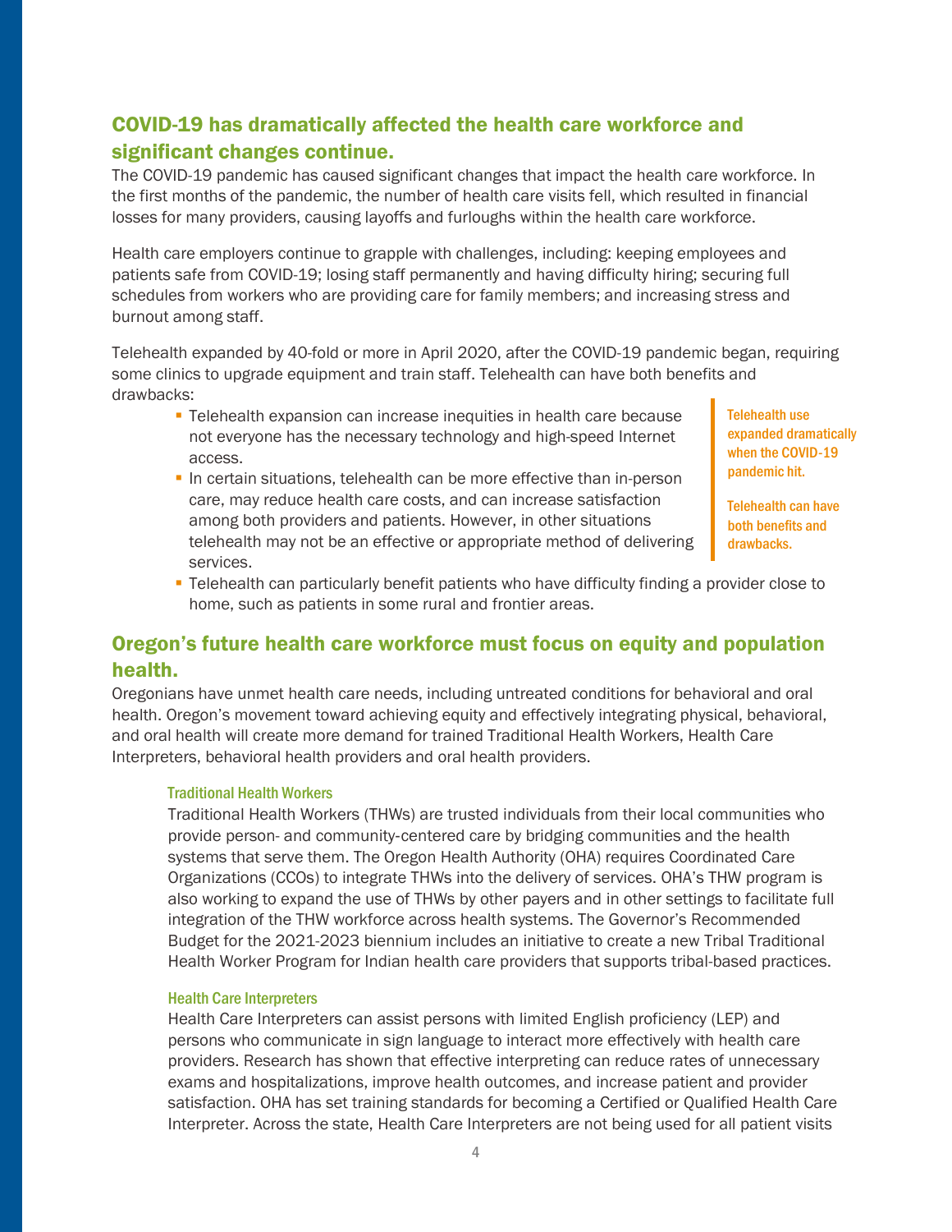## COVID-19 has dramatically affected the health care workforce and significant changes continue.

The COVID-19 pandemic has caused significant changes that impact the health care workforce. In the first months of the pandemic, the number of health care visits fell, which resulted in financial losses for many providers, causing layoffs and furloughs within the health care workforce.

Health care employers continue to grapple with challenges, including: keeping employees and patients safe from COVID-19; losing staff permanently and having difficulty hiring; securing full schedules from workers who are providing care for family members; and increasing stress and burnout among staff.

Telehealth expanded by 40-fold or more in April 2020, after the COVID-19 pandemic began, requiring some clinics to upgrade equipment and train staff. Telehealth can have both benefits and drawbacks:

- Telehealth expansion can increase inequities in health care because not everyone has the necessary technology and high-speed Internet access.
- In certain situations, telehealth can be more effective than in-person care, may reduce health care costs, and can increase satisfaction among both providers and patients. However, in other situations telehealth may not be an effective or appropriate method of delivering services.
- Telehealth can particularly benefit patients who have difficulty finding a provider close to home, such as patients in some rural and frontier areas.

> Telehealth use expanded dramatically when the COVID-19 pandemic hit.
>
> Telehealth can have both benefits and drawbacks.

## Oregon's future health care workforce must focus on equity and population health.

Oregonians have unmet health care needs, including untreated conditions for behavioral and oral health. Oregon's movement toward achieving equity and effectively integrating physical, behavioral, and oral health will create more demand for trained Traditional Health Workers, Health Care Interpreters, behavioral health providers and oral health providers.

### Traditional Health Workers

Traditional Health Workers (THWs) are trusted individuals from their local communities who provide person- and community-centered care by bridging communities and the health systems that serve them. The Oregon Health Authority (OHA) requires Coordinated Care Organizations (CCOs) to integrate THWs into the delivery of services. OHA's THW program is also working to expand the use of THWs by other payers and in other settings to facilitate full integration of the THW workforce across health systems. The Governor's Recommended Budget for the 2021-2023 biennium includes an initiative to create a new Tribal Traditional Health Worker Program for Indian health care providers that supports tribal-based practices.

### Health Care Interpreters

Health Care Interpreters can assist persons with limited English proficiency (LEP) and persons who communicate in sign language to interact more effectively with health care providers. Research has shown that effective interpreting can reduce rates of unnecessary exams and hospitalizations, improve health outcomes, and increase patient and provider satisfaction. OHA has set training standards for becoming a Certified or Qualified Health Care Interpreter. Across the state, Health Care Interpreters are not being used for all patient visits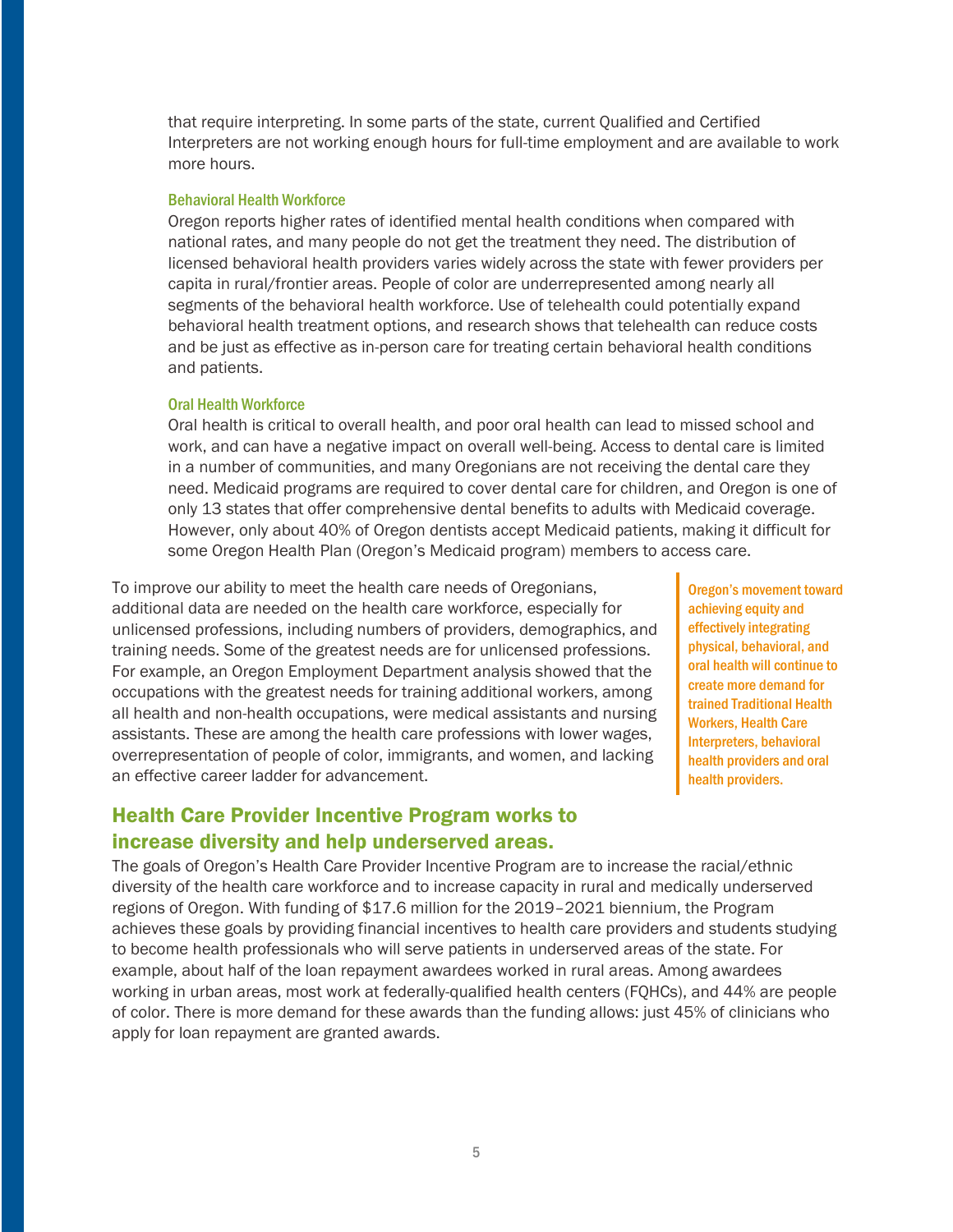that require interpreting. In some parts of the state, current Qualified and Certified Interpreters are not working enough hours for full-time employment and are available to work more hours.

### Behavioral Health Workforce

Oregon reports higher rates of identified mental health conditions when compared with national rates, and many people do not get the treatment they need. The distribution of licensed behavioral health providers varies widely across the state with fewer providers per capita in rural/frontier areas. People of color are underrepresented among nearly all segments of the behavioral health workforce. Use of telehealth could potentially expand behavioral health treatment options, and research shows that telehealth can reduce costs and be just as effective as in-person care for treating certain behavioral health conditions and patients.

### Oral Health Workforce

Oral health is critical to overall health, and poor oral health can lead to missed school and work, and can have a negative impact on overall well-being. Access to dental care is limited in a number of communities, and many Oregonians are not receiving the dental care they need. Medicaid programs are required to cover dental care for children, and Oregon is one of only 13 states that offer comprehensive dental benefits to adults with Medicaid coverage. However, only about 40% of Oregon dentists accept Medicaid patients, making it difficult for some Oregon Health Plan (Oregon's Medicaid program) members to access care.

To improve our ability to meet the health care needs of Oregonians, additional data are needed on the health care workforce, especially for unlicensed professions, including numbers of providers, demographics, and training needs. Some of the greatest needs are for unlicensed professions. For example, an Oregon Employment Department analysis showed that the occupations with the greatest needs for training additional workers, among all health and non-health occupations, were medical assistants and nursing assistants. These are among the health care professions with lower wages, overrepresentation of people of color, immigrants, and women, and lacking an effective career ladder for advancement.

> **Oregon's movement toward achieving equity and effectively integrating physical, behavioral, and oral health will continue to create more demand for trained Traditional Health Workers, Health Care Interpreters, behavioral health providers and oral health providers.**

## Health Care Provider Incentive Program works to increase diversity and help underserved areas.

The goals of Oregon's Health Care Provider Incentive Program are to increase the racial/ethnic diversity of the health care workforce and to increase capacity in rural and medically underserved regions of Oregon. With funding of $17.6 million for the 2019–2021 biennium, the Program achieves these goals by providing financial incentives to health care providers and students studying to become health professionals who will serve patients in underserved areas of the state. For example, about half of the loan repayment awardees worked in rural areas. Among awardees working in urban areas, most work at federally-qualified health centers (FQHCs), and 44% are people of color. There is more demand for these awards than the funding allows: just 45% of clinicians who apply for loan repayment are granted awards.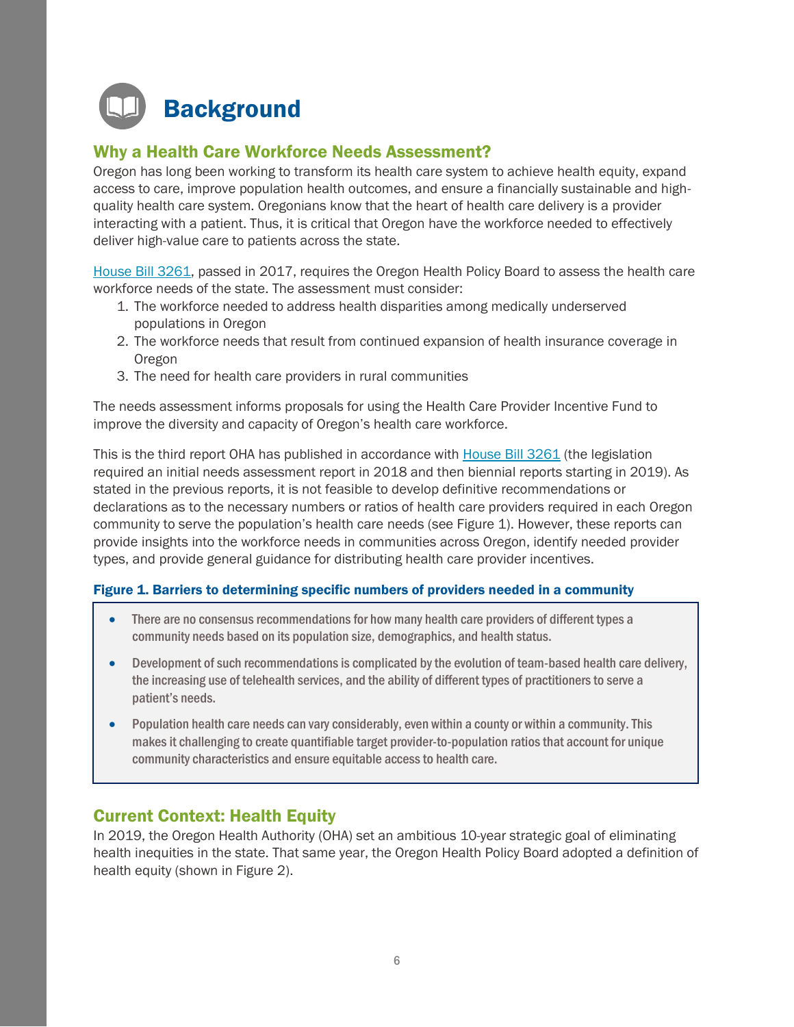# Background

## Why a Health Care Workforce Needs Assessment?

Oregon has long been working to transform its health care system to achieve health equity, expand access to care, improve population health outcomes, and ensure a financially sustainable and high-quality health care system. Oregonians know that the heart of health care delivery is a provider interacting with a patient. Thus, it is critical that Oregon have the workforce needed to effectively deliver high-value care to patients across the state.

House Bill 3261, passed in 2017, requires the Oregon Health Policy Board to assess the health care workforce needs of the state. The assessment must consider:

1. The workforce needed to address health disparities among medically underserved populations in Oregon
2. The workforce needs that result from continued expansion of health insurance coverage in Oregon
3. The need for health care providers in rural communities

The needs assessment informs proposals for using the Health Care Provider Incentive Fund to improve the diversity and capacity of Oregon's health care workforce.

This is the third report OHA has published in accordance with House Bill 3261 (the legislation required an initial needs assessment report in 2018 and then biennial reports starting in 2019). As stated in the previous reports, it is not feasible to develop definitive recommendations or declarations as to the necessary numbers or ratios of health care providers required in each Oregon community to serve the population's health care needs (see Figure 1). However, these reports can provide insights into the workforce needs in communities across Oregon, identify needed provider types, and provide general guidance for distributing health care provider incentives.

**Figure 1. Barriers to determining specific numbers of providers needed in a community**

- There are no consensus recommendations for how many health care providers of different types a community needs based on its population size, demographics, and health status.
- Development of such recommendations is complicated by the evolution of team-based health care delivery, the increasing use of telehealth services, and the ability of different types of practitioners to serve a patient's needs.
- Population health care needs can vary considerably, even within a county or within a community. This makes it challenging to create quantifiable target provider-to-population ratios that account for unique community characteristics and ensure equitable access to health care.

## Current Context: Health Equity

In 2019, the Oregon Health Authority (OHA) set an ambitious 10-year strategic goal of eliminating health inequities in the state. That same year, the Oregon Health Policy Board adopted a definition of health equity (shown in Figure 2).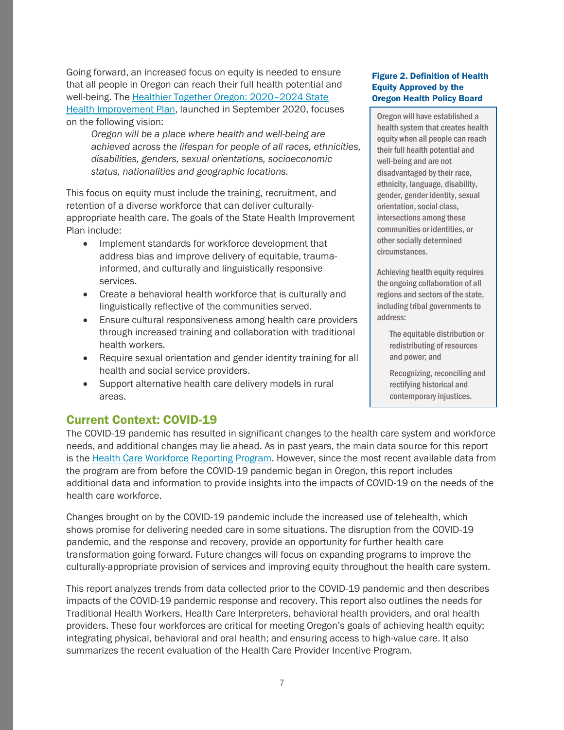Going forward, an increased focus on equity is needed to ensure that all people in Oregon can reach their full health potential and well-being. The [Healthier Together Oregon: 2020–2024 State Health Improvement Plan](), launched in September 2020, focuses on the following vision:

> *Oregon will be a place where health and well-being are achieved across the lifespan for people of all races, ethnicities, disabilities, genders, sexual orientations, socioeconomic status, nationalities and geographic locations.*

This focus on equity must include the training, recruitment, and retention of a diverse workforce that can deliver culturally-appropriate health care. The goals of the State Health Improvement Plan include:

- Implement standards for workforce development that address bias and improve delivery of equitable, trauma-informed, and culturally and linguistically responsive services.
- Create a behavioral health workforce that is culturally and linguistically reflective of the communities served.
- Ensure cultural responsiveness among health care providers through increased training and collaboration with traditional health workers.
- Require sexual orientation and gender identity training for all health and social service providers.
- Support alternative health care delivery models in rural areas.

**Figure 2. Definition of Health Equity Approved by the Oregon Health Policy Board**

> Oregon will have established a health system that creates health equity when all people can reach their full health potential and well-being and are not disadvantaged by their race, ethnicity, language, disability, gender, gender identity, sexual orientation, social class, intersections among these communities or identities, or other socially determined circumstances.
>
> Achieving health equity requires the ongoing collaboration of all regions and sectors of the state, including tribal governments to address:
>
> The equitable distribution or redistributing of resources and power; and
>
> Recognizing, reconciling and rectifying historical and contemporary injustices.

## Current Context: COVID-19

The COVID-19 pandemic has resulted in significant changes to the health care system and workforce needs, and additional changes may lie ahead. As in past years, the main data source for this report is the [Health Care Workforce Reporting Program](). However, since the most recent available data from the program are from before the COVID-19 pandemic began in Oregon, this report includes additional data and information to provide insights into the impacts of COVID-19 on the needs of the health care workforce.

Changes brought on by the COVID-19 pandemic include the increased use of telehealth, which shows promise for delivering needed care in some situations. The disruption from the COVID-19 pandemic, and the response and recovery, provide an opportunity for further health care transformation going forward. Future changes will focus on expanding programs to improve the culturally-appropriate provision of services and improving equity throughout the health care system.

This report analyzes trends from data collected prior to the COVID-19 pandemic and then describes impacts of the COVID-19 pandemic response and recovery. This report also outlines the needs for Traditional Health Workers, Health Care Interpreters, behavioral health providers, and oral health providers. These four workforces are critical for meeting Oregon's goals of achieving health equity; integrating physical, behavioral and oral health; and ensuring access to high-value care. It also summarizes the recent evaluation of the Health Care Provider Incentive Program.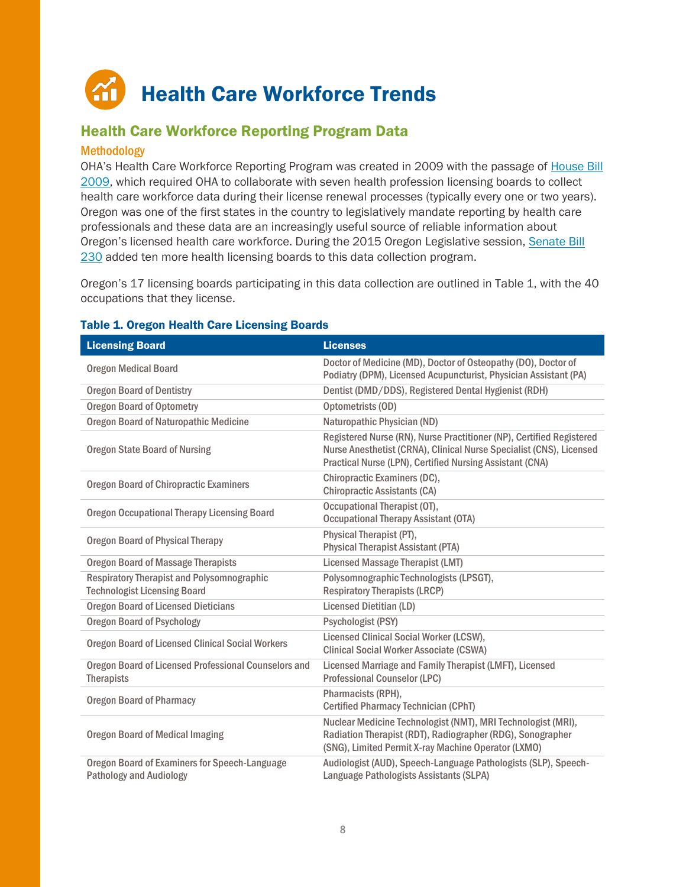# Health Care Workforce Trends

## Health Care Workforce Reporting Program Data

### Methodology

OHA's Health Care Workforce Reporting Program was created in 2009 with the passage of House Bill 2009, which required OHA to collaborate with seven health profession licensing boards to collect health care workforce data during their license renewal processes (typically every one or two years). Oregon was one of the first states in the country to legislatively mandate reporting by health care professionals and these data are an increasingly useful source of reliable information about Oregon's licensed health care workforce. During the 2015 Oregon Legislative session, Senate Bill 230 added ten more health licensing boards to this data collection program.

Oregon's 17 licensing boards participating in this data collection are outlined in Table 1, with the 40 occupations that they license.

**Table 1. Oregon Health Care Licensing Boards**

| Licensing Board | Licenses |
|---|---|
| Oregon Medical Board | Doctor of Medicine (MD), Doctor of Osteopathy (DO), Doctor of Podiatry (DPM), Licensed Acupuncturist, Physician Assistant (PA) |
| Oregon Board of Dentistry | Dentist (DMD/DDS), Registered Dental Hygienist (RDH) |
| Oregon Board of Optometry | Optometrists (OD) |
| Oregon Board of Naturopathic Medicine | Naturopathic Physician (ND) |
| Oregon State Board of Nursing | Registered Nurse (RN), Nurse Practitioner (NP), Certified Registered Nurse Anesthetist (CRNA), Clinical Nurse Specialist (CNS), Licensed Practical Nurse (LPN), Certified Nursing Assistant (CNA) |
| Oregon Board of Chiropractic Examiners | Chiropractic Examiners (DC), Chiropractic Assistants (CA) |
| Oregon Occupational Therapy Licensing Board | Occupational Therapist (OT), Occupational Therapy Assistant (OTA) |
| Oregon Board of Physical Therapy | Physical Therapist (PT), Physical Therapist Assistant (PTA) |
| Oregon Board of Massage Therapists | Licensed Massage Therapist (LMT) |
| Respiratory Therapist and Polysomnographic Technologist Licensing Board | Polysomnographic Technologists (LPSGT), Respiratory Therapists (LRCP) |
| Oregon Board of Licensed Dieticians | Licensed Dietitian (LD) |
| Oregon Board of Psychology | Psychologist (PSY) |
| Oregon Board of Licensed Clinical Social Workers | Licensed Clinical Social Worker (LCSW), Clinical Social Worker Associate (CSWA) |
| Oregon Board of Licensed Professional Counselors and Therapists | Licensed Marriage and Family Therapist (LMFT), Licensed Professional Counselor (LPC) |
| Oregon Board of Pharmacy | Pharmacists (RPH), Certified Pharmacy Technician (CPhT) |
| Oregon Board of Medical Imaging | Nuclear Medicine Technologist (NMT), MRI Technologist (MRI), Radiation Therapist (RDT), Radiographer (RDG), Sonographer (SNG), Limited Permit X-ray Machine Operator (LXMO) |
| Oregon Board of Examiners for Speech-Language Pathology and Audiology | Audiologist (AUD), Speech-Language Pathologists (SLP), Speech-Language Pathologists Assistants (SLPA) |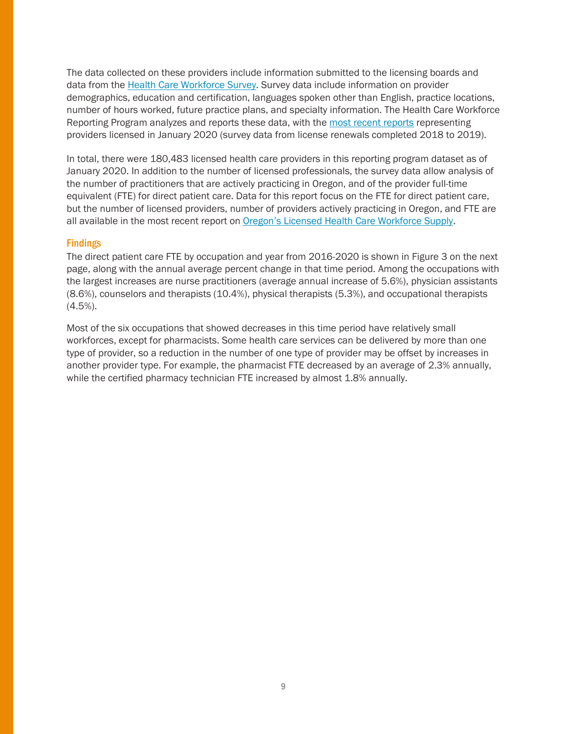The data collected on these providers include information submitted to the licensing boards and data from the [Health Care Workforce Survey](). Survey data include information on provider demographics, education and certification, languages spoken other than English, practice locations, number of hours worked, future practice plans, and specialty information. The Health Care Workforce Reporting Program analyzes and reports these data, with the [most recent reports]() representing providers licensed in January 2020 (survey data from license renewals completed 2018 to 2019).

In total, there were 180,483 licensed health care providers in this reporting program dataset as of January 2020. In addition to the number of licensed professionals, the survey data allow analysis of the number of practitioners that are actively practicing in Oregon, and of the provider full-time equivalent (FTE) for direct patient care. Data for this report focus on the FTE for direct patient care, but the number of licensed providers, number of providers actively practicing in Oregon, and FTE are all available in the most recent report on [Oregon's Licensed Health Care Workforce Supply]().

### Findings

The direct patient care FTE by occupation and year from 2016-2020 is shown in Figure 3 on the next page, along with the annual average percent change in that time period. Among the occupations with the largest increases are nurse practitioners (average annual increase of 5.6%), physician assistants (8.6%), counselors and therapists (10.4%), physical therapists (5.3%), and occupational therapists (4.5%).

Most of the six occupations that showed decreases in this time period have relatively small workforces, except for pharmacists. Some health care services can be delivered by more than one type of provider, so a reduction in the number of one type of provider may be offset by increases in another provider type. For example, the pharmacist FTE decreased by an average of 2.3% annually, while the certified pharmacy technician FTE increased by almost 1.8% annually.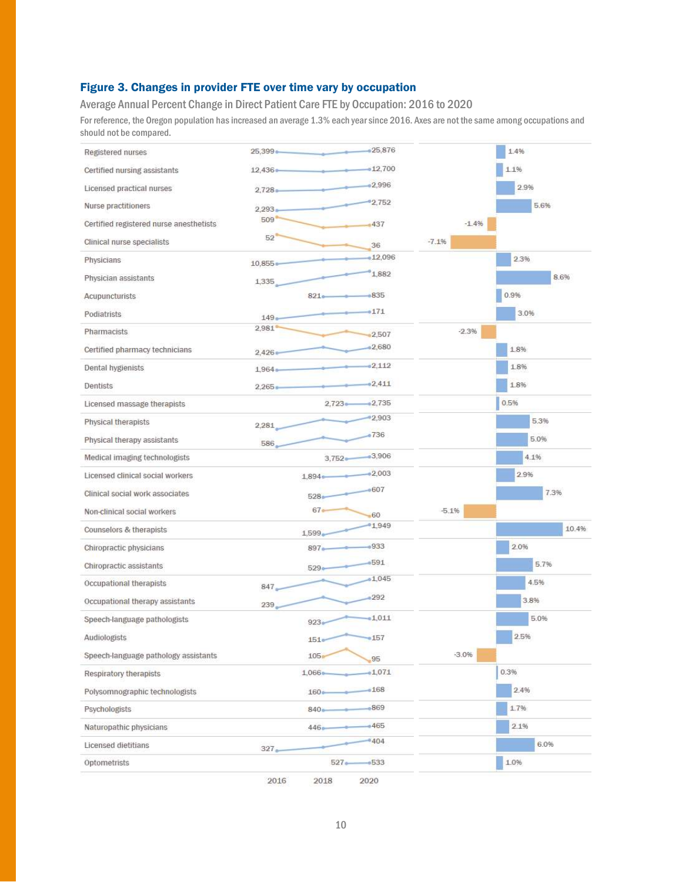### Figure 3. Changes in provider FTE over time vary by occupation

Average Annual Percent Change in Direct Patient Care FTE by Occupation: 2016 to 2020

For reference, the Oregon population has increased an average 1.3% each year since 2016. Axes are not the same among occupations and should not be compared.

| Occupation | Starting FTE | 2020 FTE | Average annual % change |
|---|---|---|---|
| Registered nurses | 25,399 | 25,876 | 1.4% |
| Certified nursing assistants | 12,436 | 12,700 | 1.1% |
| Licensed practical nurses | 2,728 | 2,996 | 2.9% |
| Nurse practitioners | 2,293 | 2,752 | 5.6% |
| Certified registered nurse anesthetists | 509 | 437 | -1.4% |
| Clinical nurse specialists | 52 | 36 | -7.1% |
| Physicians | 10,855 | 12,096 | 2.3% |
| Physician assistants | 1,335 | 1,882 | 8.6% |
| Acupuncturists | 821 | 835 | 0.9% |
| Podiatrists | 149 | 171 | 3.0% |
| Pharmacists | 2,981 | 2,507 | -2.3% |
| Certified pharmacy technicians | 2,426 | 2,680 | 1.8% |
| Dental hygienists | 1,964 | 2,112 | 1.8% |
| Dentists | 2,265 | 2,411 | 1.8% |
| Licensed massage therapists | 2,723 | 2,735 | 0.5% |
| Physical therapists | 2,281 | 2,903 | 5.3% |
| Physical therapy assistants | 586 | 736 | 5.0% |
| Medical imaging technologists | 3,752 | 3,906 | 4.1% |
| Licensed clinical social workers | 1,894 | 2,003 | 2.9% |
| Clinical social work associates | 528 | 607 | 7.3% |
| Non-clinical social workers | 67 | 60 | -5.1% |
| Counselors & therapists | 1,599 | 1,949 | 10.4% |
| Chiropractic physicians | 897 | 933 | 2.0% |
| Chiropractic assistants | 529 | 591 | 5.7% |
| Occupational therapists | 847 | 1,045 | 4.5% |
| Occupational therapy assistants | 239 | 292 | 3.8% |
| Speech-language pathologists | 923 | 1,011 | 5.0% |
| Audiologists | 151 | 157 | 2.5% |
| Speech-language pathology assistants | 105 | 95 | -3.0% |
| Respiratory therapists | 1,066 | 1,071 | 0.3% |
| Polysomnographic technologists | 160 | 168 | 2.4% |
| Psychologists | 840 | 869 | 1.7% |
| Naturopathic physicians | 446 | 465 | 2.1% |
| Licensed dietitians | 327 | 404 | 6.0% |
| Optometrists | 527 | 533 | 1.0% |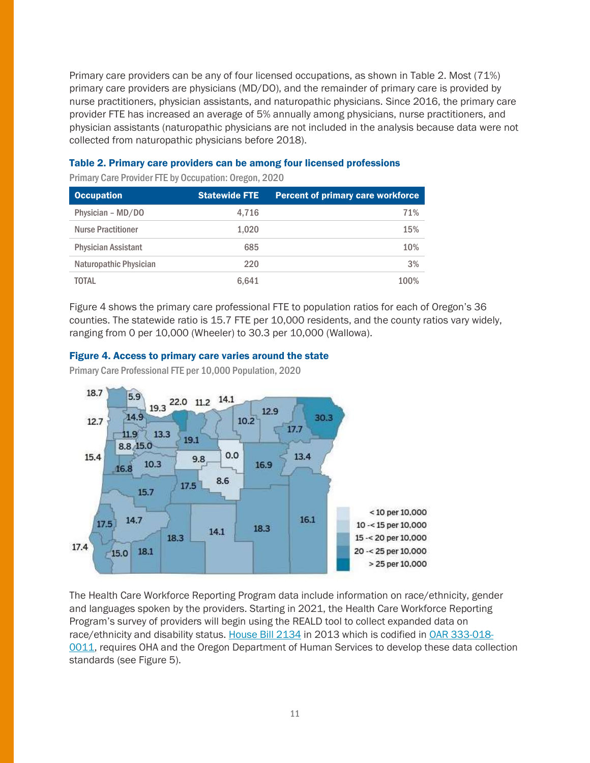Primary care providers can be any of four licensed occupations, as shown in Table 2. Most (71%) primary care providers are physicians (MD/DO), and the remainder of primary care is provided by nurse practitioners, physician assistants, and naturopathic physicians. Since 2016, the primary care provider FTE has increased an average of 5% annually among physicians, nurse practitioners, and physician assistants (naturopathic physicians are not included in the analysis because data were not collected from naturopathic physicians before 2018).

### Table 2. Primary care providers can be among four licensed professions

Primary Care Provider FTE by Occupation: Oregon, 2020

| Occupation | Statewide FTE | Percent of primary care workforce |
|---|---|---|
| Physician – MD/DO | 4,716 | 71% |
| Nurse Practitioner | 1,020 | 15% |
| Physician Assistant | 685 | 10% |
| Naturopathic Physician | 220 | 3% |
| TOTAL | 6,641 | 100% |

Figure 4 shows the primary care professional FTE to population ratios for each of Oregon's 36 counties. The statewide ratio is 15.7 FTE per 10,000 residents, and the county ratios vary widely, ranging from 0 per 10,000 (Wheeler) to 30.3 per 10,000 (Wallowa).

### Figure 4. Access to primary care varies around the state

Primary Care Professional FTE per 10,000 Population, 2020

The Health Care Workforce Reporting Program data include information on race/ethnicity, gender and languages spoken by the providers. Starting in 2021, the Health Care Workforce Reporting Program's survey of providers will begin using the REALD tool to collect expanded data on race/ethnicity and disability status. House Bill 2134 in 2013 which is codified in OAR 333-018-0011, requires OHA and the Oregon Department of Human Services to develop these data collection standards (see Figure 5).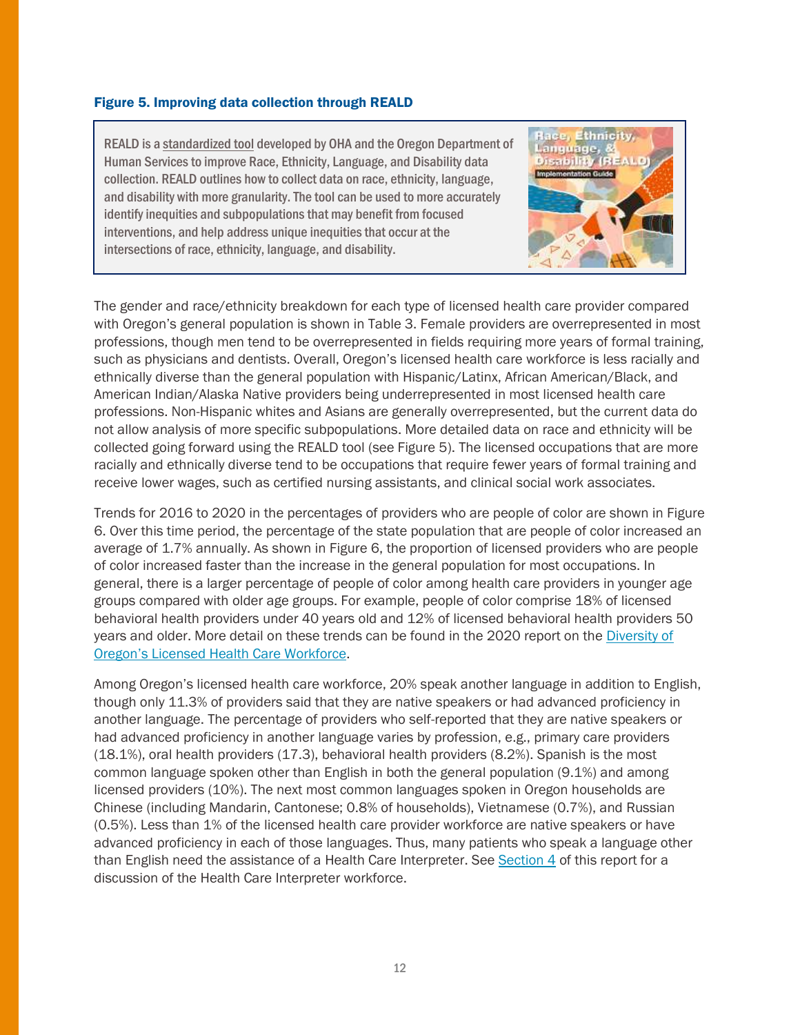**Figure 5. Improving data collection through REALD**

> REALD is a standardized tool developed by OHA and the Oregon Department of Human Services to improve Race, Ethnicity, Language, and Disability data collection. REALD outlines how to collect data on race, ethnicity, language, and disability with more granularity. The tool can be used to more accurately identify inequities and subpopulations that may benefit from focused interventions, and help address unique inequities that occur at the intersections of race, ethnicity, language, and disability.

The gender and race/ethnicity breakdown for each type of licensed health care provider compared with Oregon's general population is shown in Table 3. Female providers are overrepresented in most professions, though men tend to be overrepresented in fields requiring more years of formal training, such as physicians and dentists. Overall, Oregon's licensed health care workforce is less racially and ethnically diverse than the general population with Hispanic/Latinx, African American/Black, and American Indian/Alaska Native providers being underrepresented in most licensed health care professions. Non-Hispanic whites and Asians are generally overrepresented, but the current data do not allow analysis of more specific subpopulations. More detailed data on race and ethnicity will be collected going forward using the REALD tool (see Figure 5). The licensed occupations that are more racially and ethnically diverse tend to be occupations that require fewer years of formal training and receive lower wages, such as certified nursing assistants, and clinical social work associates.

Trends for 2016 to 2020 in the percentages of providers who are people of color are shown in Figure 6. Over this time period, the percentage of the state population that are people of color increased an average of 1.7% annually. As shown in Figure 6, the proportion of licensed providers who are people of color increased faster than the increase in the general population for most occupations. In general, there is a larger percentage of people of color among health care providers in younger age groups compared with older age groups. For example, people of color comprise 18% of licensed behavioral health providers under 40 years old and 12% of licensed behavioral health providers 50 years and older. More detail on these trends can be found in the 2020 report on the Diversity of Oregon's Licensed Health Care Workforce.

Among Oregon's licensed health care workforce, 20% speak another language in addition to English, though only 11.3% of providers said that they are native speakers or had advanced proficiency in another language. The percentage of providers who self-reported that they are native speakers or had advanced proficiency in another language varies by profession, e.g., primary care providers (18.1%), oral health providers (17.3), behavioral health providers (8.2%). Spanish is the most common language spoken other than English in both the general population (9.1%) and among licensed providers (10%). The next most common languages spoken in Oregon households are Chinese (including Mandarin, Cantonese; 0.8% of households), Vietnamese (0.7%), and Russian (0.5%). Less than 1% of the licensed health care provider workforce are native speakers or have advanced proficiency in each of those languages. Thus, many patients who speak a language other than English need the assistance of a Health Care Interpreter. See Section 4 of this report for a discussion of the Health Care Interpreter workforce.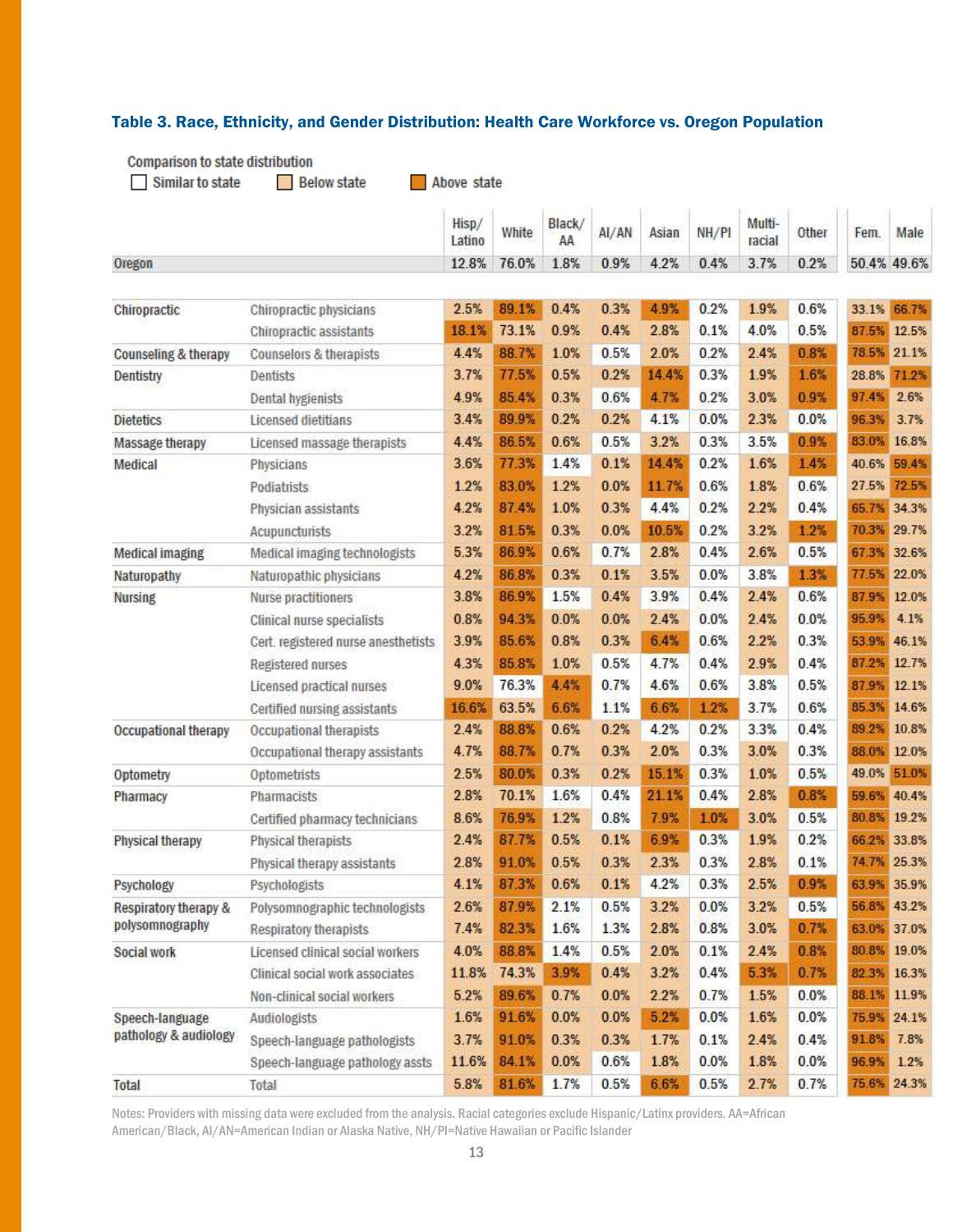### Table 3. Race, Ethnicity, and Gender Distribution: Health Care Workforce vs. Oregon Population

Comparison to state distribution
☐ Similar to state ☐ Below state ■ Above state

| | | Hisp/ Latino | White | Black/ AA | AI/AN | Asian | NH/PI | Multi-racial | Other | Fem. | Male |
|---|---|---|---|---|---|---|---|---|---|---|---|
| Oregon | | 12.8% | 76.0% | 1.8% | 0.9% | 4.2% | 0.4% | 3.7% | 0.2% | 50.4% | 49.6% |
| Chiropractic | Chiropractic physicians | 2.5% | 89.1% | 0.4% | 0.3% | 4.9% | 0.2% | 1.9% | 0.6% | 33.1% | 66.7% |
| | Chiropractic assistants | 18.1% | 73.1% | 0.9% | 0.4% | 2.8% | 0.1% | 4.0% | 0.5% | 87.5% | 12.5% |
| Counseling & therapy | Counselors & therapists | 4.4% | 88.7% | 1.0% | 0.5% | 2.0% | 0.2% | 2.4% | 0.8% | 78.5% | 21.1% |
| Dentistry | Dentists | 3.7% | 77.5% | 0.5% | 0.2% | 14.4% | 0.3% | 1.9% | 1.6% | 28.8% | 71.2% |
| | Dental hygienists | 4.9% | 85.4% | 0.3% | 0.6% | 4.7% | 0.2% | 3.0% | 0.9% | 97.4% | 2.6% |
| Dietetics | Licensed dietitians | 3.4% | 89.9% | 0.2% | 0.2% | 4.1% | 0.0% | 2.3% | 0.0% | 96.3% | 3.7% |
| Massage therapy | Licensed massage therapists | 4.4% | 86.5% | 0.6% | 0.5% | 3.2% | 0.3% | 3.5% | 0.9% | 83.0% | 16.8% |
| Medical | Physicians | 3.6% | 77.3% | 1.4% | 0.1% | 14.4% | 0.2% | 1.6% | 1.4% | 40.6% | 59.4% |
| | Podiatrists | 1.2% | 83.0% | 1.2% | 0.0% | 11.7% | 0.6% | 1.8% | 0.6% | 27.5% | 72.5% |
| | Physician assistants | 4.2% | 87.4% | 1.0% | 0.3% | 4.4% | 0.2% | 2.2% | 0.4% | 65.7% | 34.3% |
| | Acupuncturists | 3.2% | 81.5% | 0.3% | 0.0% | 10.5% | 0.2% | 3.2% | 1.2% | 70.3% | 29.7% |
| Medical imaging | Medical imaging technologists | 5.3% | 86.9% | 0.6% | 0.7% | 2.8% | 0.4% | 2.6% | 0.5% | 67.3% | 32.6% |
| Naturopathy | Naturopathic physicians | 4.2% | 86.8% | 0.3% | 0.1% | 3.5% | 0.0% | 3.8% | 1.3% | 77.5% | 22.0% |
| Nursing | Nurse practitioners | 3.8% | 86.9% | 1.5% | 0.4% | 3.9% | 0.4% | 2.4% | 0.6% | 87.9% | 12.0% |
| | Clinical nurse specialists | 0.8% | 94.3% | 0.0% | 0.0% | 2.4% | 0.0% | 2.4% | 0.0% | 95.9% | 4.1% |
| | Cert. registered nurse anesthetists | 3.9% | 85.6% | 0.8% | 0.3% | 6.4% | 0.6% | 2.2% | 0.3% | 53.9% | 46.1% |
| | Registered nurses | 4.3% | 85.8% | 1.0% | 0.5% | 4.7% | 0.4% | 2.9% | 0.4% | 87.2% | 12.7% |
| | Licensed practical nurses | 9.0% | 76.3% | 4.4% | 0.7% | 4.6% | 0.6% | 3.8% | 0.5% | 87.9% | 12.1% |
| | Certified nursing assistants | 16.6% | 63.5% | 6.6% | 1.1% | 6.6% | 1.2% | 3.7% | 0.6% | 85.3% | 14.6% |
| Occupational therapy | Occupational therapists | 2.4% | 88.8% | 0.6% | 0.2% | 4.2% | 0.2% | 3.3% | 0.4% | 89.2% | 10.8% |
| | Occupational therapy assistants | 4.7% | 88.7% | 0.7% | 0.3% | 2.0% | 0.3% | 3.0% | 0.3% | 88.0% | 12.0% |
| Optometry | Optometrists | 2.5% | 80.0% | 0.3% | 0.2% | 15.1% | 0.3% | 1.0% | 0.5% | 49.0% | 51.0% |
| Pharmacy | Pharmacists | 2.8% | 70.1% | 1.6% | 0.4% | 21.1% | 0.4% | 2.8% | 0.8% | 59.6% | 40.4% |
| | Certified pharmacy technicians | 8.6% | 76.9% | 1.2% | 0.8% | 7.9% | 1.0% | 3.0% | 0.5% | 80.8% | 19.2% |
| Physical therapy | Physical therapists | 2.4% | 87.7% | 0.5% | 0.1% | 6.9% | 0.3% | 1.9% | 0.2% | 66.2% | 33.8% |
| | Physical therapy assistants | 2.8% | 91.0% | 0.5% | 0.3% | 2.3% | 0.3% | 2.8% | 0.1% | 74.7% | 25.3% |
| Psychology | Psychologists | 4.1% | 87.3% | 0.6% | 0.1% | 4.2% | 0.3% | 2.5% | 0.9% | 63.9% | 35.9% |
| Respiratory therapy & polysomnography | Polysomnographic technologists | 2.6% | 87.9% | 2.1% | 0.5% | 3.2% | 0.0% | 3.2% | 0.5% | 56.8% | 43.2% |
| | Respiratory therapists | 7.4% | 82.3% | 1.6% | 1.3% | 2.8% | 0.8% | 3.0% | 0.7% | 63.0% | 37.0% |
| Social work | Licensed clinical social workers | 4.0% | 88.8% | 1.4% | 0.5% | 2.0% | 0.1% | 2.4% | 0.8% | 80.8% | 19.0% |
| | Clinical social work associates | 11.8% | 74.3% | 3.9% | 0.4% | 3.2% | 0.4% | 5.3% | 0.7% | 82.3% | 16.3% |
| | Non-clinical social workers | 5.2% | 89.6% | 0.7% | 0.0% | 2.2% | 0.7% | 1.5% | 0.0% | 88.1% | 11.9% |
| Speech-language pathology & audiology | Audiologists | 1.6% | 91.6% | 0.0% | 0.0% | 5.2% | 0.0% | 1.6% | 0.0% | 75.9% | 24.1% |
| | Speech-language pathologists | 3.7% | 91.0% | 0.3% | 0.3% | 1.7% | 0.1% | 2.4% | 0.4% | 91.8% | 7.8% |
| | Speech-language pathology assts | 11.6% | 84.1% | 0.0% | 0.6% | 1.8% | 0.0% | 1.8% | 0.0% | 96.9% | 1.2% |
| Total | Total | 5.8% | 81.6% | 1.7% | 0.5% | 6.6% | 0.5% | 2.7% | 0.7% | 75.6% | 24.3% |

Notes: Providers with missing data were excluded from the analysis. Racial categories exclude Hispanic/Latinx providers. AA=African American/Black, AI/AN=American Indian or Alaska Native, NH/PI=Native Hawaiian or Pacific Islander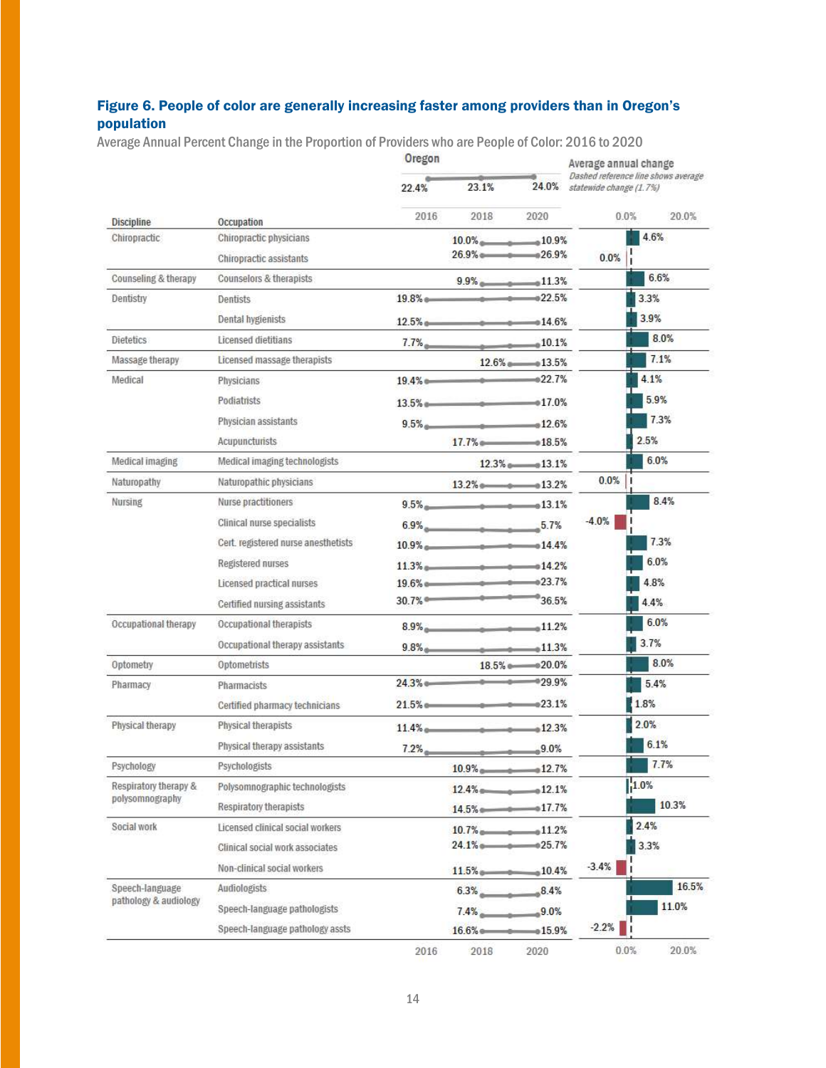### Figure 6. People of color are generally increasing faster among providers than in Oregon's population

Average Annual Percent Change in the Proportion of Providers who are People of Color: 2016 to 2020

Oregon: 22.4% (2016), 23.1% (2018), 24.0% (2020)

Average annual change — *Dashed reference line shows average statewide change (1.7%)*

| Discipline | Occupation | Start | 2020 | Average annual change |
|---|---|---|---|---|
| Chiropractic | Chiropractic physicians | 10.0% | 10.9% | 4.6% |
| | Chiropractic assistants | 26.9% | 26.9% | 0.0% |
| Counseling & therapy | Counselors & therapists | 9.9% | 11.3% | 6.6% |
| Dentistry | Dentists | 19.8% | 22.5% | 3.3% |
| | Dental hygienists | 12.5% | 14.6% | 3.9% |
| Dietetics | Licensed dietitians | 7.7% | 10.1% | 8.0% |
| Massage therapy | Licensed massage therapists | 12.6% | 13.5% | 7.1% |
| Medical | Physicians | 19.4% | 22.7% | 4.1% |
| | Podiatrists | 13.5% | 17.0% | 5.9% |
| | Physician assistants | 9.5% | 12.6% | 7.3% |
| | Acupuncturists | 17.7% | 18.5% | 2.5% |
| Medical imaging | Medical imaging technologists | 12.3% | 13.1% | 6.0% |
| Naturopathy | Naturopathic physicians | 13.2% | 13.2% | 0.0% |
| Nursing | Nurse practitioners | 9.5% | 13.1% | 8.4% |
| | Clinical nurse specialists | 6.9% | 5.7% | -4.0% |
| | Cert. registered nurse anesthetists | 10.9% | 14.4% | 7.3% |
| | Registered nurses | 11.3% | 14.2% | 6.0% |
| | Licensed practical nurses | 19.6% | 23.7% | 4.8% |
| | Certified nursing assistants | 30.7% | 36.5% | 4.4% |
| Occupational therapy | Occupational therapists | 8.9% | 11.2% | 6.0% |
| | Occupational therapy assistants | 9.8% | 11.3% | 3.7% |
| Optometry | Optometrists | 18.5% | 20.0% | 8.0% |
| Pharmacy | Pharmacists | 24.3% | 29.9% | 5.4% |
| | Certified pharmacy technicians | 21.5% | 23.1% | 1.8% |
| Physical therapy | Physical therapists | 11.4% | 12.3% | 2.0% |
| | Physical therapy assistants | 7.2% | 9.0% | 6.1% |
| Psychology | Psychologists | 10.9% | 12.7% | 7.7% |
| Respiratory therapy & polysomnography | Polysomnographic technologists | 12.4% | 12.1% | 1.0% |
| | Respiratory therapists | 14.5% | 17.7% | 10.3% |
| Social work | Licensed clinical social workers | 10.7% | 11.2% | 2.4% |
| | Clinical social work associates | 24.1% | 25.7% | 3.3% |
| | Non-clinical social workers | 11.5% | 10.4% | -3.4% |
| Speech-language pathology & audiology | Audiologists | 6.3% | 8.4% | 16.5% |
| | Speech-language pathologists | 7.4% | 9.0% | 11.0% |
| | Speech-language pathology assts | 16.6% | 15.9% | -2.2% |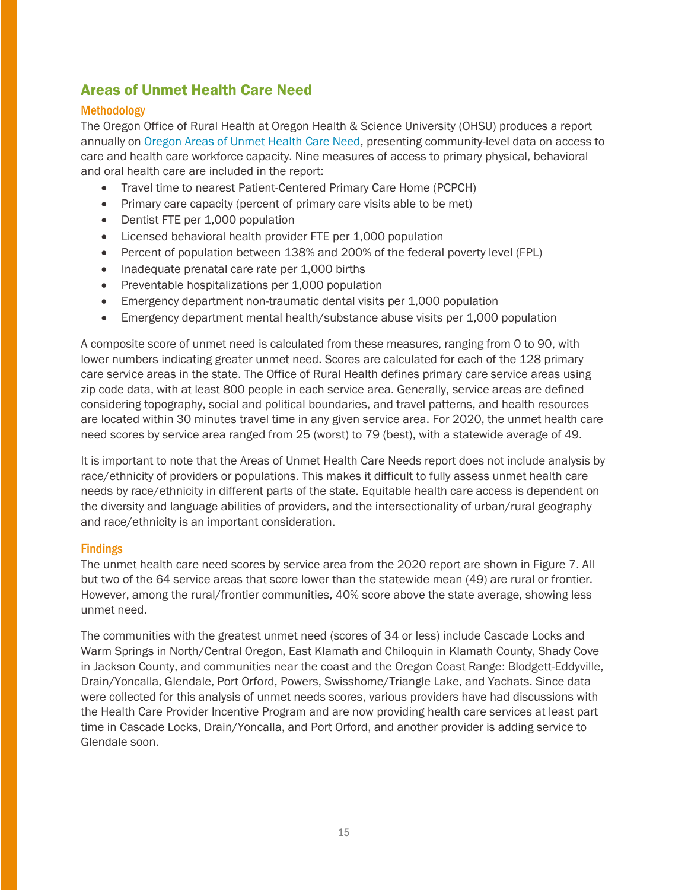## Areas of Unmet Health Care Need

### Methodology

The Oregon Office of Rural Health at Oregon Health & Science University (OHSU) produces a report annually on [Oregon Areas of Unmet Health Care Need](), presenting community-level data on access to care and health care workforce capacity. Nine measures of access to primary physical, behavioral and oral health care are included in the report:

- Travel time to nearest Patient-Centered Primary Care Home (PCPCH)
- Primary care capacity (percent of primary care visits able to be met)
- Dentist FTE per 1,000 population
- Licensed behavioral health provider FTE per 1,000 population
- Percent of population between 138% and 200% of the federal poverty level (FPL)
- Inadequate prenatal care rate per 1,000 births
- Preventable hospitalizations per 1,000 population
- Emergency department non-traumatic dental visits per 1,000 population
- Emergency department mental health/substance abuse visits per 1,000 population

A composite score of unmet need is calculated from these measures, ranging from 0 to 90, with lower numbers indicating greater unmet need. Scores are calculated for each of the 128 primary care service areas in the state. The Office of Rural Health defines primary care service areas using zip code data, with at least 800 people in each service area. Generally, service areas are defined considering topography, social and political boundaries, and travel patterns, and health resources are located within 30 minutes travel time in any given service area. For 2020, the unmet health care need scores by service area ranged from 25 (worst) to 79 (best), with a statewide average of 49.

It is important to note that the Areas of Unmet Health Care Needs report does not include analysis by race/ethnicity of providers or populations. This makes it difficult to fully assess unmet health care needs by race/ethnicity in different parts of the state. Equitable health care access is dependent on the diversity and language abilities of providers, and the intersectionality of urban/rural geography and race/ethnicity is an important consideration.

### Findings

The unmet health care need scores by service area from the 2020 report are shown in Figure 7. All but two of the 64 service areas that score lower than the statewide mean (49) are rural or frontier. However, among the rural/frontier communities, 40% score above the state average, showing less unmet need.

The communities with the greatest unmet need (scores of 34 or less) include Cascade Locks and Warm Springs in North/Central Oregon, East Klamath and Chiloquin in Klamath County, Shady Cove in Jackson County, and communities near the coast and the Oregon Coast Range: Blodgett-Eddyville, Drain/Yoncalla, Glendale, Port Orford, Powers, Swisshome/Triangle Lake, and Yachats. Since data were collected for this analysis of unmet needs scores, various providers have had discussions with the Health Care Provider Incentive Program and are now providing health care services at least part time in Cascade Locks, Drain/Yoncalla, and Port Orford, and another provider is adding service to Glendale soon.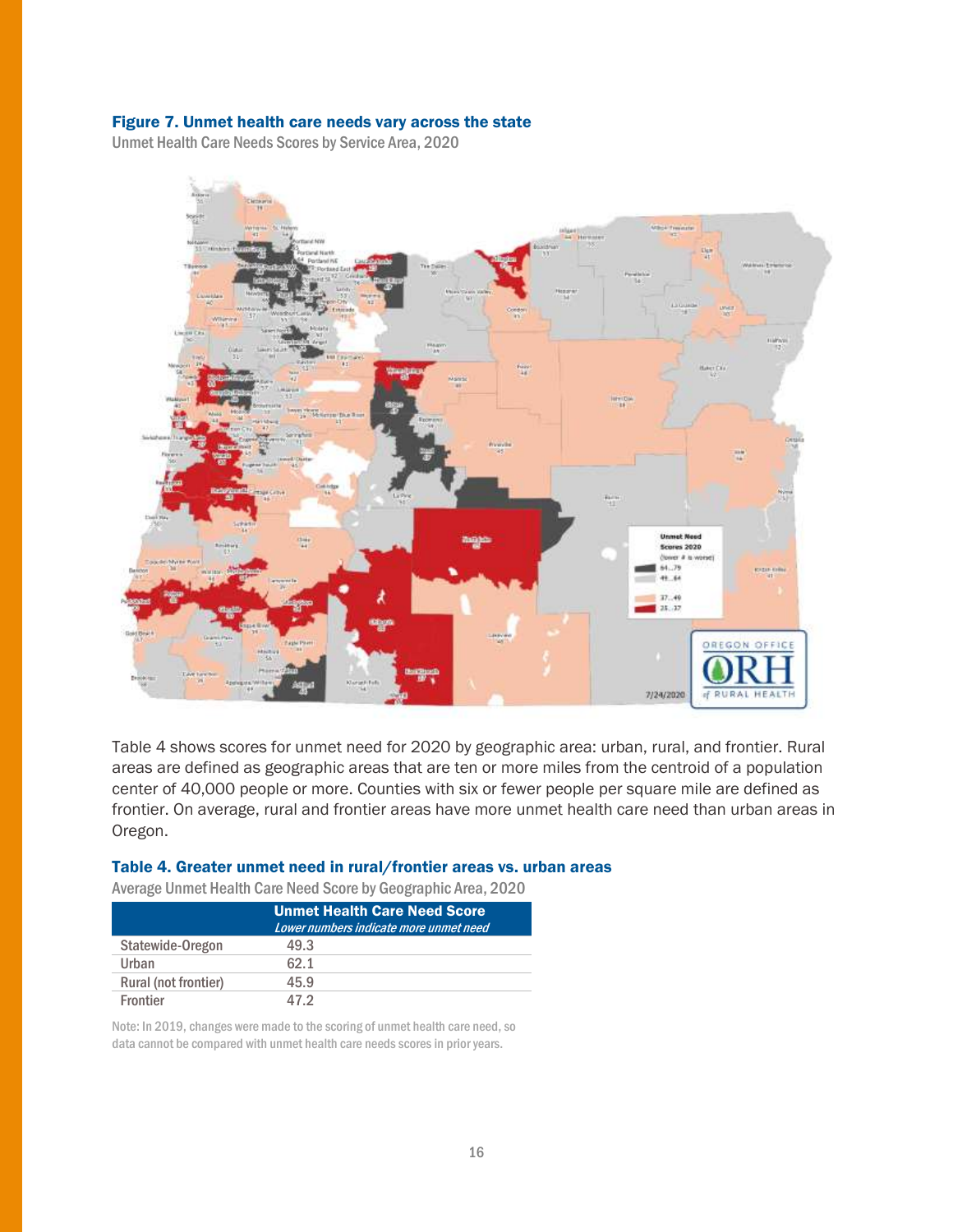### Figure 7. Unmet health care needs vary across the state

Unmet Health Care Needs Scores by Service Area, 2020

Table 4 shows scores for unmet need for 2020 by geographic area: urban, rural, and frontier. Rural areas are defined as geographic areas that are ten or more miles from the centroid of a population center of 40,000 people or more. Counties with six or fewer people per square mile are defined as frontier. On average, rural and frontier areas have more unmet health care need than urban areas in Oregon.

### Table 4. Greater unmet need in rural/frontier areas vs. urban areas

Average Unmet Health Care Need Score by Geographic Area, 2020

| | Unmet Health Care Need Score *Lower numbers indicate more unmet need* |
|---|---|
| Statewide-Oregon | 49.3 |
| Urban | 62.1 |
| Rural (not frontier) | 45.9 |
| Frontier | 47.2 |

Note: In 2019, changes were made to the scoring of unmet health care need, so data cannot be compared with unmet health care needs scores in prior years.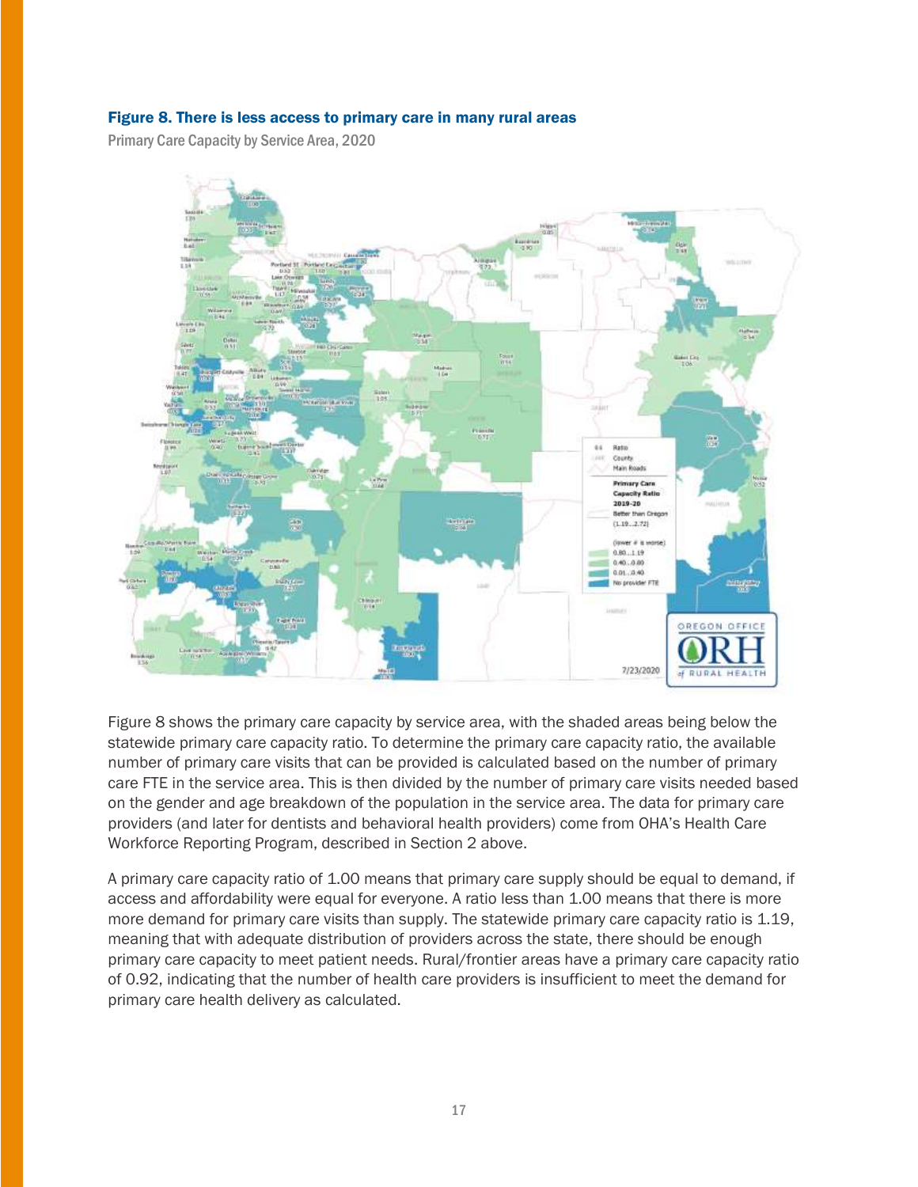**Figure 8. There is less access to primary care in many rural areas**

Primary Care Capacity by Service Area, 2020

Figure 8 shows the primary care capacity by service area, with the shaded areas being below the statewide primary care capacity ratio. To determine the primary care capacity ratio, the available number of primary care visits that can be provided is calculated based on the number of primary care FTE in the service area. This is then divided by the number of primary care visits needed based on the gender and age breakdown of the population in the service area. The data for primary care providers (and later for dentists and behavioral health providers) come from OHA's Health Care Workforce Reporting Program, described in Section 2 above.

A primary care capacity ratio of 1.00 means that primary care supply should be equal to demand, if access and affordability were equal for everyone. A ratio less than 1.00 means that there is more more demand for primary care visits than supply. The statewide primary care capacity ratio is 1.19, meaning that with adequate distribution of providers across the state, there should be enough primary care capacity to meet patient needs. Rural/frontier areas have a primary care capacity ratio of 0.92, indicating that the number of health care providers is insufficient to meet the demand for primary care health delivery as calculated.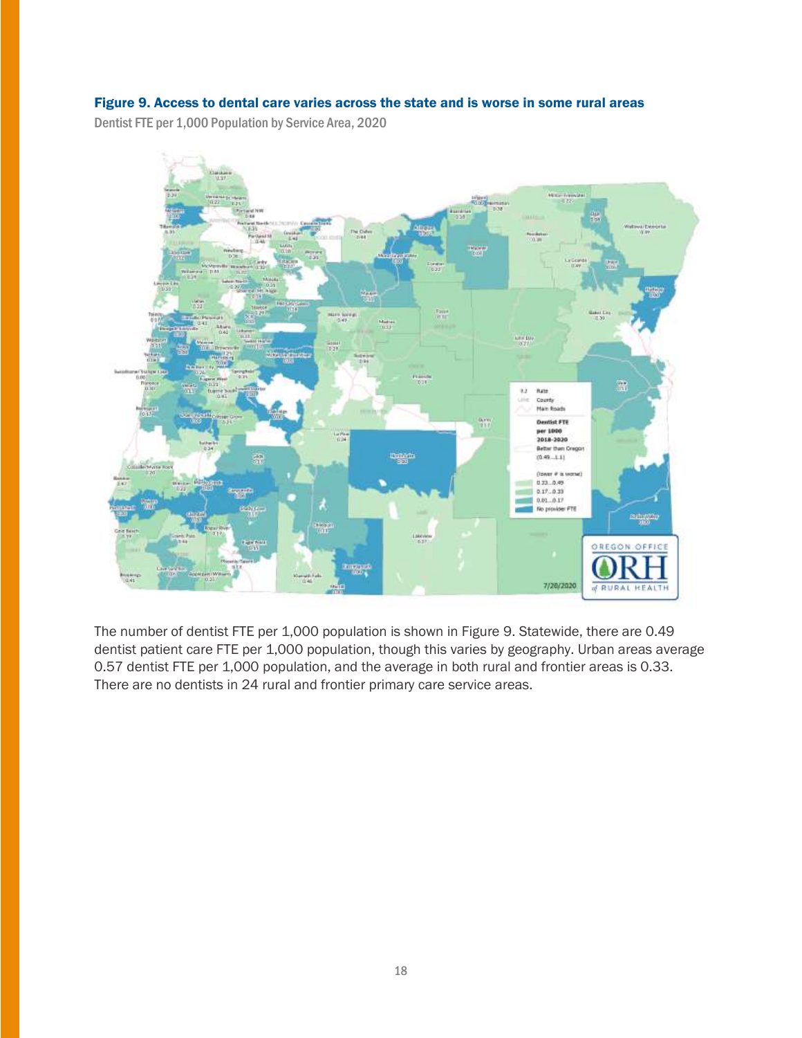### Figure 9. Access to dental care varies across the state and is worse in some rural areas

Dentist FTE per 1,000 Population by Service Area, 2020

The number of dentist FTE per 1,000 population is shown in Figure 9. Statewide, there are 0.49 dentist patient care FTE per 1,000 population, though this varies by geography. Urban areas average 0.57 dentist FTE per 1,000 population, and the average in both rural and frontier areas is 0.33. There are no dentists in 24 rural and frontier primary care service areas.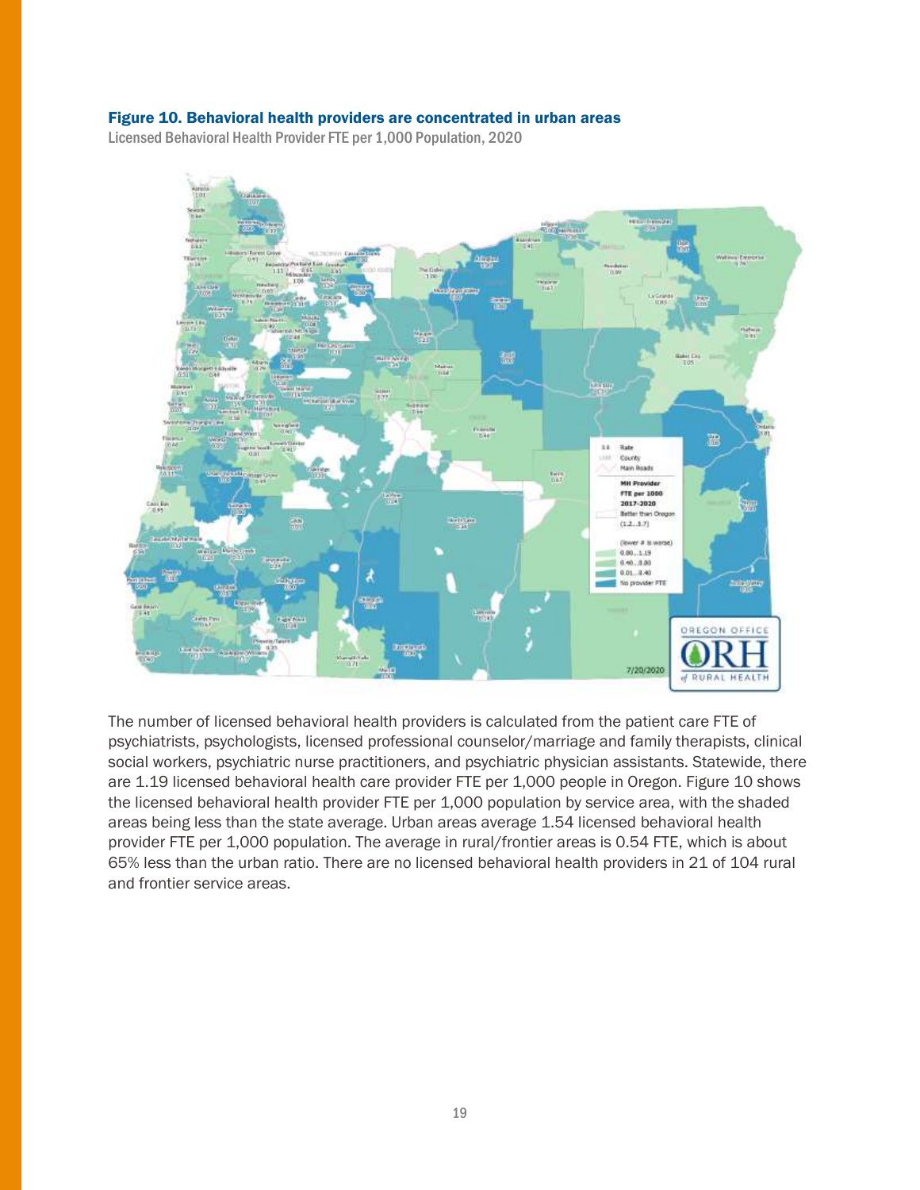### Figure 10. Behavioral health providers are concentrated in urban areas

Licensed Behavioral Health Provider FTE per 1,000 Population, 2020

The number of licensed behavioral health providers is calculated from the patient care FTE of psychiatrists, psychologists, licensed professional counselor/marriage and family therapists, clinical social workers, psychiatric nurse practitioners, and psychiatric physician assistants. Statewide, there are 1.19 licensed behavioral health care provider FTE per 1,000 people in Oregon. Figure 10 shows the licensed behavioral health provider FTE per 1,000 population by service area, with the shaded areas being less than the state average. Urban areas average 1.54 licensed behavioral health provider FTE per 1,000 population. The average in rural/frontier areas is 0.54 FTE, which is about 65% less than the urban ratio. There are no licensed behavioral health providers in 21 of 104 rural and frontier service areas.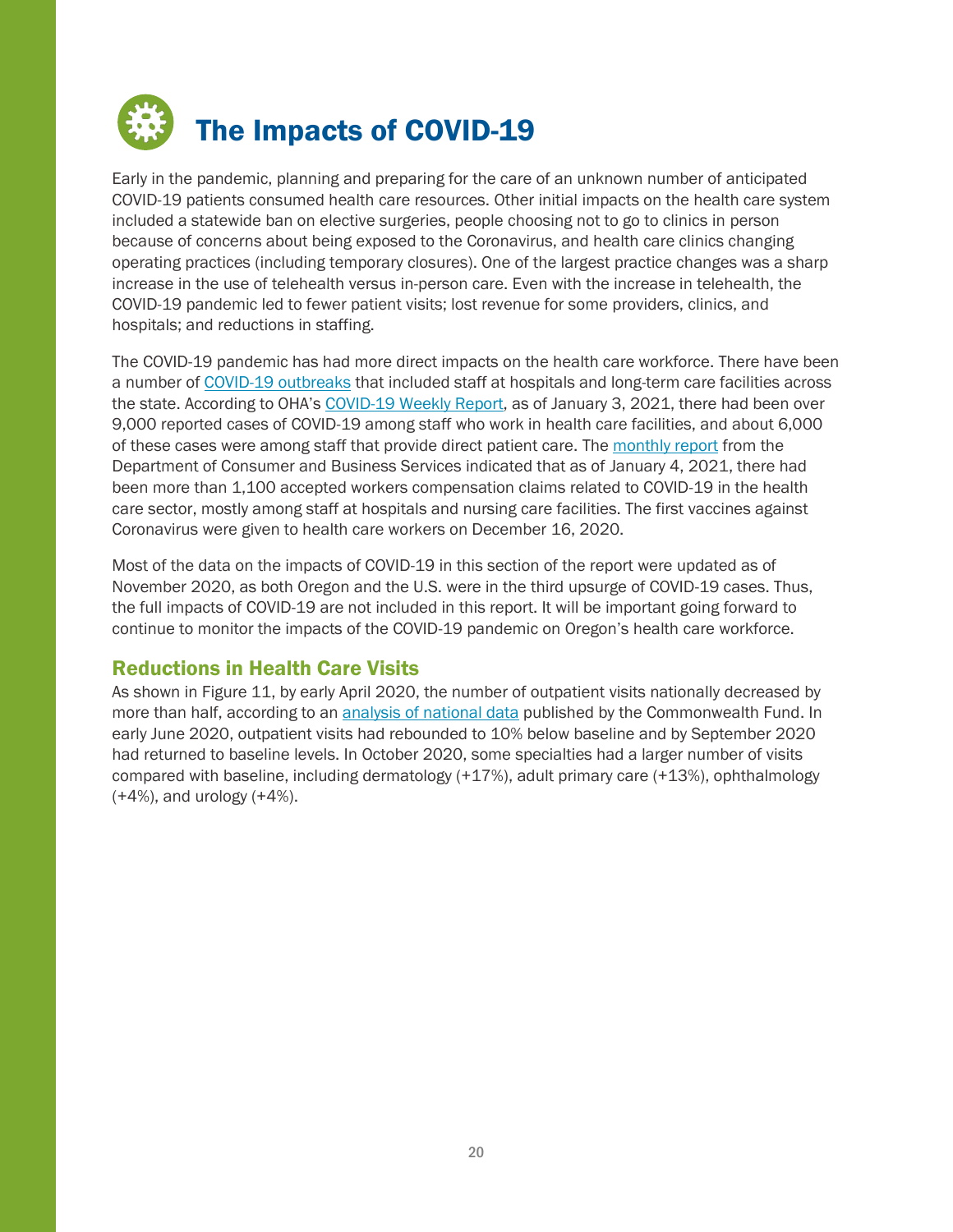# The Impacts of COVID-19

Early in the pandemic, planning and preparing for the care of an unknown number of anticipated COVID-19 patients consumed health care resources. Other initial impacts on the health care system included a statewide ban on elective surgeries, people choosing not to go to clinics in person because of concerns about being exposed to the Coronavirus, and health care clinics changing operating practices (including temporary closures). One of the largest practice changes was a sharp increase in the use of telehealth versus in-person care. Even with the increase in telehealth, the COVID-19 pandemic led to fewer patient visits; lost revenue for some providers, clinics, and hospitals; and reductions in staffing.

The COVID-19 pandemic has had more direct impacts on the health care workforce. There have been a number of COVID-19 outbreaks that included staff at hospitals and long-term care facilities across the state. According to OHA's COVID-19 Weekly Report, as of January 3, 2021, there had been over 9,000 reported cases of COVID-19 among staff who work in health care facilities, and about 6,000 of these cases were among staff that provide direct patient care. The monthly report from the Department of Consumer and Business Services indicated that as of January 4, 2021, there had been more than 1,100 accepted workers compensation claims related to COVID-19 in the health care sector, mostly among staff at hospitals and nursing care facilities. The first vaccines against Coronavirus were given to health care workers on December 16, 2020.

Most of the data on the impacts of COVID-19 in this section of the report were updated as of November 2020, as both Oregon and the U.S. were in the third upsurge of COVID-19 cases. Thus, the full impacts of COVID-19 are not included in this report. It will be important going forward to continue to monitor the impacts of the COVID-19 pandemic on Oregon's health care workforce.

## Reductions in Health Care Visits

As shown in Figure 11, by early April 2020, the number of outpatient visits nationally decreased by more than half, according to an analysis of national data published by the Commonwealth Fund. In early June 2020, outpatient visits had rebounded to 10% below baseline and by September 2020 had returned to baseline levels. In October 2020, some specialties had a larger number of visits compared with baseline, including dermatology (+17%), adult primary care (+13%), ophthalmology (+4%), and urology (+4%).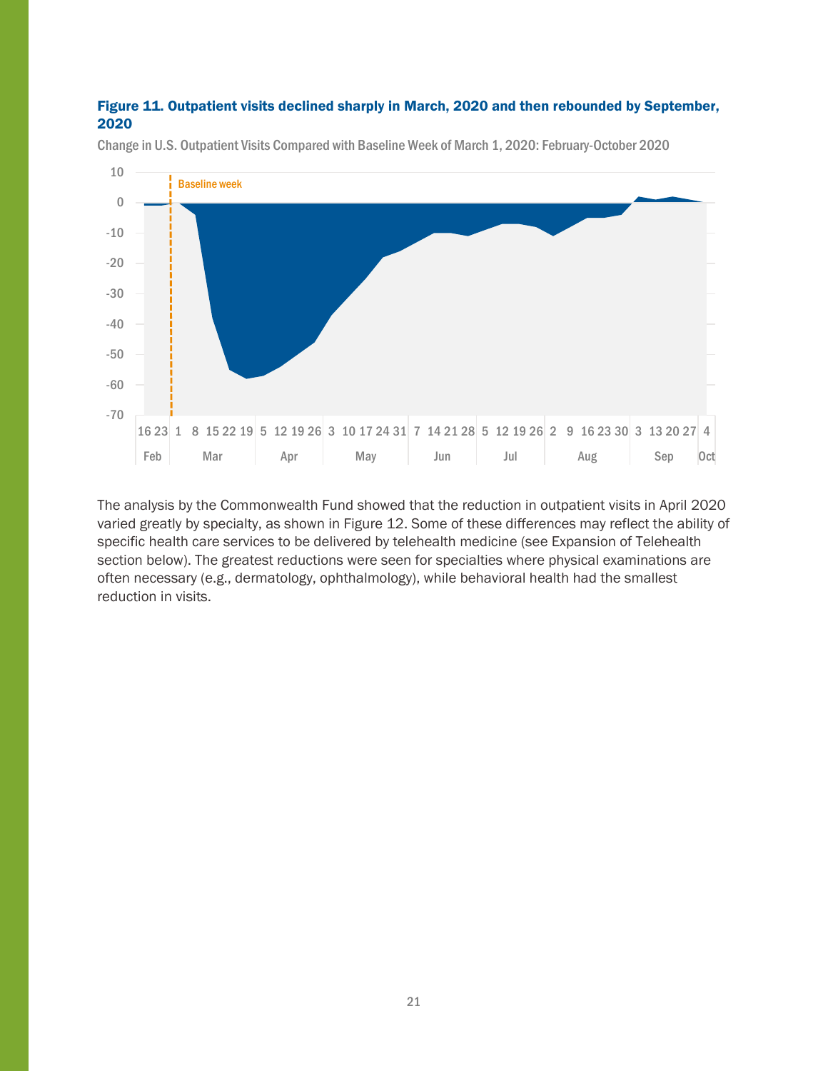**Figure 11. Outpatient visits declined sharply in March, 2020 and then rebounded by September, 2020**

Change in U.S. Outpatient Visits Compared with Baseline Week of March 1, 2020: February-October 2020

The analysis by the Commonwealth Fund showed that the reduction in outpatient visits in April 2020 varied greatly by specialty, as shown in Figure 12. Some of these differences may reflect the ability of specific health care services to be delivered by telehealth medicine (see Expansion of Telehealth section below). The greatest reductions were seen for specialties where physical examinations are often necessary (e.g., dermatology, ophthalmology), while behavioral health had the smallest reduction in visits.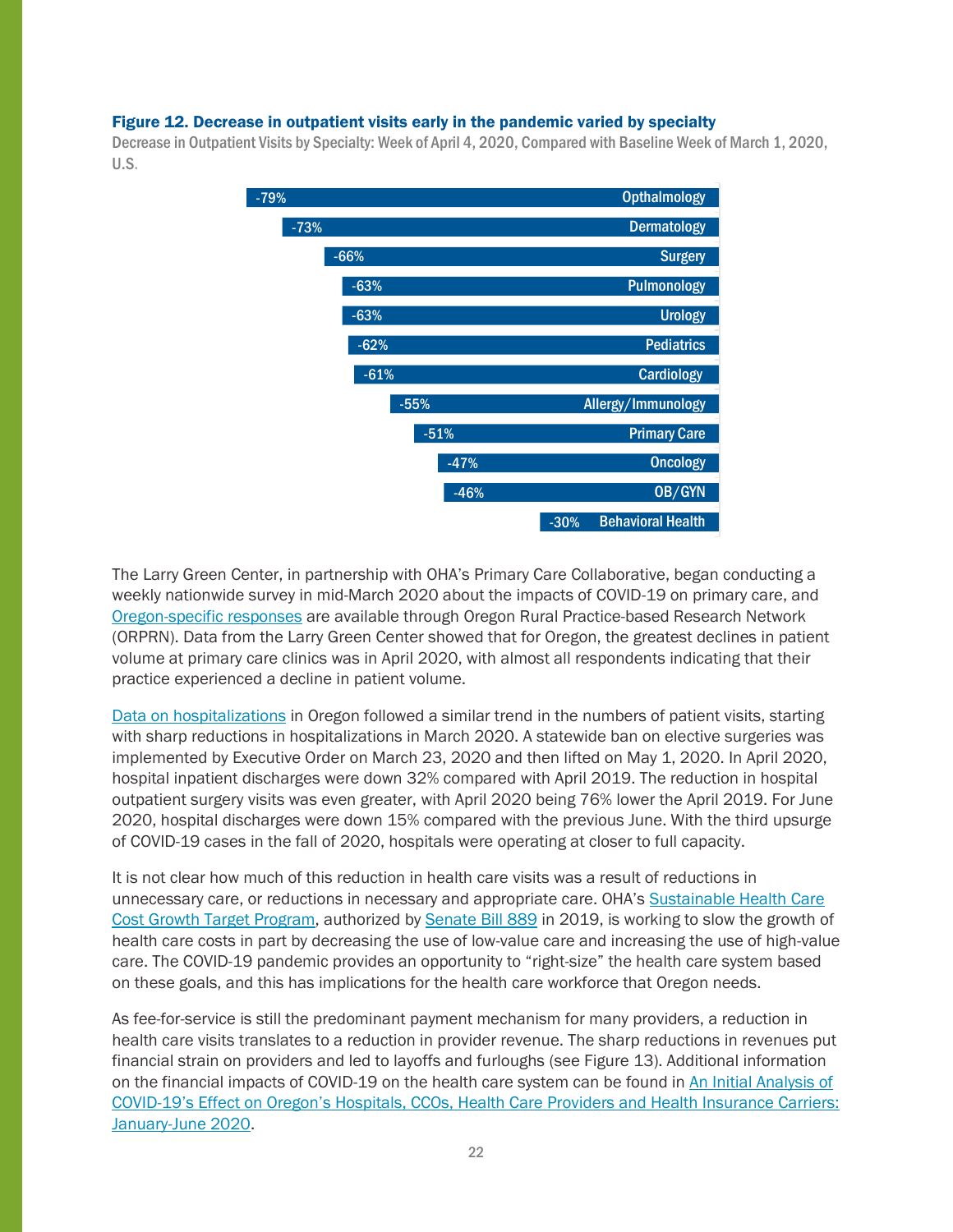**Figure 12. Decrease in outpatient visits early in the pandemic varied by specialty**

Decrease in Outpatient Visits by Specialty: Week of April 4, 2020, Compared with Baseline Week of March 1, 2020, U.S.

| Specialty | Decrease |
|---|---|
| Opthalmology | -79% |
| Dermatology | -73% |
| Surgery | -66% |
| Pulmonology | -63% |
| Urology | -63% |
| Pediatrics | -62% |
| Cardiology | -61% |
| Allergy/Immunology | -55% |
| Primary Care | -51% |
| Oncology | -47% |
| OB/GYN | -46% |
| Behavioral Health | -30% |

The Larry Green Center, in partnership with OHA's Primary Care Collaborative, began conducting a weekly nationwide survey in mid-March 2020 about the impacts of COVID-19 on primary care, and Oregon-specific responses are available through Oregon Rural Practice-based Research Network (ORPRN). Data from the Larry Green Center showed that for Oregon, the greatest declines in patient volume at primary care clinics was in April 2020, with almost all respondents indicating that their practice experienced a decline in patient volume.

Data on hospitalizations in Oregon followed a similar trend in the numbers of patient visits, starting with sharp reductions in hospitalizations in March 2020. A statewide ban on elective surgeries was implemented by Executive Order on March 23, 2020 and then lifted on May 1, 2020. In April 2020, hospital inpatient discharges were down 32% compared with April 2019. The reduction in hospital outpatient surgery visits was even greater, with April 2020 being 76% lower the April 2019. For June 2020, hospital discharges were down 15% compared with the previous June. With the third upsurge of COVID-19 cases in the fall of 2020, hospitals were operating at closer to full capacity.

It is not clear how much of this reduction in health care visits was a result of reductions in unnecessary care, or reductions in necessary and appropriate care. OHA's Sustainable Health Care Cost Growth Target Program, authorized by Senate Bill 889 in 2019, is working to slow the growth of health care costs in part by decreasing the use of low-value care and increasing the use of high-value care. The COVID-19 pandemic provides an opportunity to "right-size" the health care system based on these goals, and this has implications for the health care workforce that Oregon needs.

As fee-for-service is still the predominant payment mechanism for many providers, a reduction in health care visits translates to a reduction in provider revenue. The sharp reductions in revenues put financial strain on providers and led to layoffs and furloughs (see Figure 13). Additional information on the financial impacts of COVID-19 on the health care system can be found in An Initial Analysis of COVID-19's Effect on Oregon's Hospitals, CCOs, Health Care Providers and Health Insurance Carriers: January-June 2020.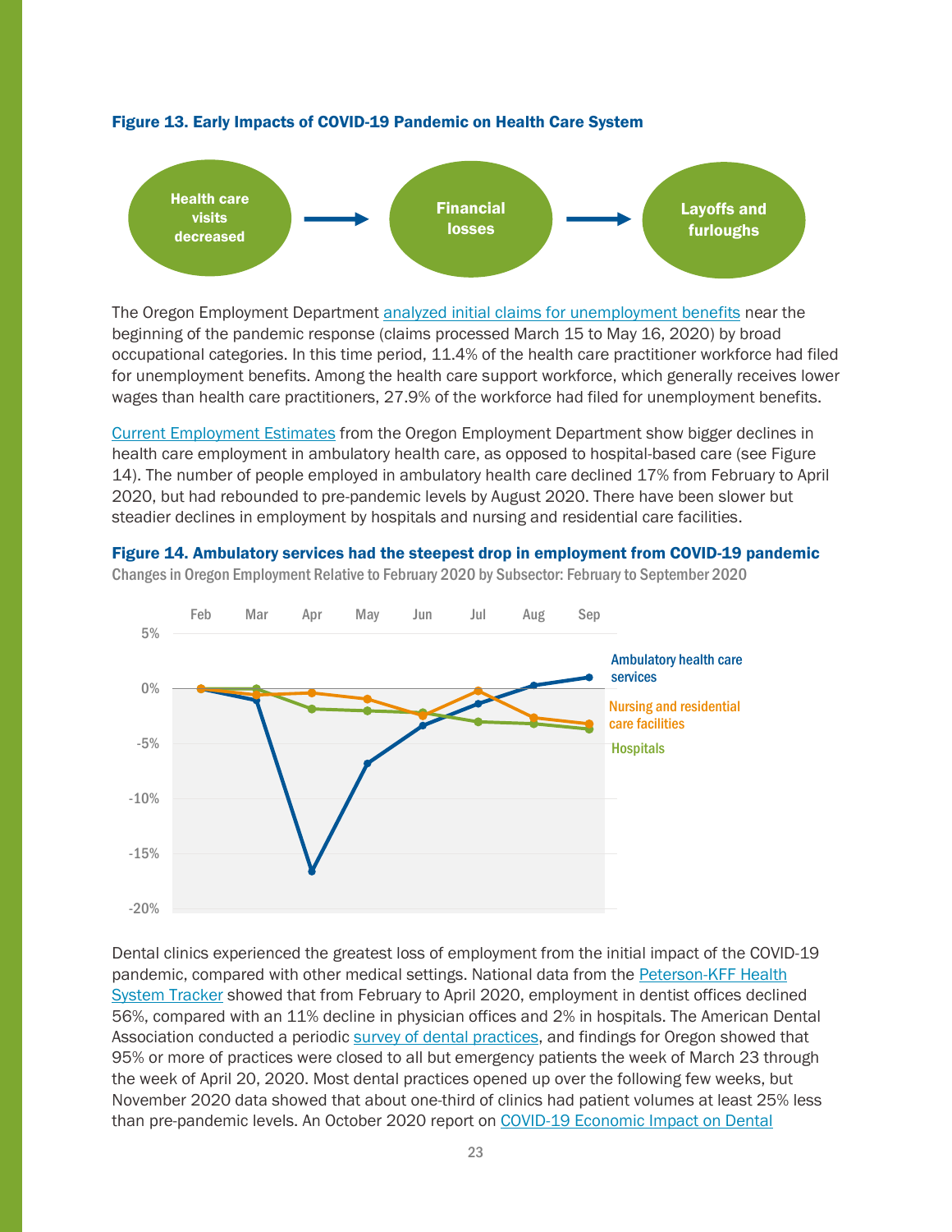**Figure 13. Early Impacts of COVID-19 Pandemic on Health Care System**

Health care visits decreased → Financial losses → Layoffs and furloughs

The Oregon Employment Department analyzed initial claims for unemployment benefits near the beginning of the pandemic response (claims processed March 15 to May 16, 2020) by broad occupational categories. In this time period, 11.4% of the health care practitioner workforce had filed for unemployment benefits. Among the health care support workforce, which generally receives lower wages than health care practitioners, 27.9% of the workforce had filed for unemployment benefits.

Current Employment Estimates from the Oregon Employment Department show bigger declines in health care employment in ambulatory health care, as opposed to hospital-based care (see Figure 14). The number of people employed in ambulatory health care declined 17% from February to April 2020, but had rebounded to pre-pandemic levels by August 2020. There have been slower but steadier declines in employment by hospitals and nursing and residential care facilities.

**Figure 14. Ambulatory services had the steepest drop in employment from COVID-19 pandemic**

Changes in Oregon Employment Relative to February 2020 by Subsector: February to September 2020

Dental clinics experienced the greatest loss of employment from the initial impact of the COVID-19 pandemic, compared with other medical settings. National data from the Peterson-KFF Health System Tracker showed that from February to April 2020, employment in dentist offices declined 56%, compared with an 11% decline in physician offices and 2% in hospitals. The American Dental Association conducted a periodic survey of dental practices, and findings for Oregon showed that 95% or more of practices were closed to all but emergency patients the week of March 23 through the week of April 20, 2020. Most dental practices opened up over the following few weeks, but November 2020 data showed that about one-third of clinics had patient volumes at least 25% less than pre-pandemic levels. An October 2020 report on COVID-19 Economic Impact on Dental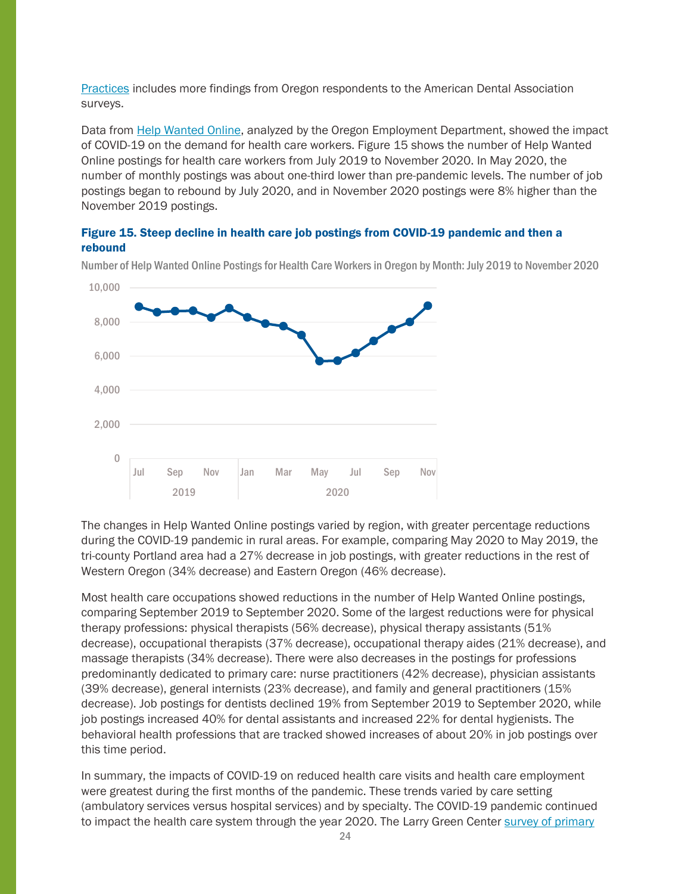Practices includes more findings from Oregon respondents to the American Dental Association surveys.

Data from Help Wanted Online, analyzed by the Oregon Employment Department, showed the impact of COVID-19 on the demand for health care workers. Figure 15 shows the number of Help Wanted Online postings for health care workers from July 2019 to November 2020. In May 2020, the number of monthly postings was about one-third lower than pre-pandemic levels. The number of job postings began to rebound by July 2020, and in November 2020 postings were 8% higher than the November 2019 postings.

**Figure 15. Steep decline in health care job postings from COVID-19 pandemic and then a rebound**

Number of Help Wanted Online Postings for Health Care Workers in Oregon by Month: July 2019 to November 2020

The changes in Help Wanted Online postings varied by region, with greater percentage reductions during the COVID-19 pandemic in rural areas. For example, comparing May 2020 to May 2019, the tri-county Portland area had a 27% decrease in job postings, with greater reductions in the rest of Western Oregon (34% decrease) and Eastern Oregon (46% decrease).

Most health care occupations showed reductions in the number of Help Wanted Online postings, comparing September 2019 to September 2020. Some of the largest reductions were for physical therapy professions: physical therapists (56% decrease), physical therapy assistants (51% decrease), occupational therapists (37% decrease), occupational therapy aides (21% decrease), and massage therapists (34% decrease). There were also decreases in the postings for professions predominantly dedicated to primary care: nurse practitioners (42% decrease), physician assistants (39% decrease), general internists (23% decrease), and family and general practitioners (15% decrease). Job postings for dentists declined 19% from September 2019 to September 2020, while job postings increased 40% for dental assistants and increased 22% for dental hygienists. The behavioral health professions that are tracked showed increases of about 20% in job postings over this time period.

In summary, the impacts of COVID-19 on reduced health care visits and health care employment were greatest during the first months of the pandemic. These trends varied by care setting (ambulatory services versus hospital services) and by specialty. The COVID-19 pandemic continued to impact the health care system through the year 2020. The Larry Green Center survey of primary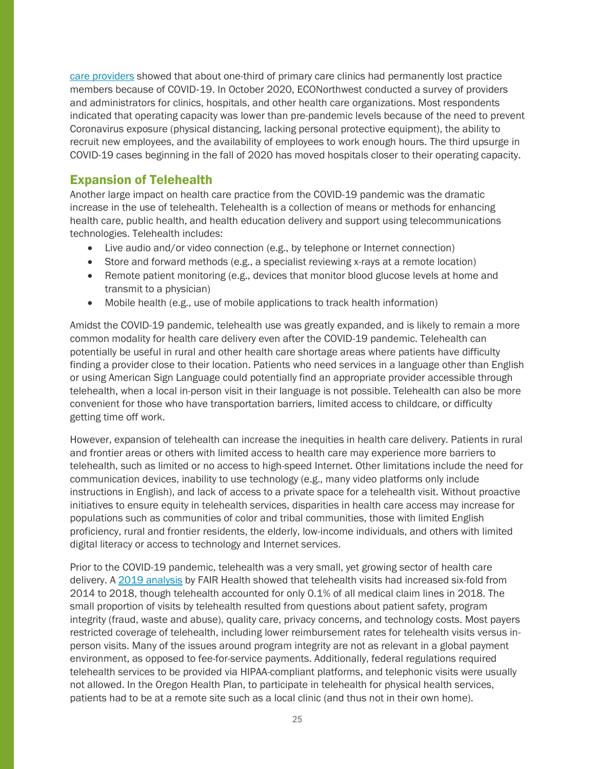care providers showed that about one-third of primary care clinics had permanently lost practice members because of COVID-19. In October 2020, ECONorthwest conducted a survey of providers and administrators for clinics, hospitals, and other health care organizations. Most respondents indicated that operating capacity was lower than pre-pandemic levels because of the need to prevent Coronavirus exposure (physical distancing, lacking personal protective equipment), the ability to recruit new employees, and the availability of employees to work enough hours. The third upsurge in COVID-19 cases beginning in the fall of 2020 has moved hospitals closer to their operating capacity.

## Expansion of Telehealth

Another large impact on health care practice from the COVID-19 pandemic was the dramatic increase in the use of telehealth. Telehealth is a collection of means or methods for enhancing health care, public health, and health education delivery and support using telecommunications technologies. Telehealth includes:

- Live audio and/or video connection (e.g., by telephone or Internet connection)
- Store and forward methods (e.g., a specialist reviewing x-rays at a remote location)
- Remote patient monitoring (e.g., devices that monitor blood glucose levels at home and transmit to a physician)
- Mobile health (e.g., use of mobile applications to track health information)

Amidst the COVID-19 pandemic, telehealth use was greatly expanded, and is likely to remain a more common modality for health care delivery even after the COVID-19 pandemic. Telehealth can potentially be useful in rural and other health care shortage areas where patients have difficulty finding a provider close to their location. Patients who need services in a language other than English or using American Sign Language could potentially find an appropriate provider accessible through telehealth, when a local in-person visit in their language is not possible. Telehealth can also be more convenient for those who have transportation barriers, limited access to childcare, or difficulty getting time off work.

However, expansion of telehealth can increase the inequities in health care delivery. Patients in rural and frontier areas or others with limited access to health care may experience more barriers to telehealth, such as limited or no access to high-speed Internet. Other limitations include the need for communication devices, inability to use technology (e.g., many video platforms only include instructions in English), and lack of access to a private space for a telehealth visit. Without proactive initiatives to ensure equity in telehealth services, disparities in health care access may increase for populations such as communities of color and tribal communities, those with limited English proficiency, rural and frontier residents, the elderly, low-income individuals, and others with limited digital literacy or access to technology and Internet services.

Prior to the COVID-19 pandemic, telehealth was a very small, yet growing sector of health care delivery. A 2019 analysis by FAIR Health showed that telehealth visits had increased six-fold from 2014 to 2018, though telehealth accounted for only 0.1% of all medical claim lines in 2018. The small proportion of visits by telehealth resulted from questions about patient safety, program integrity (fraud, waste and abuse), quality care, privacy concerns, and technology costs. Most payers restricted coverage of telehealth, including lower reimbursement rates for telehealth visits versus in-person visits. Many of the issues around program integrity are not as relevant in a global payment environment, as opposed to fee-for-service payments. Additionally, federal regulations required telehealth services to be provided via HIPAA-compliant platforms, and telephonic visits were usually not allowed. In the Oregon Health Plan, to participate in telehealth for physical health services, patients had to be at a remote site such as a local clinic (and thus not in their own home).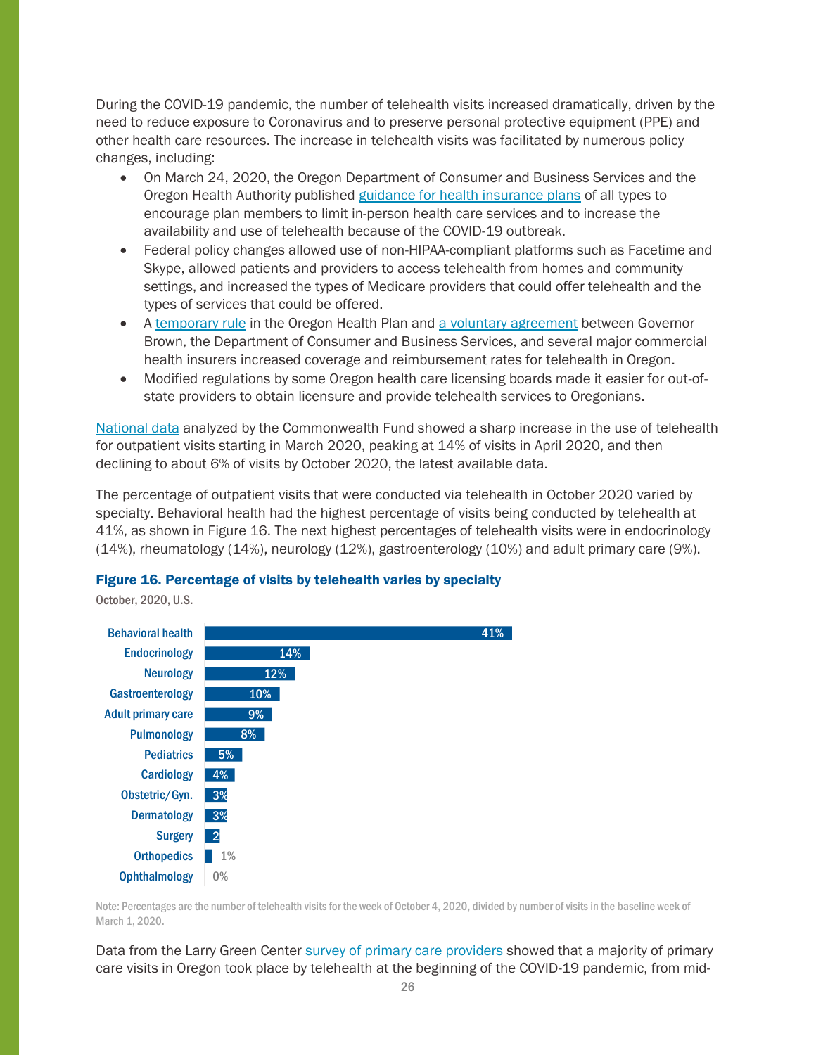During the COVID-19 pandemic, the number of telehealth visits increased dramatically, driven by the need to reduce exposure to Coronavirus and to preserve personal protective equipment (PPE) and other health care resources. The increase in telehealth visits was facilitated by numerous policy changes, including:

- On March 24, 2020, the Oregon Department of Consumer and Business Services and the Oregon Health Authority published guidance for health insurance plans of all types to encourage plan members to limit in-person health care services and to increase the availability and use of telehealth because of the COVID-19 outbreak.
- Federal policy changes allowed use of non-HIPAA-compliant platforms such as Facetime and Skype, allowed patients and providers to access telehealth from homes and community settings, and increased the types of Medicare providers that could offer telehealth and the types of services that could be offered.
- A temporary rule in the Oregon Health Plan and a voluntary agreement between Governor Brown, the Department of Consumer and Business Services, and several major commercial health insurers increased coverage and reimbursement rates for telehealth in Oregon.
- Modified regulations by some Oregon health care licensing boards made it easier for out-of-state providers to obtain licensure and provide telehealth services to Oregonians.

National data analyzed by the Commonwealth Fund showed a sharp increase in the use of telehealth for outpatient visits starting in March 2020, peaking at 14% of visits in April 2020, and then declining to about 6% of visits by October 2020, the latest available data.

The percentage of outpatient visits that were conducted via telehealth in October 2020 varied by specialty. Behavioral health had the highest percentage of visits being conducted by telehealth at 41%, as shown in Figure 16. The next highest percentages of telehealth visits were in endocrinology (14%), rheumatology (14%), neurology (12%), gastroenterology (10%) and adult primary care (9%).

**Figure 16. Percentage of visits by telehealth varies by specialty**

October, 2020, U.S.

| Specialty | Percentage |
|---|---|
| Behavioral health | 41% |
| Endocrinology | 14% |
| Neurology | 12% |
| Gastroenterology | 10% |
| Adult primary care | 9% |
| Pulmonology | 8% |
| Pediatrics | 5% |
| Cardiology | 4% |
| Obstetric/Gyn. | 3% |
| Dermatology | 3% |
| Surgery | 2 |
| Orthopedics | 1% |
| Ophthalmology | 0% |

Note: Percentages are the number of telehealth visits for the week of October 4, 2020, divided by number of visits in the baseline week of March 1, 2020.

Data from the Larry Green Center survey of primary care providers showed that a majority of primary care visits in Oregon took place by telehealth at the beginning of the COVID-19 pandemic, from mid-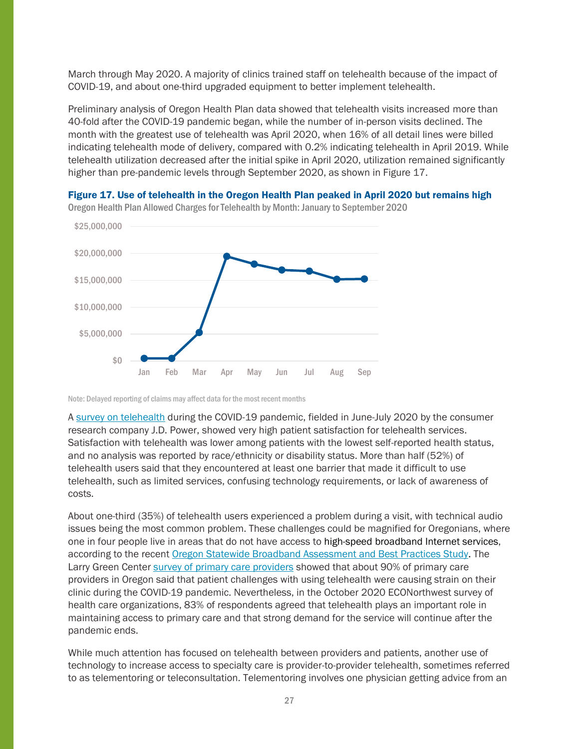March through May 2020. A majority of clinics trained staff on telehealth because of the impact of COVID-19, and about one-third upgraded equipment to better implement telehealth.

Preliminary analysis of Oregon Health Plan data showed that telehealth visits increased more than 40-fold after the COVID-19 pandemic began, while the number of in-person visits declined. The month with the greatest use of telehealth was April 2020, when 16% of all detail lines were billed indicating telehealth mode of delivery, compared with 0.2% indicating telehealth in April 2019. While telehealth utilization decreased after the initial spike in April 2020, utilization remained significantly higher than pre-pandemic levels through September 2020, as shown in Figure 17.

**Figure 17. Use of telehealth in the Oregon Health Plan peaked in April 2020 but remains high**

Oregon Health Plan Allowed Charges for Telehealth by Month: January to September 2020

Note: Delayed reporting of claims may affect data for the most recent months

A survey on telehealth during the COVID-19 pandemic, fielded in June-July 2020 by the consumer research company J.D. Power, showed very high patient satisfaction for telehealth services. Satisfaction with telehealth was lower among patients with the lowest self-reported health status, and no analysis was reported by race/ethnicity or disability status. More than half (52%) of telehealth users said that they encountered at least one barrier that made it difficult to use telehealth, such as limited services, confusing technology requirements, or lack of awareness of costs.

About one-third (35%) of telehealth users experienced a problem during a visit, with technical audio issues being the most common problem. These challenges could be magnified for Oregonians, where one in four people live in areas that do not have access to high-speed broadband Internet services, according to the recent Oregon Statewide Broadband Assessment and Best Practices Study. The Larry Green Center survey of primary care providers showed that about 90% of primary care providers in Oregon said that patient challenges with using telehealth were causing strain on their clinic during the COVID-19 pandemic. Nevertheless, in the October 2020 ECONorthwest survey of health care organizations, 83% of respondents agreed that telehealth plays an important role in maintaining access to primary care and that strong demand for the service will continue after the pandemic ends.

While much attention has focused on telehealth between providers and patients, another use of technology to increase access to specialty care is provider-to-provider telehealth, sometimes referred to as telementoring or teleconsultation. Telementoring involves one physician getting advice from an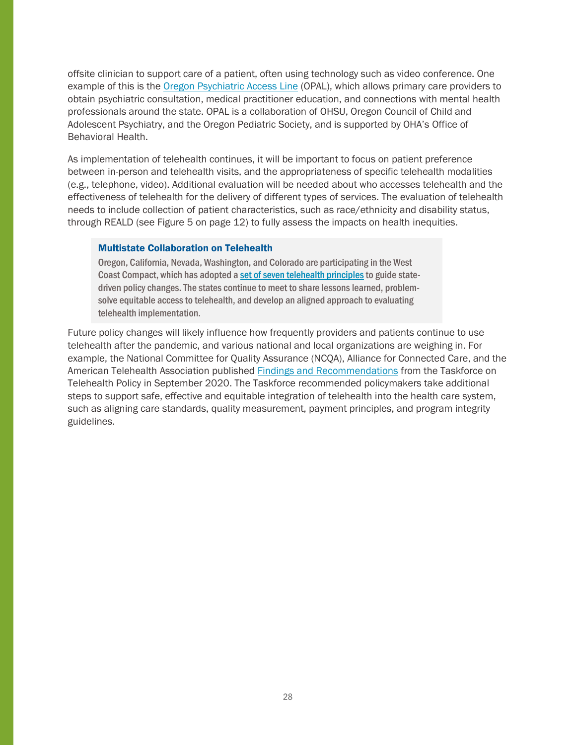offsite clinician to support care of a patient, often using technology such as video conference. One example of this is the Oregon Psychiatric Access Line (OPAL), which allows primary care providers to obtain psychiatric consultation, medical practitioner education, and connections with mental health professionals around the state. OPAL is a collaboration of OHSU, Oregon Council of Child and Adolescent Psychiatry, and the Oregon Pediatric Society, and is supported by OHA's Office of Behavioral Health.

As implementation of telehealth continues, it will be important to focus on patient preference between in-person and telehealth visits, and the appropriateness of specific telehealth modalities (e.g., telephone, video). Additional evaluation will be needed about who accesses telehealth and the effectiveness of telehealth for the delivery of different types of services. The evaluation of telehealth needs to include collection of patient characteristics, such as race/ethnicity and disability status, through REALD (see Figure 5 on page 12) to fully assess the impacts on health inequities.

> **Multistate Collaboration on Telehealth**
>
> Oregon, California, Nevada, Washington, and Colorado are participating in the West Coast Compact, which has adopted a set of seven telehealth principles to guide state-driven policy changes. The states continue to meet to share lessons learned, problem-solve equitable access to telehealth, and develop an aligned approach to evaluating telehealth implementation.

Future policy changes will likely influence how frequently providers and patients continue to use telehealth after the pandemic, and various national and local organizations are weighing in. For example, the National Committee for Quality Assurance (NCQA), Alliance for Connected Care, and the American Telehealth Association published Findings and Recommendations from the Taskforce on Telehealth Policy in September 2020. The Taskforce recommended policymakers take additional steps to support safe, effective and equitable integration of telehealth into the health care system, such as aligning care standards, quality measurement, payment principles, and program integrity guidelines.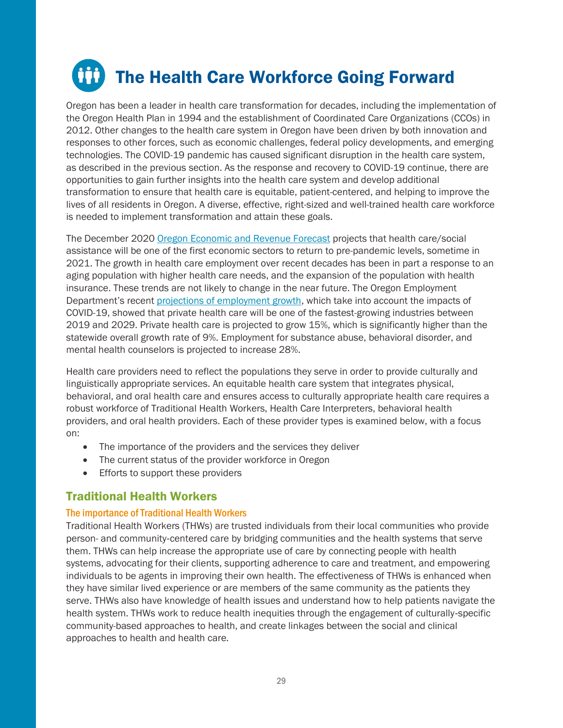# The Health Care Workforce Going Forward

Oregon has been a leader in health care transformation for decades, including the implementation of the Oregon Health Plan in 1994 and the establishment of Coordinated Care Organizations (CCOs) in 2012. Other changes to the health care system in Oregon have been driven by both innovation and responses to other forces, such as economic challenges, federal policy developments, and emerging technologies. The COVID-19 pandemic has caused significant disruption in the health care system, as described in the previous section. As the response and recovery to COVID-19 continue, there are opportunities to gain further insights into the health care system and develop additional transformation to ensure that health care is equitable, patient-centered, and helping to improve the lives of all residents in Oregon. A diverse, effective, right-sized and well-trained health care workforce is needed to implement transformation and attain these goals.

The December 2020 Oregon Economic and Revenue Forecast projects that health care/social assistance will be one of the first economic sectors to return to pre-pandemic levels, sometime in 2021. The growth in health care employment over recent decades has been in part a response to an aging population with higher health care needs, and the expansion of the population with health insurance. These trends are not likely to change in the near future. The Oregon Employment Department's recent projections of employment growth, which take into account the impacts of COVID-19, showed that private health care will be one of the fastest-growing industries between 2019 and 2029. Private health care is projected to grow 15%, which is significantly higher than the statewide overall growth rate of 9%. Employment for substance abuse, behavioral disorder, and mental health counselors is projected to increase 28%.

Health care providers need to reflect the populations they serve in order to provide culturally and linguistically appropriate services. An equitable health care system that integrates physical, behavioral, and oral health care and ensures access to culturally appropriate health care requires a robust workforce of Traditional Health Workers, Health Care Interpreters, behavioral health providers, and oral health providers. Each of these provider types is examined below, with a focus on:

- The importance of the providers and the services they deliver
- The current status of the provider workforce in Oregon
- Efforts to support these providers

## Traditional Health Workers

### The importance of Traditional Health Workers

Traditional Health Workers (THWs) are trusted individuals from their local communities who provide person- and community-centered care by bridging communities and the health systems that serve them. THWs can help increase the appropriate use of care by connecting people with health systems, advocating for their clients, supporting adherence to care and treatment, and empowering individuals to be agents in improving their own health. The effectiveness of THWs is enhanced when they have similar lived experience or are members of the same community as the patients they serve. THWs also have knowledge of health issues and understand how to help patients navigate the health system. THWs work to reduce health inequities through the engagement of culturally-specific community-based approaches to health, and create linkages between the social and clinical approaches to health and health care.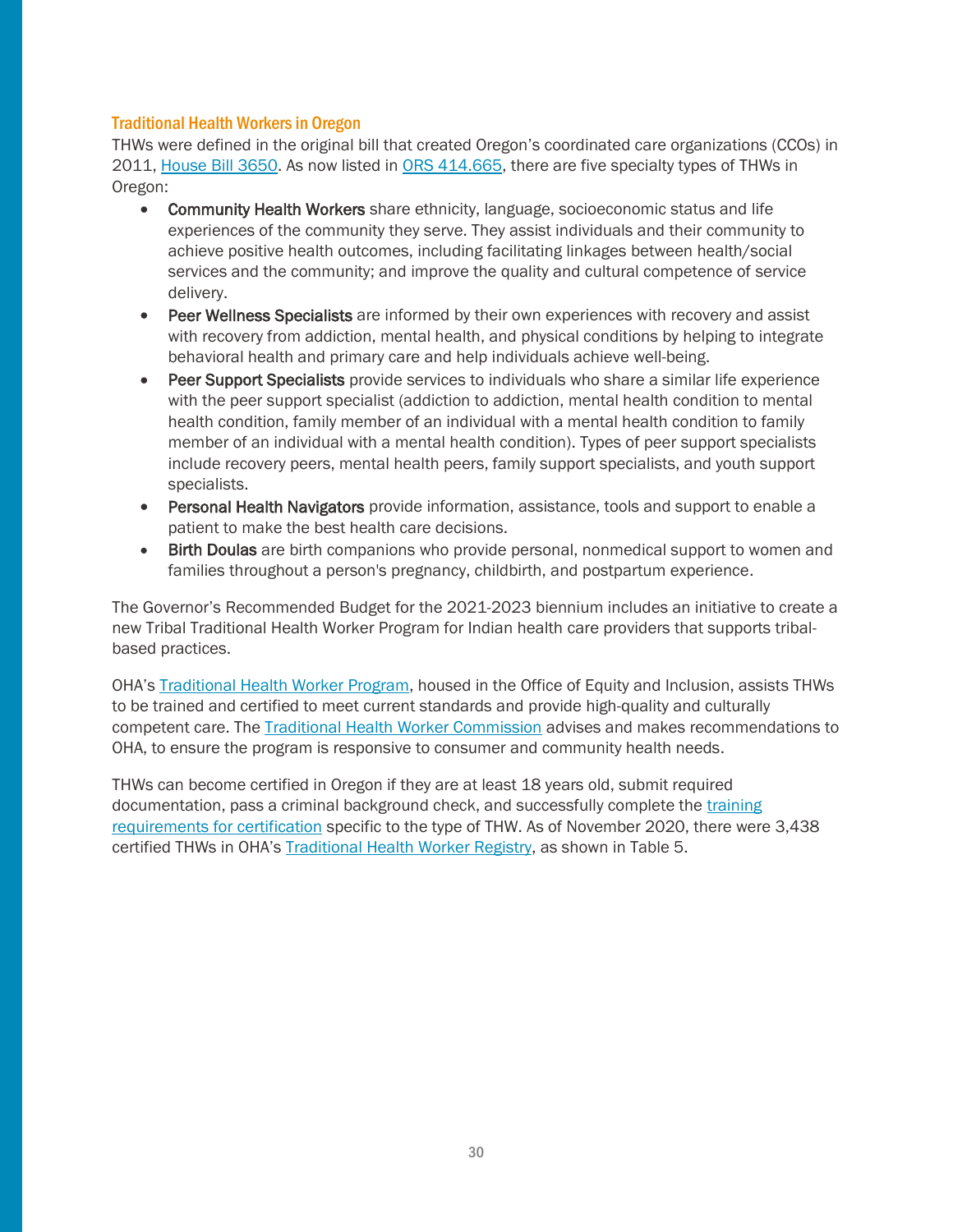### Traditional Health Workers in Oregon

THWs were defined in the original bill that created Oregon's coordinated care organizations (CCOs) in 2011, House Bill 3650. As now listed in ORS 414.665, there are five specialty types of THWs in Oregon:

- **Community Health Workers** share ethnicity, language, socioeconomic status and life experiences of the community they serve. They assist individuals and their community to achieve positive health outcomes, including facilitating linkages between health/social services and the community; and improve the quality and cultural competence of service delivery.
- **Peer Wellness Specialists** are informed by their own experiences with recovery and assist with recovery from addiction, mental health, and physical conditions by helping to integrate behavioral health and primary care and help individuals achieve well-being.
- **Peer Support Specialists** provide services to individuals who share a similar life experience with the peer support specialist (addiction to addiction, mental health condition to mental health condition, family member of an individual with a mental health condition to family member of an individual with a mental health condition). Types of peer support specialists include recovery peers, mental health peers, family support specialists, and youth support specialists.
- **Personal Health Navigators** provide information, assistance, tools and support to enable a patient to make the best health care decisions.
- **Birth Doulas** are birth companions who provide personal, nonmedical support to women and families throughout a person's pregnancy, childbirth, and postpartum experience.

The Governor's Recommended Budget for the 2021-2023 biennium includes an initiative to create a new Tribal Traditional Health Worker Program for Indian health care providers that supports tribal-based practices.

OHA's Traditional Health Worker Program, housed in the Office of Equity and Inclusion, assists THWs to be trained and certified to meet current standards and provide high-quality and culturally competent care. The Traditional Health Worker Commission advises and makes recommendations to OHA, to ensure the program is responsive to consumer and community health needs.

THWs can become certified in Oregon if they are at least 18 years old, submit required documentation, pass a criminal background check, and successfully complete the training requirements for certification specific to the type of THW. As of November 2020, there were 3,438 certified THWs in OHA's Traditional Health Worker Registry, as shown in Table 5.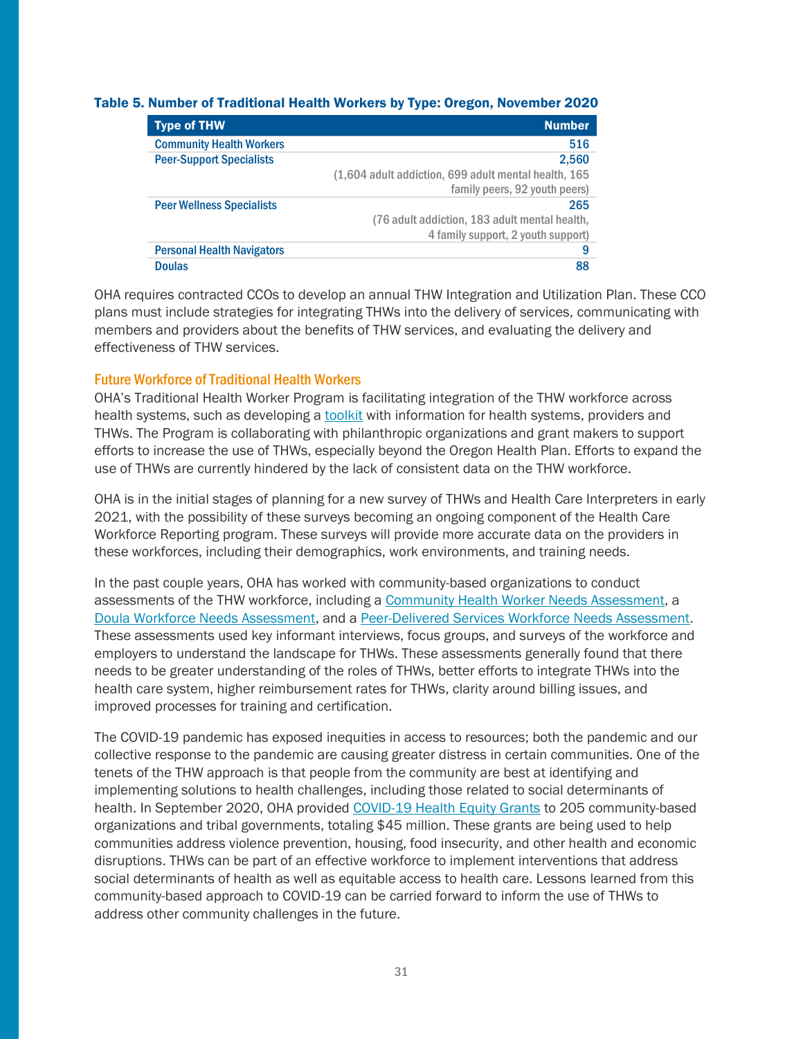**Table 5. Number of Traditional Health Workers by Type: Oregon, November 2020**

| Type of THW | Number |
|---|---|
| Community Health Workers | 516 |
| Peer-Support Specialists | 2,560 (1,604 adult addiction, 699 adult mental health, 165 family peers, 92 youth peers) |
| Peer Wellness Specialists | 265 (76 adult addiction, 183 adult mental health, 4 family support, 2 youth support) |
| Personal Health Navigators | 9 |
| Doulas | 88 |

OHA requires contracted CCOs to develop an annual THW Integration and Utilization Plan. These CCO plans must include strategies for integrating THWs into the delivery of services, communicating with members and providers about the benefits of THW services, and evaluating the delivery and effectiveness of THW services.

### Future Workforce of Traditional Health Workers

OHA's Traditional Health Worker Program is facilitating integration of the THW workforce across health systems, such as developing a toolkit with information for health systems, providers and THWs. The Program is collaborating with philanthropic organizations and grant makers to support efforts to increase the use of THWs, especially beyond the Oregon Health Plan. Efforts to expand the use of THWs are currently hindered by the lack of consistent data on the THW workforce.

OHA is in the initial stages of planning for a new survey of THWs and Health Care Interpreters in early 2021, with the possibility of these surveys becoming an ongoing component of the Health Care Workforce Reporting program. These surveys will provide more accurate data on the providers in these workforces, including their demographics, work environments, and training needs.

In the past couple years, OHA has worked with community-based organizations to conduct assessments of the THW workforce, including a Community Health Worker Needs Assessment, a Doula Workforce Needs Assessment, and a Peer-Delivered Services Workforce Needs Assessment. These assessments used key informant interviews, focus groups, and surveys of the workforce and employers to understand the landscape for THWs. These assessments generally found that there needs to be greater understanding of the roles of THWs, better efforts to integrate THWs into the health care system, higher reimbursement rates for THWs, clarity around billing issues, and improved processes for training and certification.

The COVID-19 pandemic has exposed inequities in access to resources; both the pandemic and our collective response to the pandemic are causing greater distress in certain communities. One of the tenets of the THW approach is that people from the community are best at identifying and implementing solutions to health challenges, including those related to social determinants of health. In September 2020, OHA provided COVID-19 Health Equity Grants to 205 community-based organizations and tribal governments, totaling $45 million. These grants are being used to help communities address violence prevention, housing, food insecurity, and other health and economic disruptions. THWs can be part of an effective workforce to implement interventions that address social determinants of health as well as equitable access to health care. Lessons learned from this community-based approach to COVID-19 can be carried forward to inform the use of THWs to address other community challenges in the future.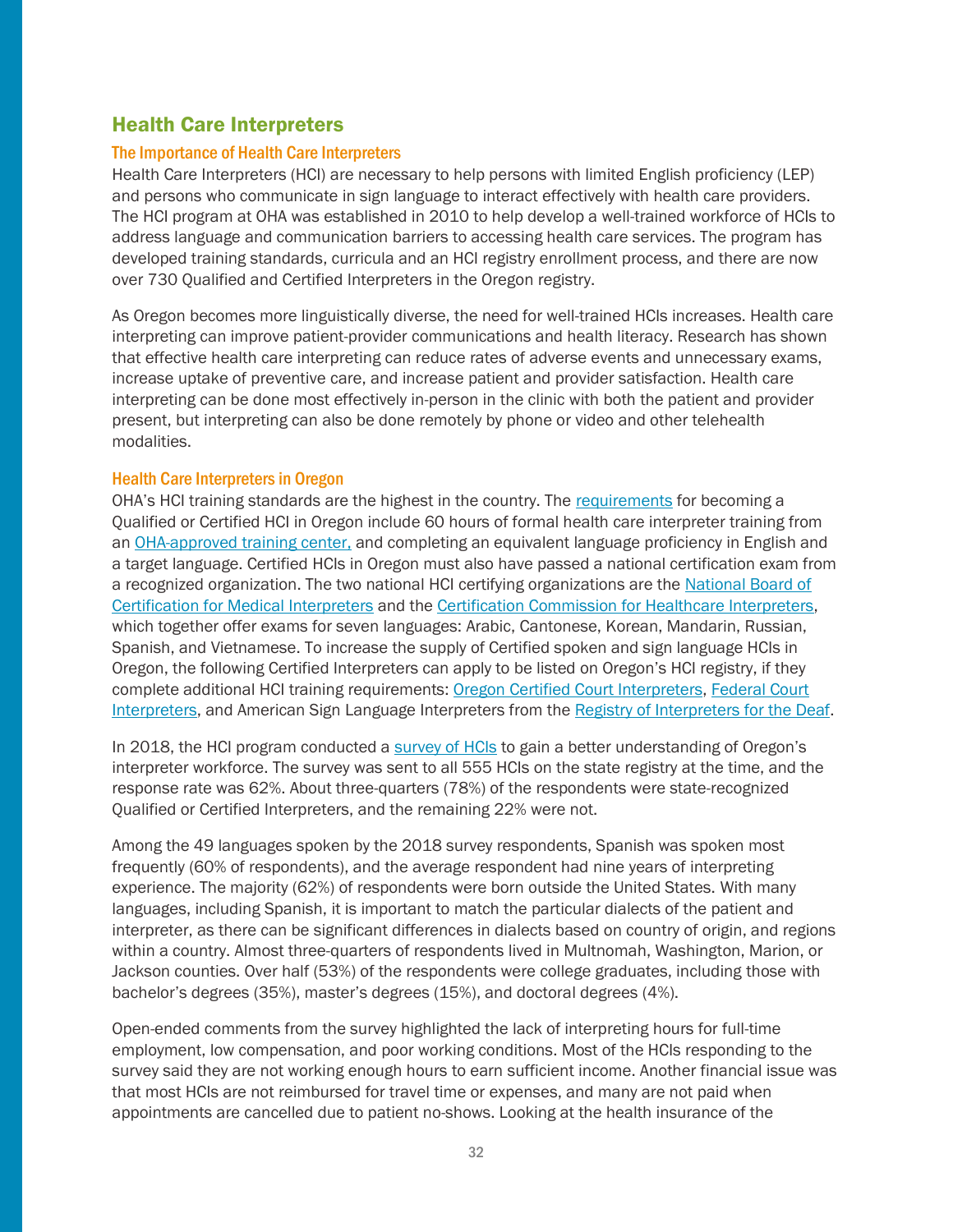## Health Care Interpreters

### The Importance of Health Care Interpreters

Health Care Interpreters (HCI) are necessary to help persons with limited English proficiency (LEP) and persons who communicate in sign language to interact effectively with health care providers. The HCI program at OHA was established in 2010 to help develop a well-trained workforce of HCIs to address language and communication barriers to accessing health care services. The program has developed training standards, curricula and an HCI registry enrollment process, and there are now over 730 Qualified and Certified Interpreters in the Oregon registry.

As Oregon becomes more linguistically diverse, the need for well-trained HCIs increases. Health care interpreting can improve patient-provider communications and health literacy. Research has shown that effective health care interpreting can reduce rates of adverse events and unnecessary exams, increase uptake of preventive care, and increase patient and provider satisfaction. Health care interpreting can be done most effectively in-person in the clinic with both the patient and provider present, but interpreting can also be done remotely by phone or video and other telehealth modalities.

### Health Care Interpreters in Oregon

OHA's HCI training standards are the highest in the country. The requirements for becoming a Qualified or Certified HCI in Oregon include 60 hours of formal health care interpreter training from an OHA-approved training center, and completing an equivalent language proficiency in English and a target language. Certified HCIs in Oregon must also have passed a national certification exam from a recognized organization. The two national HCI certifying organizations are the National Board of Certification for Medical Interpreters and the Certification Commission for Healthcare Interpreters, which together offer exams for seven languages: Arabic, Cantonese, Korean, Mandarin, Russian, Spanish, and Vietnamese. To increase the supply of Certified spoken and sign language HCIs in Oregon, the following Certified Interpreters can apply to be listed on Oregon's HCI registry, if they complete additional HCI training requirements: Oregon Certified Court Interpreters, Federal Court Interpreters, and American Sign Language Interpreters from the Registry of Interpreters for the Deaf.

In 2018, the HCI program conducted a survey of HCIs to gain a better understanding of Oregon's interpreter workforce. The survey was sent to all 555 HCIs on the state registry at the time, and the response rate was 62%. About three-quarters (78%) of the respondents were state-recognized Qualified or Certified Interpreters, and the remaining 22% were not.

Among the 49 languages spoken by the 2018 survey respondents, Spanish was spoken most frequently (60% of respondents), and the average respondent had nine years of interpreting experience. The majority (62%) of respondents were born outside the United States. With many languages, including Spanish, it is important to match the particular dialects of the patient and interpreter, as there can be significant differences in dialects based on country of origin, and regions within a country. Almost three-quarters of respondents lived in Multnomah, Washington, Marion, or Jackson counties. Over half (53%) of the respondents were college graduates, including those with bachelor's degrees (35%), master's degrees (15%), and doctoral degrees (4%).

Open-ended comments from the survey highlighted the lack of interpreting hours for full-time employment, low compensation, and poor working conditions. Most of the HCIs responding to the survey said they are not working enough hours to earn sufficient income. Another financial issue was that most HCIs are not reimbursed for travel time or expenses, and many are not paid when appointments are cancelled due to patient no-shows. Looking at the health insurance of the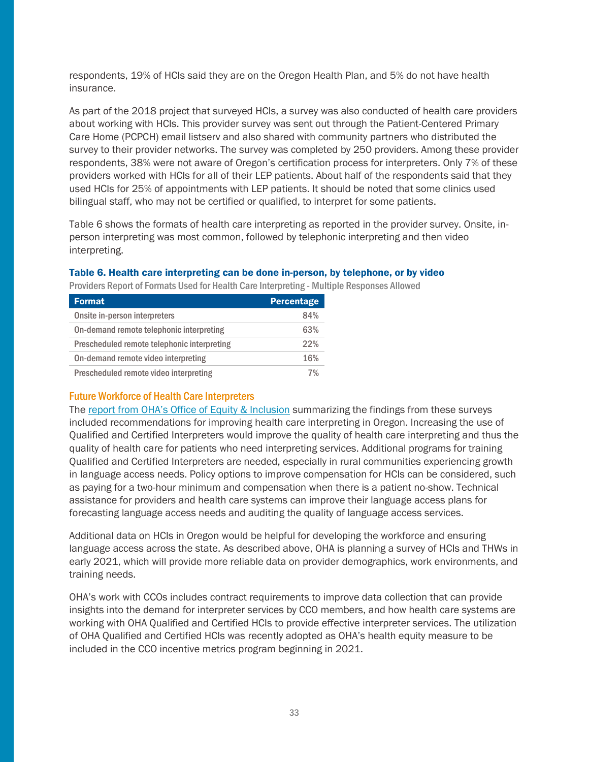respondents, 19% of HCIs said they are on the Oregon Health Plan, and 5% do not have health insurance.

As part of the 2018 project that surveyed HCIs, a survey was also conducted of health care providers about working with HCIs. This provider survey was sent out through the Patient-Centered Primary Care Home (PCPCH) email listserv and also shared with community partners who distributed the survey to their provider networks. The survey was completed by 250 providers. Among these provider respondents, 38% were not aware of Oregon's certification process for interpreters. Only 7% of these providers worked with HCIs for all of their LEP patients. About half of the respondents said that they used HCIs for 25% of appointments with LEP patients. It should be noted that some clinics used bilingual staff, who may not be certified or qualified, to interpret for some patients.

Table 6 shows the formats of health care interpreting as reported in the provider survey. Onsite, in-person interpreting was most common, followed by telephonic interpreting and then video interpreting.

**Table 6. Health care interpreting can be done in-person, by telephone, or by video**

Providers Report of Formats Used for Health Care Interpreting - Multiple Responses Allowed

| Format | Percentage |
|---|---|
| Onsite in-person interpreters | 84% |
| On-demand remote telephonic interpreting | 63% |
| Prescheduled remote telephonic interpreting | 22% |
| On-demand remote video interpreting | 16% |
| Prescheduled remote video interpreting | 7% |

### Future Workforce of Health Care Interpreters

The report from OHA's Office of Equity & Inclusion summarizing the findings from these surveys included recommendations for improving health care interpreting in Oregon. Increasing the use of Qualified and Certified Interpreters would improve the quality of health care interpreting and thus the quality of health care for patients who need interpreting services. Additional programs for training Qualified and Certified Interpreters are needed, especially in rural communities experiencing growth in language access needs. Policy options to improve compensation for HCIs can be considered, such as paying for a two-hour minimum and compensation when there is a patient no-show. Technical assistance for providers and health care systems can improve their language access plans for forecasting language access needs and auditing the quality of language access services.

Additional data on HCIs in Oregon would be helpful for developing the workforce and ensuring language access across the state. As described above, OHA is planning a survey of HCIs and THWs in early 2021, which will provide more reliable data on provider demographics, work environments, and training needs.

OHA's work with CCOs includes contract requirements to improve data collection that can provide insights into the demand for interpreter services by CCO members, and how health care systems are working with OHA Qualified and Certified HCIs to provide effective interpreter services. The utilization of OHA Qualified and Certified HCIs was recently adopted as OHA's health equity measure to be included in the CCO incentive metrics program beginning in 2021.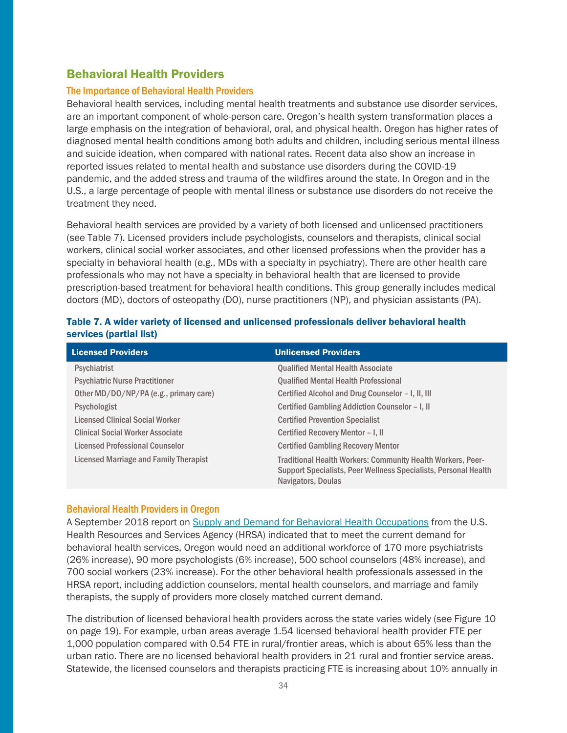## Behavioral Health Providers

### The Importance of Behavioral Health Providers

Behavioral health services, including mental health treatments and substance use disorder services, are an important component of whole-person care. Oregon's health system transformation places a large emphasis on the integration of behavioral, oral, and physical health. Oregon has higher rates of diagnosed mental health conditions among both adults and children, including serious mental illness and suicide ideation, when compared with national rates. Recent data also show an increase in reported issues related to mental health and substance use disorders during the COVID-19 pandemic, and the added stress and trauma of the wildfires around the state. In Oregon and in the U.S., a large percentage of people with mental illness or substance use disorders do not receive the treatment they need.

Behavioral health services are provided by a variety of both licensed and unlicensed practitioners (see Table 7). Licensed providers include psychologists, counselors and therapists, clinical social workers, clinical social worker associates, and other licensed professions when the provider has a specialty in behavioral health (e.g., MDs with a specialty in psychiatry). There are other health care professionals who may not have a specialty in behavioral health that are licensed to provide prescription-based treatment for behavioral health conditions. This group generally includes medical doctors (MD), doctors of osteopathy (DO), nurse practitioners (NP), and physician assistants (PA).

**Table 7. A wider variety of licensed and unlicensed professionals deliver behavioral health services (partial list)**

| Licensed Providers | Unlicensed Providers |
|---|---|
| Psychiatrist | Qualified Mental Health Associate |
| Psychiatric Nurse Practitioner | Qualified Mental Health Professional |
| Other MD/DO/NP/PA (e.g., primary care) | Certified Alcohol and Drug Counselor – I, II, III |
| Psychologist | Certified Gambling Addiction Counselor – I, II |
| Licensed Clinical Social Worker | Certified Prevention Specialist |
| Clinical Social Worker Associate | Certified Recovery Mentor – I, II |
| Licensed Professional Counselor | Certified Gambling Recovery Mentor |
| Licensed Marriage and Family Therapist | Traditional Health Workers: Community Health Workers, Peer-Support Specialists, Peer Wellness Specialists, Personal Health Navigators, Doulas |

### Behavioral Health Providers in Oregon

A September 2018 report on Supply and Demand for Behavioral Health Occupations from the U.S. Health Resources and Services Agency (HRSA) indicated that to meet the current demand for behavioral health services, Oregon would need an additional workforce of 170 more psychiatrists (26% increase), 90 more psychologists (6% increase), 500 school counselors (48% increase), and 700 social workers (23% increase). For the other behavioral health professionals assessed in the HRSA report, including addiction counselors, mental health counselors, and marriage and family therapists, the supply of providers more closely matched current demand.

The distribution of licensed behavioral health providers across the state varies widely (see Figure 10 on page 19). For example, urban areas average 1.54 licensed behavioral health provider FTE per 1,000 population compared with 0.54 FTE in rural/frontier areas, which is about 65% less than the urban ratio. There are no licensed behavioral health providers in 21 rural and frontier service areas. Statewide, the licensed counselors and therapists practicing FTE is increasing about 10% annually in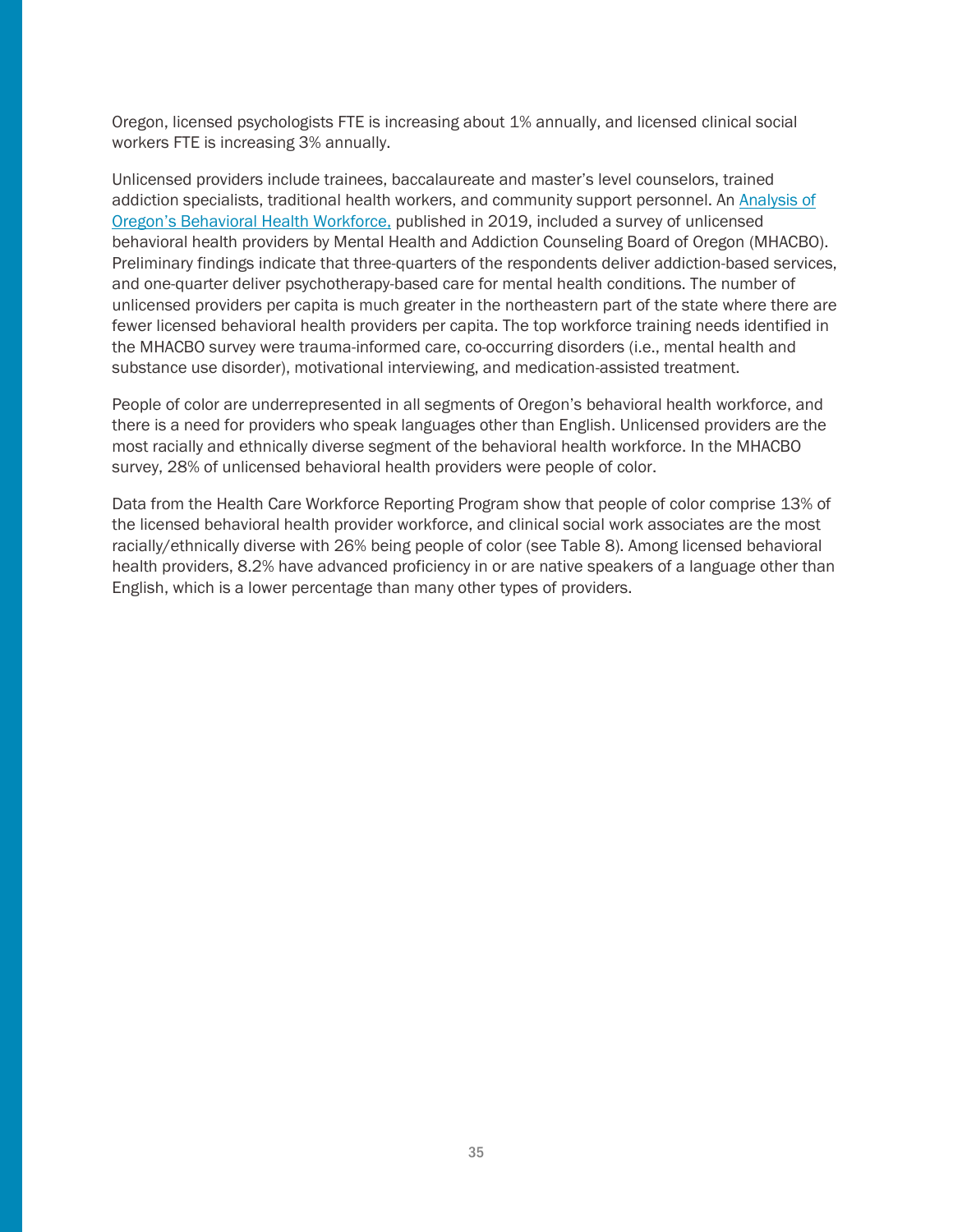Oregon, licensed psychologists FTE is increasing about 1% annually, and licensed clinical social workers FTE is increasing 3% annually.

Unlicensed providers include trainees, baccalaureate and master's level counselors, trained addiction specialists, traditional health workers, and community support personnel. An Analysis of Oregon's Behavioral Health Workforce, published in 2019, included a survey of unlicensed behavioral health providers by Mental Health and Addiction Counseling Board of Oregon (MHACBO). Preliminary findings indicate that three-quarters of the respondents deliver addiction-based services, and one-quarter deliver psychotherapy-based care for mental health conditions. The number of unlicensed providers per capita is much greater in the northeastern part of the state where there are fewer licensed behavioral health providers per capita. The top workforce training needs identified in the MHACBO survey were trauma-informed care, co-occurring disorders (i.e., mental health and substance use disorder), motivational interviewing, and medication-assisted treatment.

People of color are underrepresented in all segments of Oregon's behavioral health workforce, and there is a need for providers who speak languages other than English. Unlicensed providers are the most racially and ethnically diverse segment of the behavioral health workforce. In the MHACBO survey, 28% of unlicensed behavioral health providers were people of color.

Data from the Health Care Workforce Reporting Program show that people of color comprise 13% of the licensed behavioral health provider workforce, and clinical social work associates are the most racially/ethnically diverse with 26% being people of color (see Table 8). Among licensed behavioral health providers, 8.2% have advanced proficiency in or are native speakers of a language other than English, which is a lower percentage than many other types of providers.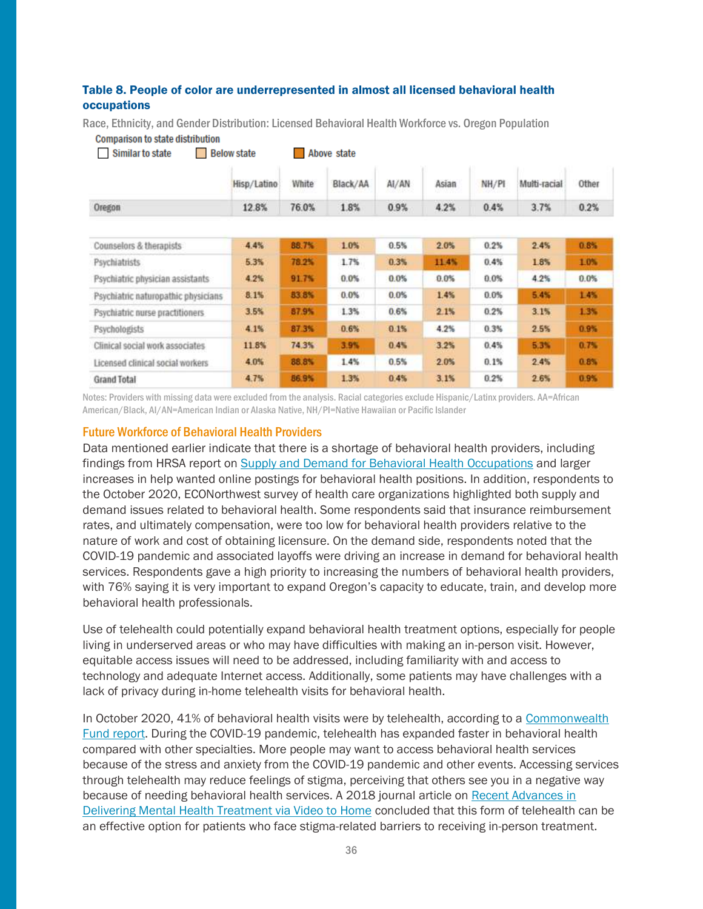**Table 8. People of color are underrepresented in almost all licensed behavioral health occupations**

Race, Ethnicity, and Gender Distribution: Licensed Behavioral Health Workforce vs. Oregon Population

Comparison to state distribution

☐ Similar to state ☐ Below state ☐ Above state

| | Hisp/Latino | White | Black/AA | AI/AN | Asian | NH/PI | Multi-racial | Other |
|---|---|---|---|---|---|---|---|---|
| Oregon | 12.8% | 76.0% | 1.8% | 0.9% | 4.2% | 0.4% | 3.7% | 0.2% |
| Counselors & therapists | 4.4% | 88.7% | 1.0% | 0.5% | 2.0% | 0.2% | 2.4% | 0.8% |
| Psychiatrists | 5.3% | 78.2% | 1.7% | 0.3% | 11.4% | 0.4% | 1.8% | 1.0% |
| Psychiatric physician assistants | 4.2% | 91.7% | 0.0% | 0.0% | 0.0% | 0.0% | 4.2% | 0.0% |
| Psychiatric naturopathic physicians | 8.1% | 83.8% | 0.0% | 0.0% | 1.4% | 0.0% | 5.4% | 1.4% |
| Psychiatric nurse practitioners | 3.5% | 87.9% | 1.3% | 0.6% | 2.1% | 0.2% | 3.1% | 1.3% |
| Psychologists | 4.1% | 87.3% | 0.6% | 0.1% | 4.2% | 0.3% | 2.5% | 0.9% |
| Clinical social work associates | 11.8% | 74.3% | 3.9% | 0.4% | 3.2% | 0.4% | 5.3% | 0.7% |
| Licensed clinical social workers | 4.0% | 88.8% | 1.4% | 0.5% | 2.0% | 0.1% | 2.4% | 0.8% |
| Grand Total | 4.7% | 86.9% | 1.3% | 0.4% | 3.1% | 0.2% | 2.6% | 0.9% |

Notes: Providers with missing data were excluded from the analysis. Racial categories exclude Hispanic/Latinx providers. AA=African American/Black, AI/AN=American Indian or Alaska Native, NH/PI=Native Hawaiian or Pacific Islander

## Future Workforce of Behavioral Health Providers

Data mentioned earlier indicate that there is a shortage of behavioral health providers, including findings from HRSA report on Supply and Demand for Behavioral Health Occupations and larger increases in help wanted online postings for behavioral health positions. In addition, respondents to the October 2020, ECONorthwest survey of health care organizations highlighted both supply and demand issues related to behavioral health. Some respondents said that insurance reimbursement rates, and ultimately compensation, were too low for behavioral health providers relative to the nature of work and cost of obtaining licensure. On the demand side, respondents noted that the COVID-19 pandemic and associated layoffs were driving an increase in demand for behavioral health services. Respondents gave a high priority to increasing the numbers of behavioral health providers, with 76% saying it is very important to expand Oregon's capacity to educate, train, and develop more behavioral health professionals.

Use of telehealth could potentially expand behavioral health treatment options, especially for people living in underserved areas or who may have difficulties with making an in-person visit. However, equitable access issues will need to be addressed, including familiarity with and access to technology and adequate Internet access. Additionally, some patients may have challenges with a lack of privacy during in-home telehealth visits for behavioral health.

In October 2020, 41% of behavioral health visits were by telehealth, according to a Commonwealth Fund report. During the COVID-19 pandemic, telehealth has expanded faster in behavioral health compared with other specialties. More people may want to access behavioral health services because of the stress and anxiety from the COVID-19 pandemic and other events. Accessing services through telehealth may reduce feelings of stigma, perceiving that others see you in a negative way because of needing behavioral health services. A 2018 journal article on Recent Advances in Delivering Mental Health Treatment via Video to Home concluded that this form of telehealth can be an effective option for patients who face stigma-related barriers to receiving in-person treatment.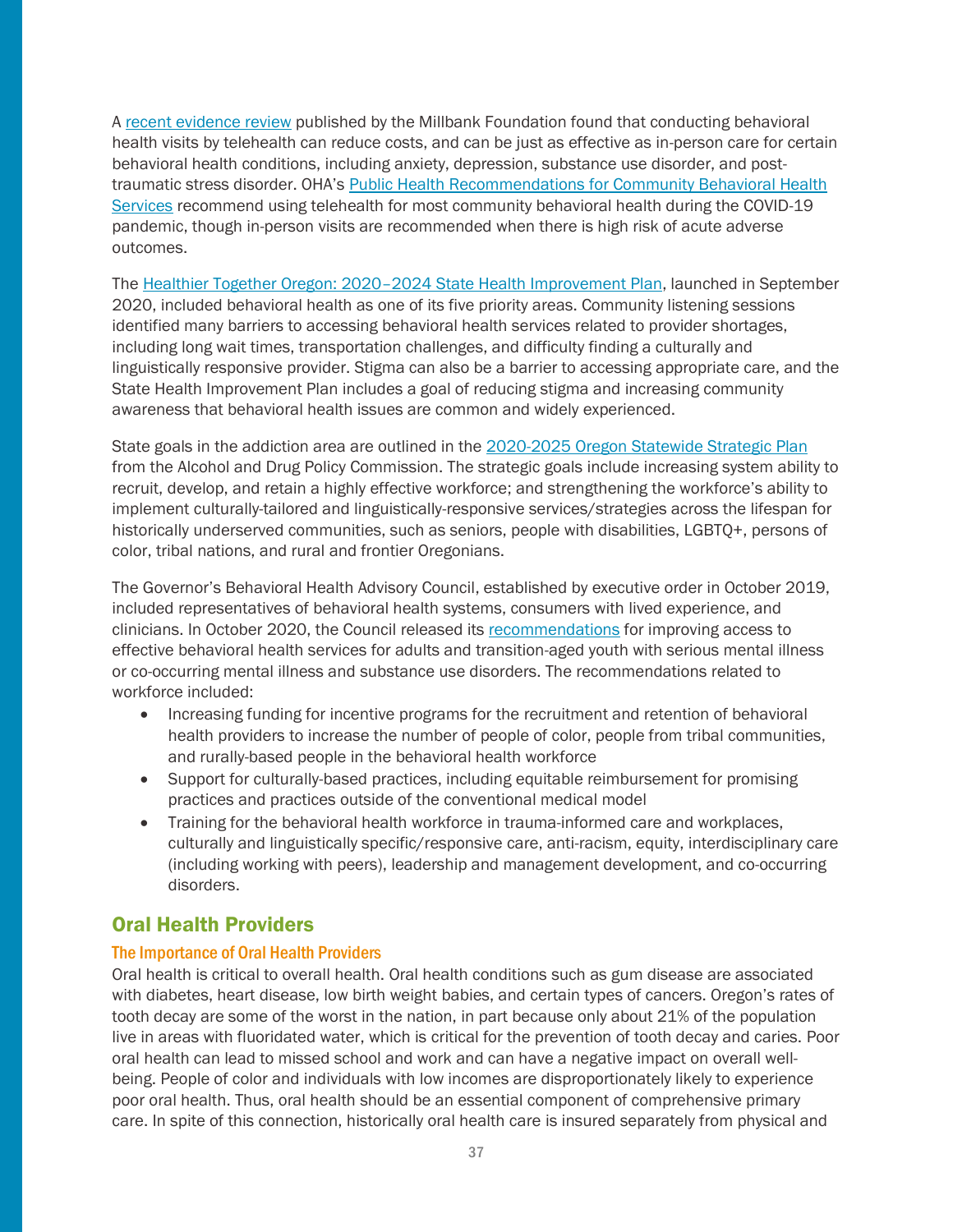A recent evidence review published by the Millbank Foundation found that conducting behavioral health visits by telehealth can reduce costs, and can be just as effective as in-person care for certain behavioral health conditions, including anxiety, depression, substance use disorder, and post-traumatic stress disorder. OHA's Public Health Recommendations for Community Behavioral Health Services recommend using telehealth for most community behavioral health during the COVID-19 pandemic, though in-person visits are recommended when there is high risk of acute adverse outcomes.

The Healthier Together Oregon: 2020–2024 State Health Improvement Plan, launched in September 2020, included behavioral health as one of its five priority areas. Community listening sessions identified many barriers to accessing behavioral health services related to provider shortages, including long wait times, transportation challenges, and difficulty finding a culturally and linguistically responsive provider. Stigma can also be a barrier to accessing appropriate care, and the State Health Improvement Plan includes a goal of reducing stigma and increasing community awareness that behavioral health issues are common and widely experienced.

State goals in the addiction area are outlined in the 2020-2025 Oregon Statewide Strategic Plan from the Alcohol and Drug Policy Commission. The strategic goals include increasing system ability to recruit, develop, and retain a highly effective workforce; and strengthening the workforce's ability to implement culturally-tailored and linguistically-responsive services/strategies across the lifespan for historically underserved communities, such as seniors, people with disabilities, LGBTQ+, persons of color, tribal nations, and rural and frontier Oregonians.

The Governor's Behavioral Health Advisory Council, established by executive order in October 2019, included representatives of behavioral health systems, consumers with lived experience, and clinicians. In October 2020, the Council released its recommendations for improving access to effective behavioral health services for adults and transition-aged youth with serious mental illness or co-occurring mental illness and substance use disorders. The recommendations related to workforce included:

- Increasing funding for incentive programs for the recruitment and retention of behavioral health providers to increase the number of people of color, people from tribal communities, and rurally-based people in the behavioral health workforce
- Support for culturally-based practices, including equitable reimbursement for promising practices and practices outside of the conventional medical model
- Training for the behavioral health workforce in trauma-informed care and workplaces, culturally and linguistically specific/responsive care, anti-racism, equity, interdisciplinary care (including working with peers), leadership and management development, and co-occurring disorders.

## Oral Health Providers

### The Importance of Oral Health Providers

Oral health is critical to overall health. Oral health conditions such as gum disease are associated with diabetes, heart disease, low birth weight babies, and certain types of cancers. Oregon's rates of tooth decay are some of the worst in the nation, in part because only about 21% of the population live in areas with fluoridated water, which is critical for the prevention of tooth decay and caries. Poor oral health can lead to missed school and work and can have a negative impact on overall well-being. People of color and individuals with low incomes are disproportionately likely to experience poor oral health. Thus, oral health should be an essential component of comprehensive primary care. In spite of this connection, historically oral health care is insured separately from physical and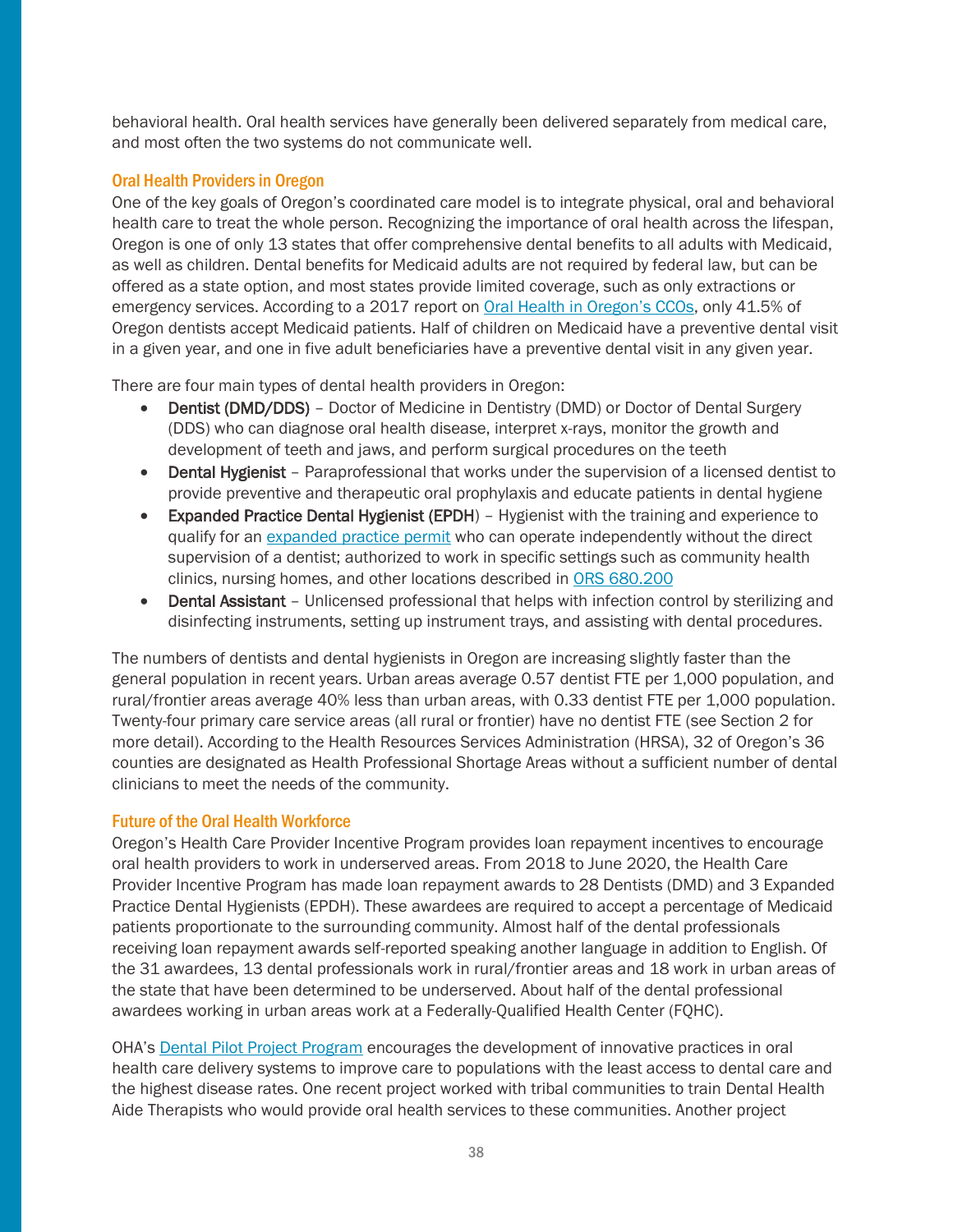behavioral health. Oral health services have generally been delivered separately from medical care, and most often the two systems do not communicate well.

### Oral Health Providers in Oregon

One of the key goals of Oregon's coordinated care model is to integrate physical, oral and behavioral health care to treat the whole person. Recognizing the importance of oral health across the lifespan, Oregon is one of only 13 states that offer comprehensive dental benefits to all adults with Medicaid, as well as children. Dental benefits for Medicaid adults are not required by federal law, but can be offered as a state option, and most states provide limited coverage, such as only extractions or emergency services. According to a 2017 report on Oral Health in Oregon's CCOs, only 41.5% of Oregon dentists accept Medicaid patients. Half of children on Medicaid have a preventive dental visit in a given year, and one in five adult beneficiaries have a preventive dental visit in any given year.

There are four main types of dental health providers in Oregon:

- **Dentist (DMD/DDS)** – Doctor of Medicine in Dentistry (DMD) or Doctor of Dental Surgery (DDS) who can diagnose oral health disease, interpret x-rays, monitor the growth and development of teeth and jaws, and perform surgical procedures on the teeth
- **Dental Hygienist** – Paraprofessional that works under the supervision of a licensed dentist to provide preventive and therapeutic oral prophylaxis and educate patients in dental hygiene
- **Expanded Practice Dental Hygienist (EPDH**) – Hygienist with the training and experience to qualify for an expanded practice permit who can operate independently without the direct supervision of a dentist; authorized to work in specific settings such as community health clinics, nursing homes, and other locations described in ORS 680.200
- **Dental Assistant** – Unlicensed professional that helps with infection control by sterilizing and disinfecting instruments, setting up instrument trays, and assisting with dental procedures.

The numbers of dentists and dental hygienists in Oregon are increasing slightly faster than the general population in recent years. Urban areas average 0.57 dentist FTE per 1,000 population, and rural/frontier areas average 40% less than urban areas, with 0.33 dentist FTE per 1,000 population. Twenty-four primary care service areas (all rural or frontier) have no dentist FTE (see Section 2 for more detail). According to the Health Resources Services Administration (HRSA), 32 of Oregon's 36 counties are designated as Health Professional Shortage Areas without a sufficient number of dental clinicians to meet the needs of the community.

### Future of the Oral Health Workforce

Oregon's Health Care Provider Incentive Program provides loan repayment incentives to encourage oral health providers to work in underserved areas. From 2018 to June 2020, the Health Care Provider Incentive Program has made loan repayment awards to 28 Dentists (DMD) and 3 Expanded Practice Dental Hygienists (EPDH). These awardees are required to accept a percentage of Medicaid patients proportionate to the surrounding community. Almost half of the dental professionals receiving loan repayment awards self-reported speaking another language in addition to English. Of the 31 awardees, 13 dental professionals work in rural/frontier areas and 18 work in urban areas of the state that have been determined to be underserved. About half of the dental professional awardees working in urban areas work at a Federally-Qualified Health Center (FQHC).

OHA's Dental Pilot Project Program encourages the development of innovative practices in oral health care delivery systems to improve care to populations with the least access to dental care and the highest disease rates. One recent project worked with tribal communities to train Dental Health Aide Therapists who would provide oral health services to these communities. Another project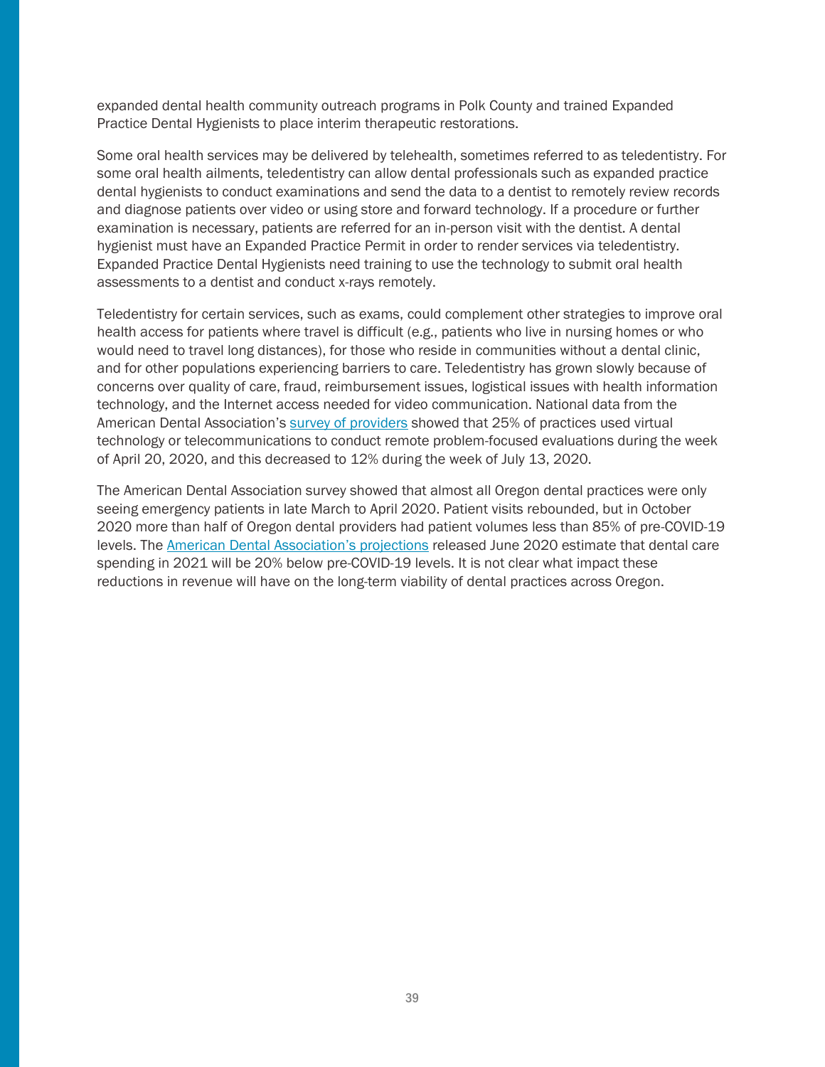expanded dental health community outreach programs in Polk County and trained Expanded Practice Dental Hygienists to place interim therapeutic restorations.

Some oral health services may be delivered by telehealth, sometimes referred to as teledentistry. For some oral health ailments, teledentistry can allow dental professionals such as expanded practice dental hygienists to conduct examinations and send the data to a dentist to remotely review records and diagnose patients over video or using store and forward technology. If a procedure or further examination is necessary, patients are referred for an in-person visit with the dentist. A dental hygienist must have an Expanded Practice Permit in order to render services via teledentistry. Expanded Practice Dental Hygienists need training to use the technology to submit oral health assessments to a dentist and conduct x-rays remotely.

Teledentistry for certain services, such as exams, could complement other strategies to improve oral health access for patients where travel is difficult (e.g., patients who live in nursing homes or who would need to travel long distances), for those who reside in communities without a dental clinic, and for other populations experiencing barriers to care. Teledentistry has grown slowly because of concerns over quality of care, fraud, reimbursement issues, logistical issues with health information technology, and the Internet access needed for video communication. National data from the American Dental Association's survey of providers showed that 25% of practices used virtual technology or telecommunications to conduct remote problem-focused evaluations during the week of April 20, 2020, and this decreased to 12% during the week of July 13, 2020.

The American Dental Association survey showed that almost all Oregon dental practices were only seeing emergency patients in late March to April 2020. Patient visits rebounded, but in October 2020 more than half of Oregon dental providers had patient volumes less than 85% of pre-COVID-19 levels. The American Dental Association's projections released June 2020 estimate that dental care spending in 2021 will be 20% below pre-COVID-19 levels. It is not clear what impact these reductions in revenue will have on the long-term viability of dental practices across Oregon.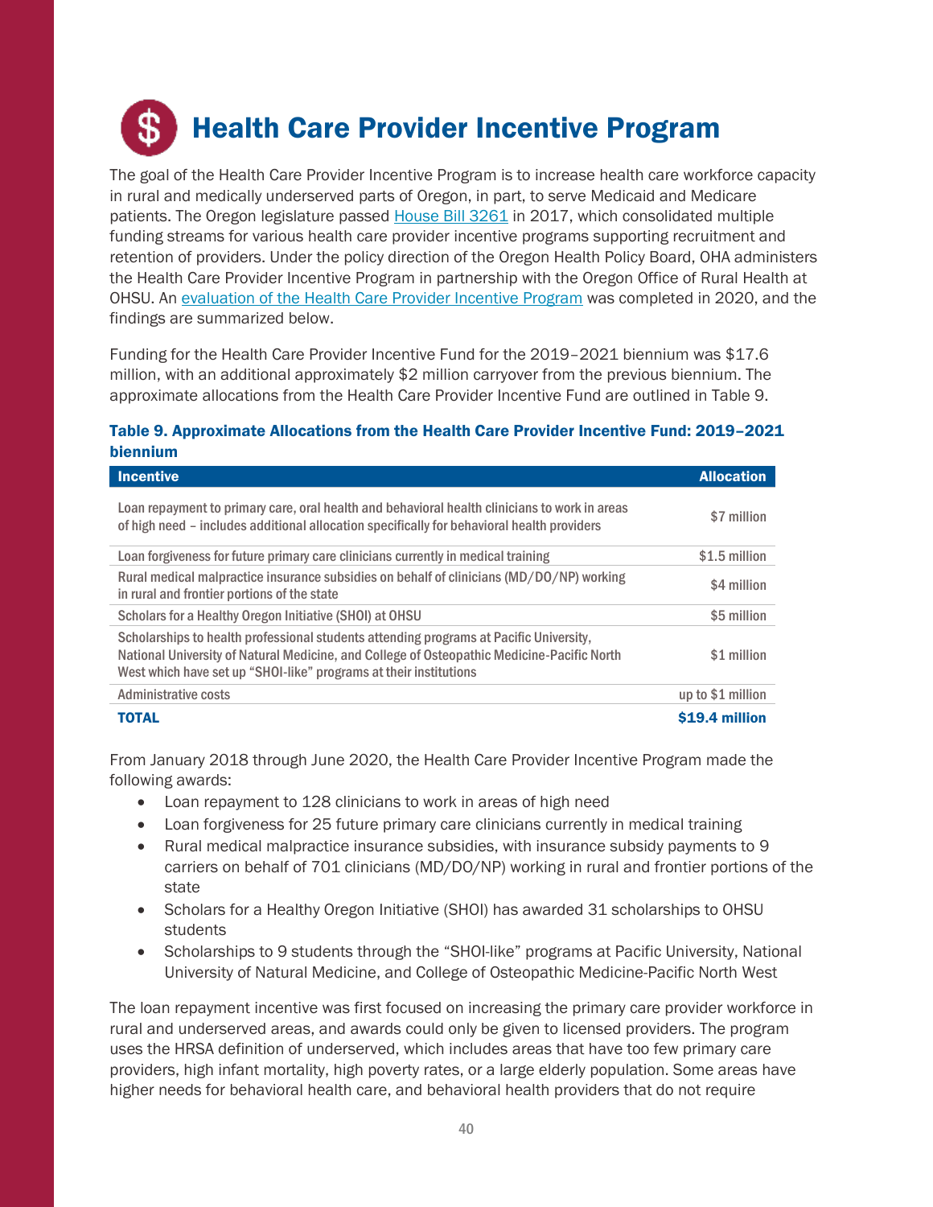# Health Care Provider Incentive Program

The goal of the Health Care Provider Incentive Program is to increase health care workforce capacity in rural and medically underserved parts of Oregon, in part, to serve Medicaid and Medicare patients. The Oregon legislature passed House Bill 3261 in 2017, which consolidated multiple funding streams for various health care provider incentive programs supporting recruitment and retention of providers. Under the policy direction of the Oregon Health Policy Board, OHA administers the Health Care Provider Incentive Program in partnership with the Oregon Office of Rural Health at OHSU. An evaluation of the Health Care Provider Incentive Program was completed in 2020, and the findings are summarized below.

Funding for the Health Care Provider Incentive Fund for the 2019–2021 biennium was $17.6 million, with an additional approximately $2 million carryover from the previous biennium. The approximate allocations from the Health Care Provider Incentive Fund are outlined in Table 9.

**Table 9. Approximate Allocations from the Health Care Provider Incentive Fund: 2019–2021 biennium**

| Incentive | Allocation |
|---|---|
| Loan repayment to primary care, oral health and behavioral health clinicians to work in areas of high need – includes additional allocation specifically for behavioral health providers | $7 million |
| Loan forgiveness for future primary care clinicians currently in medical training | $1.5 million |
| Rural medical malpractice insurance subsidies on behalf of clinicians (MD/DO/NP) working in rural and frontier portions of the state | $4 million |
| Scholars for a Healthy Oregon Initiative (SHOI) at OHSU | $5 million |
| Scholarships to health professional students attending programs at Pacific University, National University of Natural Medicine, and College of Osteopathic Medicine-Pacific North West which have set up "SHOI-like" programs at their institutions | $1 million |
| Administrative costs | up to $1 million |
| **TOTAL** | **$19.4 million** |

From January 2018 through June 2020, the Health Care Provider Incentive Program made the following awards:

- Loan repayment to 128 clinicians to work in areas of high need
- Loan forgiveness for 25 future primary care clinicians currently in medical training
- Rural medical malpractice insurance subsidies, with insurance subsidy payments to 9 carriers on behalf of 701 clinicians (MD/DO/NP) working in rural and frontier portions of the state
- Scholars for a Healthy Oregon Initiative (SHOI) has awarded 31 scholarships to OHSU students
- Scholarships to 9 students through the "SHOI-like" programs at Pacific University, National University of Natural Medicine, and College of Osteopathic Medicine-Pacific North West

The loan repayment incentive was first focused on increasing the primary care provider workforce in rural and underserved areas, and awards could only be given to licensed providers. The program uses the HRSA definition of underserved, which includes areas that have too few primary care providers, high infant mortality, high poverty rates, or a large elderly population. Some areas have higher needs for behavioral health care, and behavioral health providers that do not require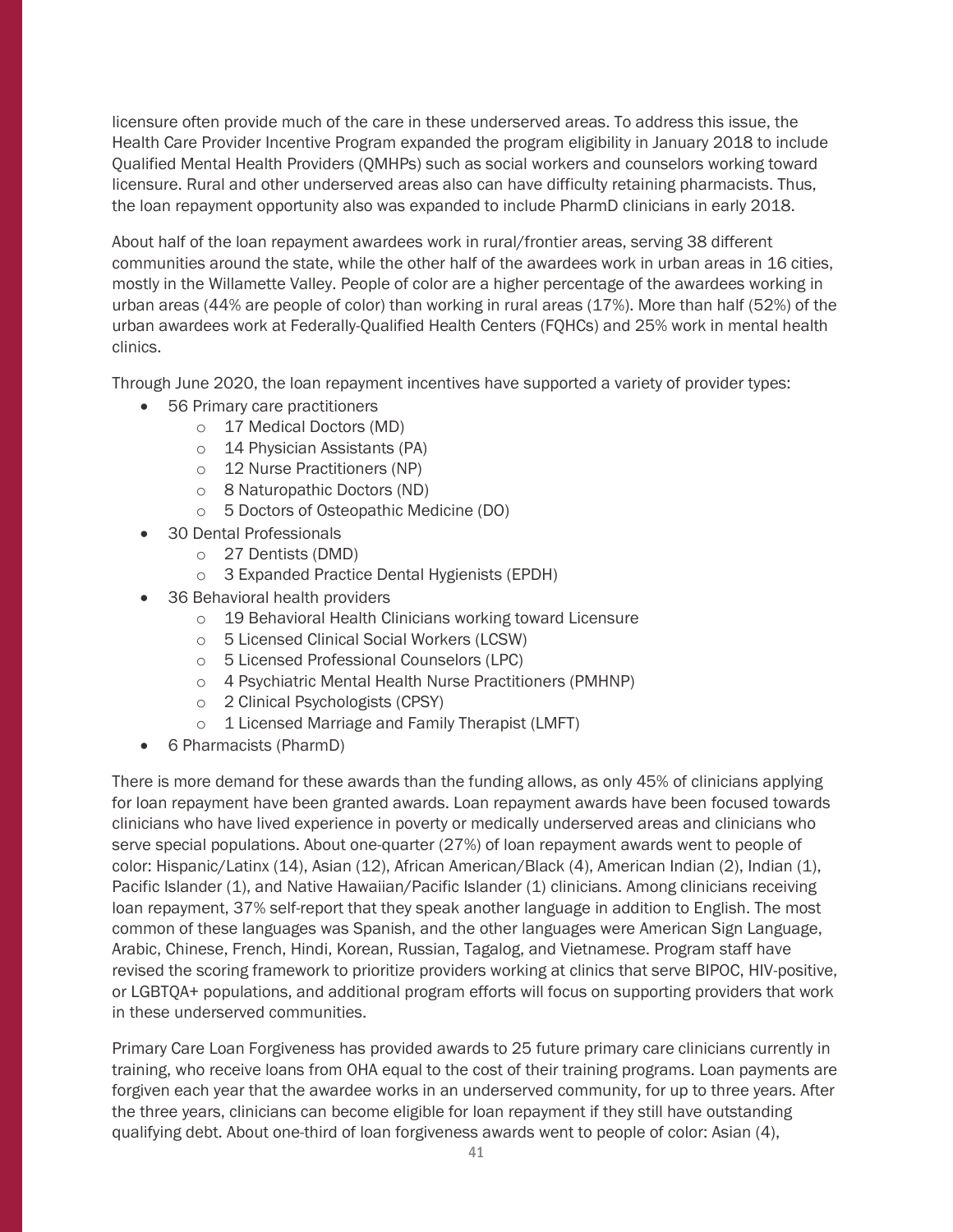licensure often provide much of the care in these underserved areas. To address this issue, the Health Care Provider Incentive Program expanded the program eligibility in January 2018 to include Qualified Mental Health Providers (QMHPs) such as social workers and counselors working toward licensure. Rural and other underserved areas also can have difficulty retaining pharmacists. Thus, the loan repayment opportunity also was expanded to include PharmD clinicians in early 2018.

About half of the loan repayment awardees work in rural/frontier areas, serving 38 different communities around the state, while the other half of the awardees work in urban areas in 16 cities, mostly in the Willamette Valley. People of color are a higher percentage of the awardees working in urban areas (44% are people of color) than working in rural areas (17%). More than half (52%) of the urban awardees work at Federally-Qualified Health Centers (FQHCs) and 25% work in mental health clinics.

Through June 2020, the loan repayment incentives have supported a variety of provider types:

- 56 Primary care practitioners
  - 17 Medical Doctors (MD)
  - 14 Physician Assistants (PA)
  - 12 Nurse Practitioners (NP)
  - 8 Naturopathic Doctors (ND)
  - 5 Doctors of Osteopathic Medicine (DO)
- 30 Dental Professionals
  - 27 Dentists (DMD)
  - 3 Expanded Practice Dental Hygienists (EPDH)
- 36 Behavioral health providers
  - 19 Behavioral Health Clinicians working toward Licensure
  - 5 Licensed Clinical Social Workers (LCSW)
  - 5 Licensed Professional Counselors (LPC)
  - 4 Psychiatric Mental Health Nurse Practitioners (PMHNP)
  - 2 Clinical Psychologists (CPSY)
  - 1 Licensed Marriage and Family Therapist (LMFT)
- 6 Pharmacists (PharmD)

There is more demand for these awards than the funding allows, as only 45% of clinicians applying for loan repayment have been granted awards. Loan repayment awards have been focused towards clinicians who have lived experience in poverty or medically underserved areas and clinicians who serve special populations. About one-quarter (27%) of loan repayment awards went to people of color: Hispanic/Latinx (14), Asian (12), African American/Black (4), American Indian (2), Indian (1), Pacific Islander (1), and Native Hawaiian/Pacific Islander (1) clinicians. Among clinicians receiving loan repayment, 37% self-report that they speak another language in addition to English. The most common of these languages was Spanish, and the other languages were American Sign Language, Arabic, Chinese, French, Hindi, Korean, Russian, Tagalog, and Vietnamese. Program staff have revised the scoring framework to prioritize providers working at clinics that serve BIPOC, HIV-positive, or LGBTQA+ populations, and additional program efforts will focus on supporting providers that work in these underserved communities.

Primary Care Loan Forgiveness has provided awards to 25 future primary care clinicians currently in training, who receive loans from OHA equal to the cost of their training programs. Loan payments are forgiven each year that the awardee works in an underserved community, for up to three years. After the three years, clinicians can become eligible for loan repayment if they still have outstanding qualifying debt. About one-third of loan forgiveness awards went to people of color: Asian (4),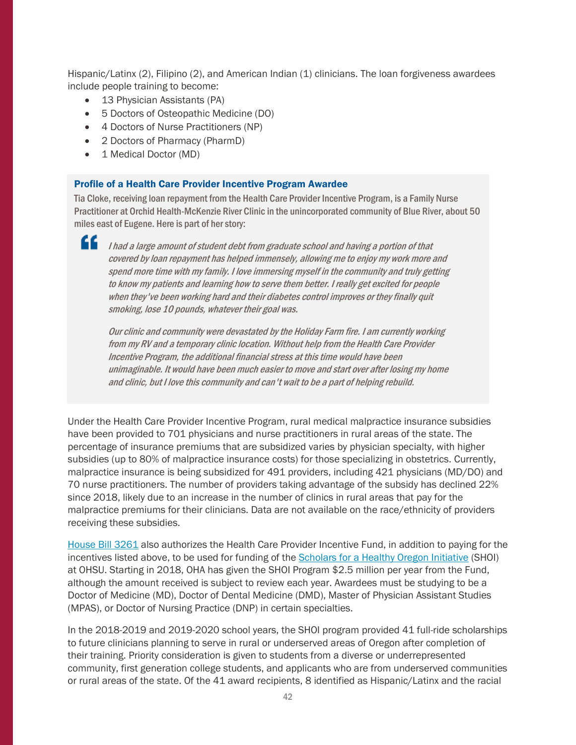Hispanic/Latinx (2), Filipino (2), and American Indian (1) clinicians. The loan forgiveness awardees include people training to become:

- 13 Physician Assistants (PA)
- 5 Doctors of Osteopathic Medicine (DO)
- 4 Doctors of Nurse Practitioners (NP)
- 2 Doctors of Pharmacy (PharmD)
- 1 Medical Doctor (MD)

### Profile of a Health Care Provider Incentive Program Awardee

Tia Cloke, receiving loan repayment from the Health Care Provider Incentive Program, is a Family Nurse Practitioner at Orchid Health-McKenzie River Clinic in the unincorporated community of Blue River, about 50 miles east of Eugene. Here is part of her story:

> *I had a large amount of student debt from graduate school and having a portion of that covered by loan repayment has helped immensely, allowing me to enjoy my work more and spend more time with my family. I love immersing myself in the community and truly getting to know my patients and learning how to serve them better. I really get excited for people when they've been working hard and their diabetes control improves or they finally quit smoking, lose 10 pounds, whatever their goal was.*
>
> *Our clinic and community were devastated by the Holiday Farm fire. I am currently working from my RV and a temporary clinic location. Without help from the Health Care Provider Incentive Program, the additional financial stress at this time would have been unimaginable. It would have been much easier to move and start over after losing my home and clinic, but I love this community and can't wait to be a part of helping rebuild.*

Under the Health Care Provider Incentive Program, rural medical malpractice insurance subsidies have been provided to 701 physicians and nurse practitioners in rural areas of the state. The percentage of insurance premiums that are subsidized varies by physician specialty, with higher subsidies (up to 80% of malpractice insurance costs) for those specializing in obstetrics. Currently, malpractice insurance is being subsidized for 491 providers, including 421 physicians (MD/DO) and 70 nurse practitioners. The number of providers taking advantage of the subsidy has declined 22% since 2018, likely due to an increase in the number of clinics in rural areas that pay for the malpractice premiums for their clinicians. Data are not available on the race/ethnicity of providers receiving these subsidies.

House Bill 3261 also authorizes the Health Care Provider Incentive Fund, in addition to paying for the incentives listed above, to be used for funding of the Scholars for a Healthy Oregon Initiative (SHOI) at OHSU. Starting in 2018, OHA has given the SHOI Program $2.5 million per year from the Fund, although the amount received is subject to review each year. Awardees must be studying to be a Doctor of Medicine (MD), Doctor of Dental Medicine (DMD), Master of Physician Assistant Studies (MPAS), or Doctor of Nursing Practice (DNP) in certain specialties.

In the 2018-2019 and 2019-2020 school years, the SHOI program provided 41 full-ride scholarships to future clinicians planning to serve in rural or underserved areas of Oregon after completion of their training. Priority consideration is given to students from a diverse or underrepresented community, first generation college students, and applicants who are from underserved communities or rural areas of the state. Of the 41 award recipients, 8 identified as Hispanic/Latinx and the racial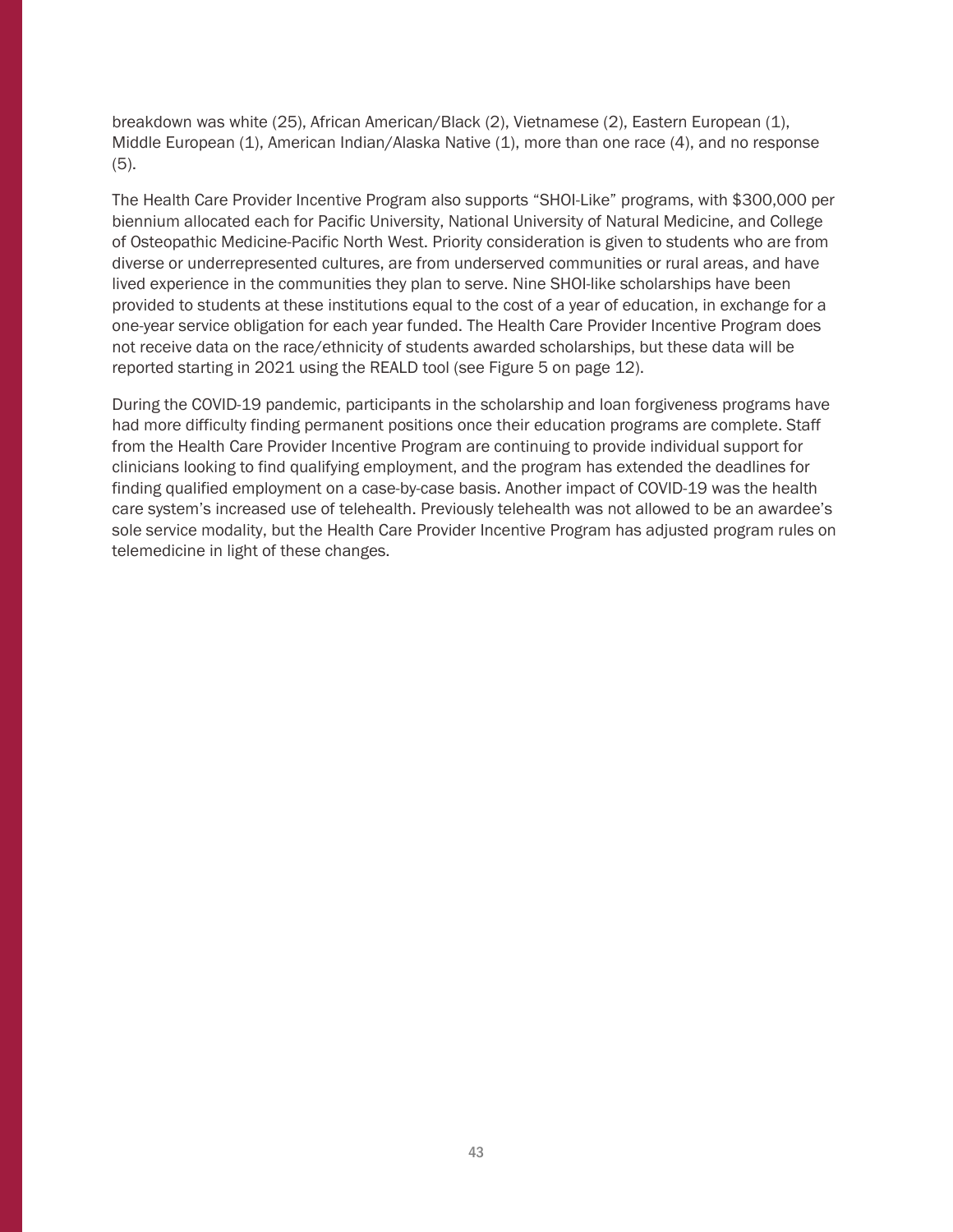breakdown was white (25), African American/Black (2), Vietnamese (2), Eastern European (1), Middle European (1), American Indian/Alaska Native (1), more than one race (4), and no response (5).

The Health Care Provider Incentive Program also supports “SHOI-Like” programs, with $300,000 per biennium allocated each for Pacific University, National University of Natural Medicine, and College of Osteopathic Medicine-Pacific North West. Priority consideration is given to students who are from diverse or underrepresented cultures, are from underserved communities or rural areas, and have lived experience in the communities they plan to serve. Nine SHOI-like scholarships have been provided to students at these institutions equal to the cost of a year of education, in exchange for a one-year service obligation for each year funded. The Health Care Provider Incentive Program does not receive data on the race/ethnicity of students awarded scholarships, but these data will be reported starting in 2021 using the REALD tool (see Figure 5 on page 12).

During the COVID-19 pandemic, participants in the scholarship and loan forgiveness programs have had more difficulty finding permanent positions once their education programs are complete. Staff from the Health Care Provider Incentive Program are continuing to provide individual support for clinicians looking to find qualifying employment, and the program has extended the deadlines for finding qualified employment on a case-by-case basis. Another impact of COVID-19 was the health care system’s increased use of telehealth. Previously telehealth was not allowed to be an awardee’s sole service modality, but the Health Care Provider Incentive Program has adjusted program rules on telemedicine in light of these changes.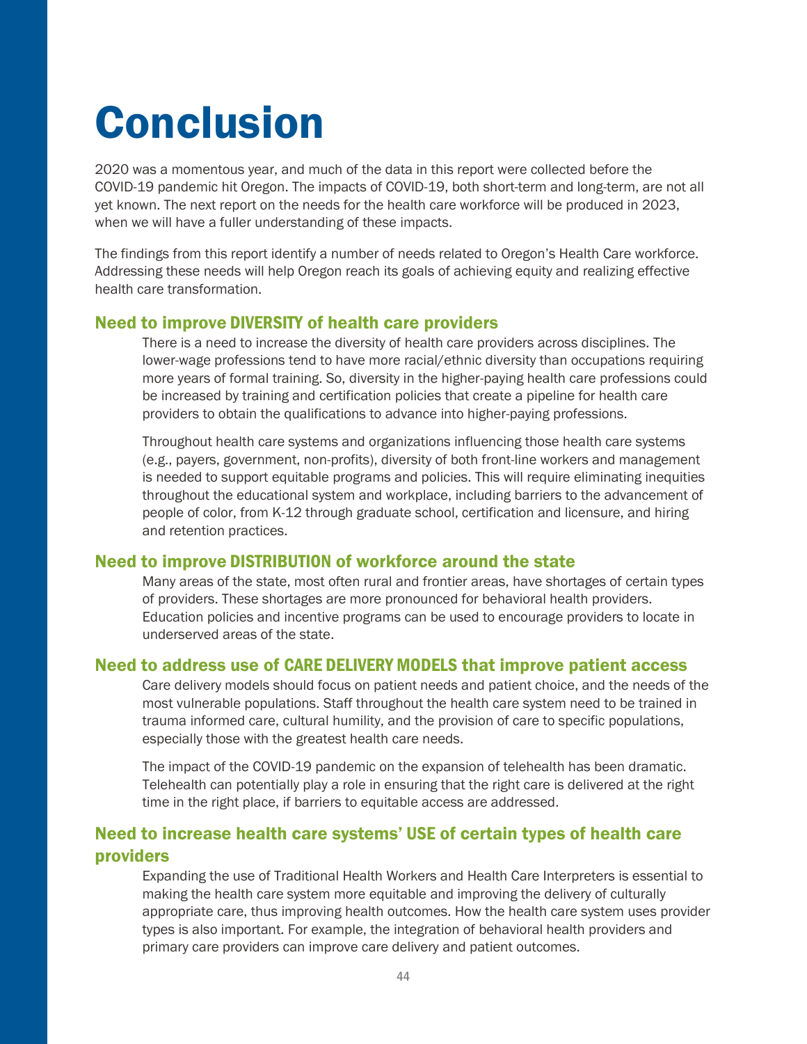# Conclusion

2020 was a momentous year, and much of the data in this report were collected before the COVID-19 pandemic hit Oregon. The impacts of COVID-19, both short-term and long-term, are not all yet known. The next report on the needs for the health care workforce will be produced in 2023, when we will have a fuller understanding of these impacts.

The findings from this report identify a number of needs related to Oregon's Health Care workforce. Addressing these needs will help Oregon reach its goals of achieving equity and realizing effective health care transformation.

## Need to improve DIVERSITY of health care providers

There is a need to increase the diversity of health care providers across disciplines. The lower-wage professions tend to have more racial/ethnic diversity than occupations requiring more years of formal training. So, diversity in the higher-paying health care professions could be increased by training and certification policies that create a pipeline for health care providers to obtain the qualifications to advance into higher-paying professions.

Throughout health care systems and organizations influencing those health care systems (e.g., payers, government, non-profits), diversity of both front-line workers and management is needed to support equitable programs and policies. This will require eliminating inequities throughout the educational system and workplace, including barriers to the advancement of people of color, from K-12 through graduate school, certification and licensure, and hiring and retention practices.

## Need to improve DISTRIBUTION of workforce around the state

Many areas of the state, most often rural and frontier areas, have shortages of certain types of providers. These shortages are more pronounced for behavioral health providers. Education policies and incentive programs can be used to encourage providers to locate in underserved areas of the state.

## Need to address use of CARE DELIVERY MODELS that improve patient access

Care delivery models should focus on patient needs and patient choice, and the needs of the most vulnerable populations. Staff throughout the health care system need to be trained in trauma informed care, cultural humility, and the provision of care to specific populations, especially those with the greatest health care needs.

The impact of the COVID-19 pandemic on the expansion of telehealth has been dramatic. Telehealth can potentially play a role in ensuring that the right care is delivered at the right time in the right place, if barriers to equitable access are addressed.

## Need to increase health care systems' USE of certain types of health care providers

Expanding the use of Traditional Health Workers and Health Care Interpreters is essential to making the health care system more equitable and improving the delivery of culturally appropriate care, thus improving health outcomes. How the health care system uses provider types is also important. For example, the integration of behavioral health providers and primary care providers can improve care delivery and patient outcomes.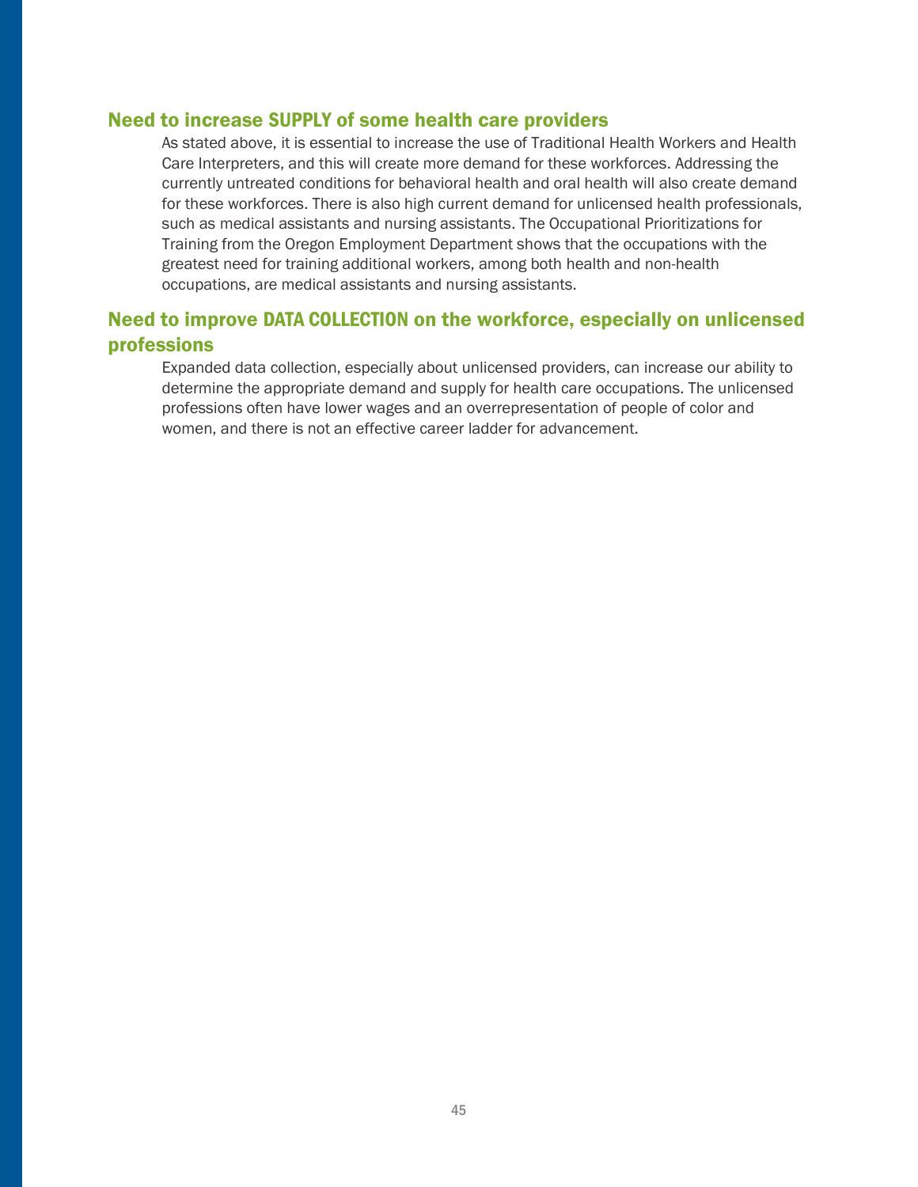## Need to increase SUPPLY of some health care providers

As stated above, it is essential to increase the use of Traditional Health Workers and Health Care Interpreters, and this will create more demand for these workforces. Addressing the currently untreated conditions for behavioral health and oral health will also create demand for these workforces. There is also high current demand for unlicensed health professionals, such as medical assistants and nursing assistants. The Occupational Prioritizations for Training from the Oregon Employment Department shows that the occupations with the greatest need for training additional workers, among both health and non-health occupations, are medical assistants and nursing assistants.

## Need to improve DATA COLLECTION on the workforce, especially on unlicensed professions

Expanded data collection, especially about unlicensed providers, can increase our ability to determine the appropriate demand and supply for health care occupations. The unlicensed professions often have lower wages and an overrepresentation of people of color and women, and there is not an effective career ladder for advancement.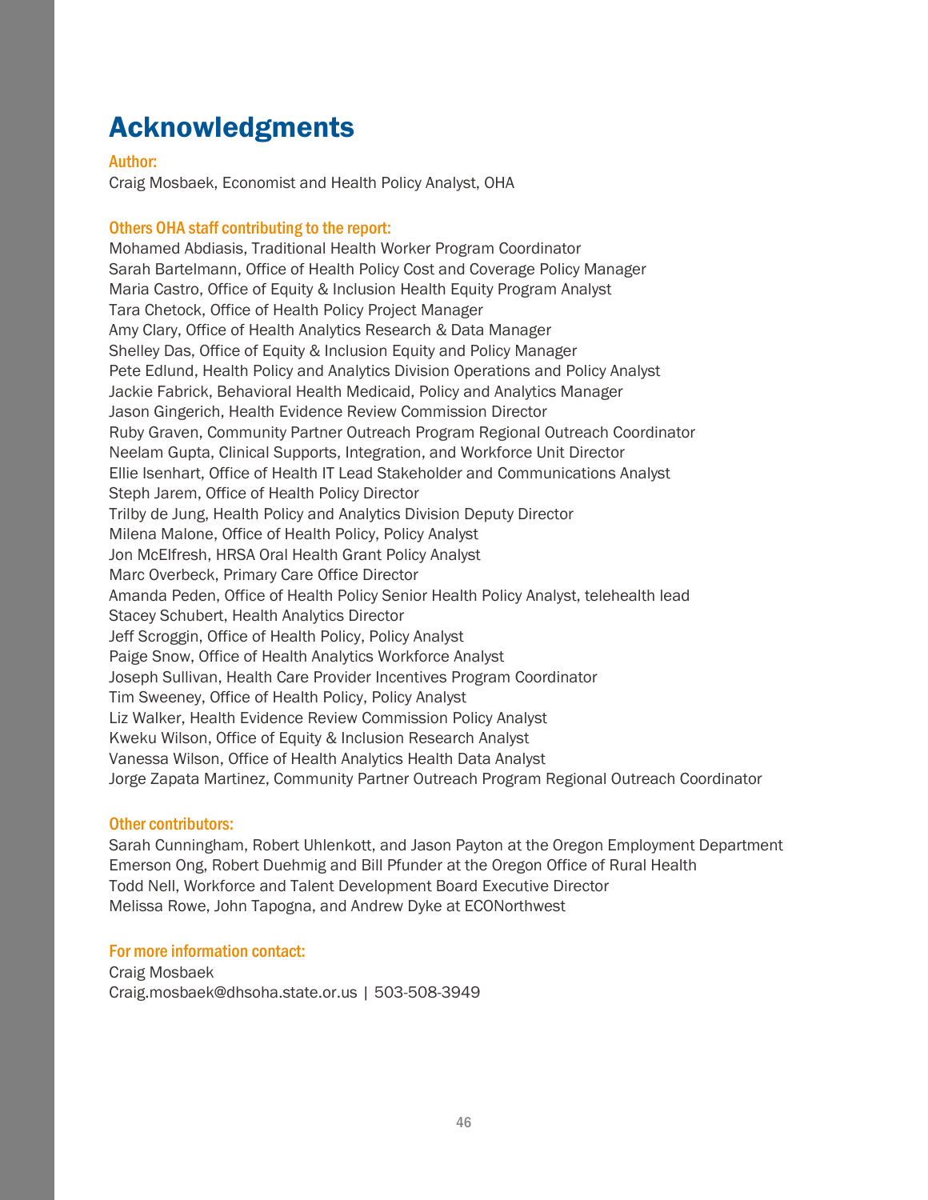# Acknowledgments

**Author:**

Craig Mosbaek, Economist and Health Policy Analyst, OHA

**Others OHA staff contributing to the report:**

Mohamed Abdiasis, Traditional Health Worker Program Coordinator
Sarah Bartelmann, Office of Health Policy Cost and Coverage Policy Manager
Maria Castro, Office of Equity & Inclusion Health Equity Program Analyst
Tara Chetock, Office of Health Policy Project Manager
Amy Clary, Office of Health Analytics Research & Data Manager
Shelley Das, Office of Equity & Inclusion Equity and Policy Manager
Pete Edlund, Health Policy and Analytics Division Operations and Policy Analyst
Jackie Fabrick, Behavioral Health Medicaid, Policy and Analytics Manager
Jason Gingerich, Health Evidence Review Commission Director
Ruby Graven, Community Partner Outreach Program Regional Outreach Coordinator
Neelam Gupta, Clinical Supports, Integration, and Workforce Unit Director
Ellie Isenhart, Office of Health IT Lead Stakeholder and Communications Analyst
Steph Jarem, Office of Health Policy Director
Trilby de Jung, Health Policy and Analytics Division Deputy Director
Milena Malone, Office of Health Policy, Policy Analyst
Jon McElfresh, HRSA Oral Health Grant Policy Analyst
Marc Overbeck, Primary Care Office Director
Amanda Peden, Office of Health Policy Senior Health Policy Analyst, telehealth lead
Stacey Schubert, Health Analytics Director
Jeff Scroggin, Office of Health Policy, Policy Analyst
Paige Snow, Office of Health Analytics Workforce Analyst
Joseph Sullivan, Health Care Provider Incentives Program Coordinator
Tim Sweeney, Office of Health Policy, Policy Analyst
Liz Walker, Health Evidence Review Commission Policy Analyst
Kweku Wilson, Office of Equity & Inclusion Research Analyst
Vanessa Wilson, Office of Health Analytics Health Data Analyst
Jorge Zapata Martinez, Community Partner Outreach Program Regional Outreach Coordinator

**Other contributors:**

Sarah Cunningham, Robert Uhlenkott, and Jason Payton at the Oregon Employment Department
Emerson Ong, Robert Duehmig and Bill Pfunder at the Oregon Office of Rural Health
Todd Nell, Workforce and Talent Development Board Executive Director
Melissa Rowe, John Tapogna, and Andrew Dyke at ECONorthwest

**For more information contact:**

Craig Mosbaek
Craig.mosbaek@dhsoha.state.or.us | 503-508-3949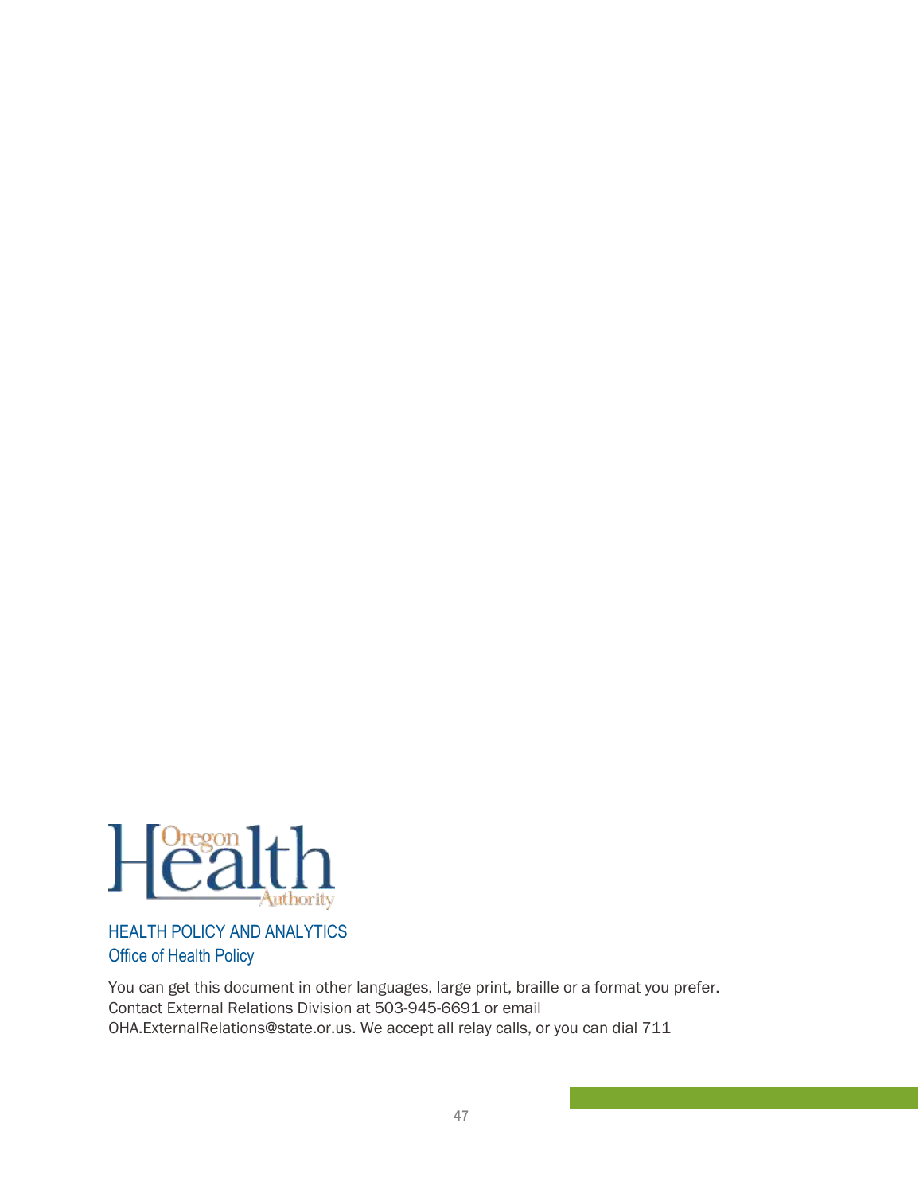Oregon Health Authority

HEALTH POLICY AND ANALYTICS
Office of Health Policy

You can get this document in other languages, large print, braille or a format you prefer. Contact External Relations Division at 503-945-6691 or email OHA.ExternalRelations@state.or.us. We accept all relay calls, or you can dial 711